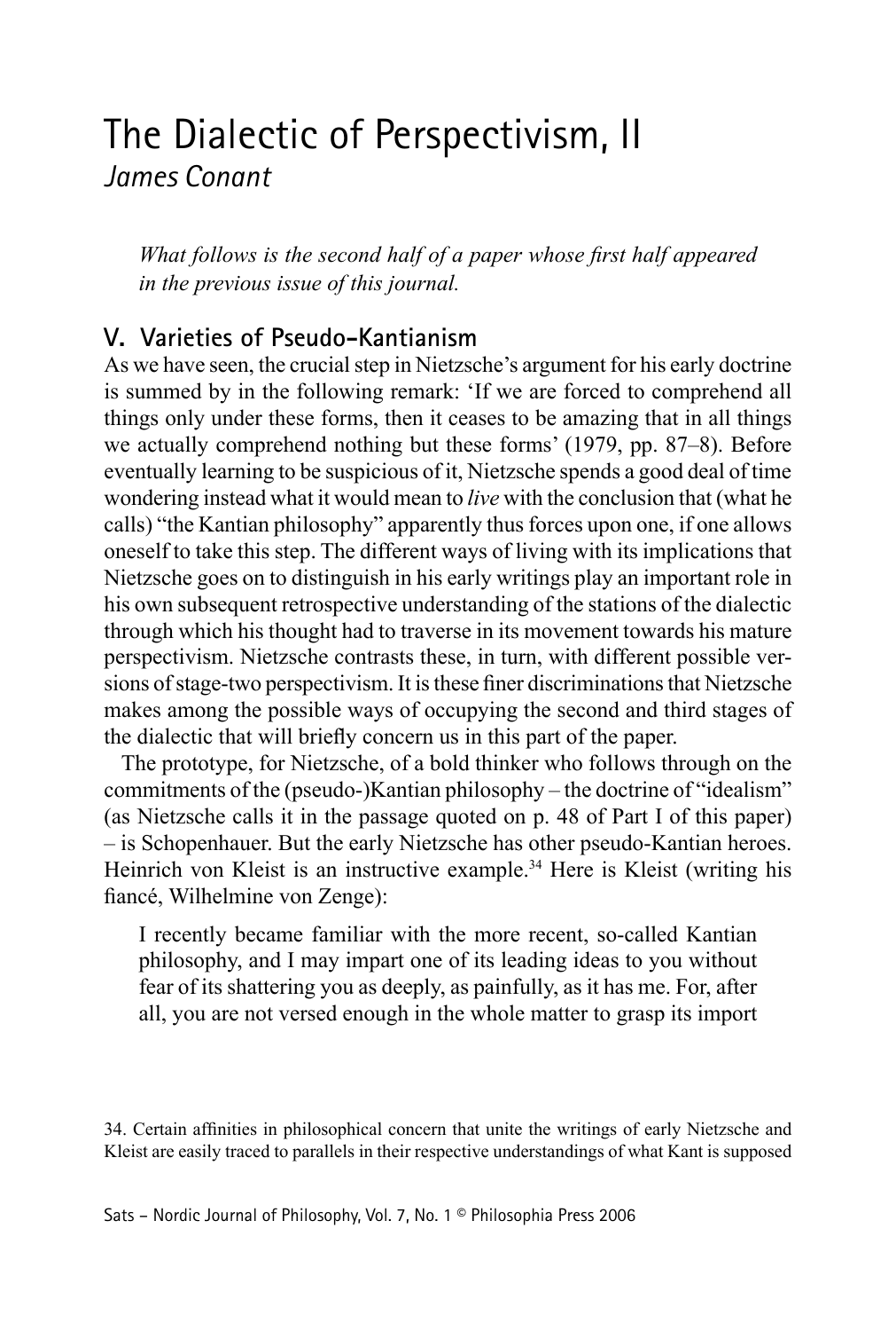# The Dialectic of Perspectivism, II

*James Conant*

*What follows is the second half of a paper whose first half appeared in the previous issue of this journal.*

## V. Varieties of Pseudo-Kantianism

As we have seen, the crucial step in Nietzsche's argument for his early doctrine is summed by in the following remark: 'If we are forced to comprehend all things only under these forms, then it ceases to be amazing that in all things we actually comprehend nothing but these forms' (1979, pp. 87–8). Before eventually learning to be suspicious of it, Nietzsche spends a good deal of time wondering instead what it would mean to *live* with the conclusion that (what he calls) "the Kantian philosophy" apparently thus forces upon one, if one allows oneself to take this step. The different ways of living with its implications that Nietzsche goes on to distinguish in his early writings play an important role in his own subsequent retrospective understanding of the stations of the dialectic through which his thought had to traverse in its movement towards his mature perspectivism. Nietzsche contrasts these, in turn, with different possible versions of stage-two perspectivism. It is these finer discriminations that Nietzsche makes among the possible ways of occupying the second and third stages of the dialectic that will briefly concern us in this part of the paper.

The prototype, for Nietzsche, of a bold thinker who follows through on the commitments of the (pseudo-)Kantian philosophy – the doctrine of "idealism" (as Nietzsche calls it in the passage quoted on p. 48 of Part I of this paper) – is Schopenhauer. But the early Nietzsche has other pseudo-Kantian heroes. Heinrich von Kleist is an instructive example.[34] Here is Kleist (writing his fiancé, Wilhelmine von Zenge):

> I recently became familiar with the more recent, so-called Kantian philosophy, and I may impart one of its leading ideas to you without fear of its shattering you as deeply, as painfully, as it has me. For, after all, you are not versed enough in the whole matter to grasp its import

34. Certain affinities in philosophical concern that unite the writings of early Nietzsche and Kleist are easily traced to parallels in their respective understandings of what Kant is supposed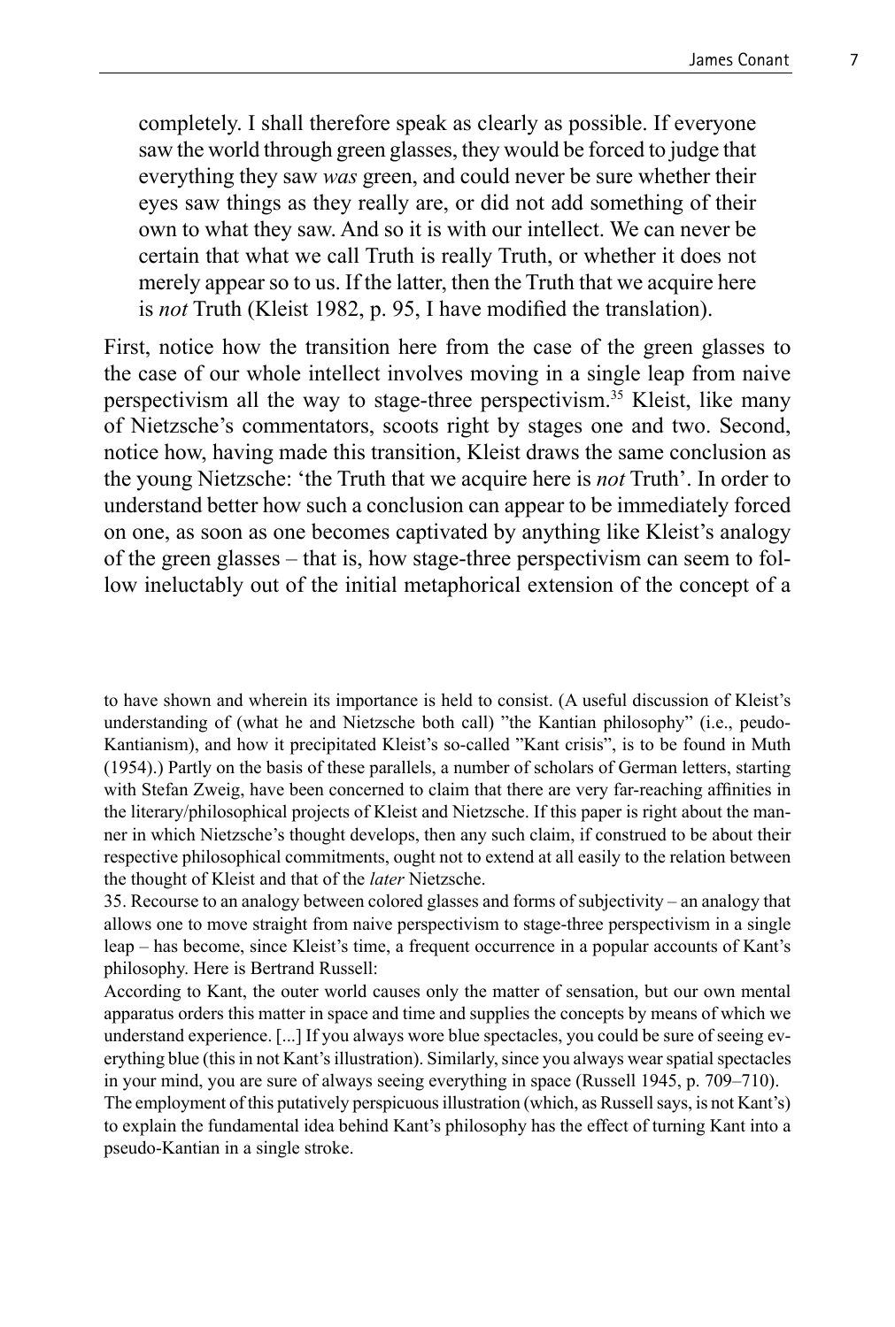completely. I shall therefore speak as clearly as possible. If everyone saw the world through green glasses, they would be forced to judge that everything they saw *was* green, and could never be sure whether their eyes saw things as they really are, or did not add something of their own to what they saw. And so it is with our intellect. We can never be certain that what we call Truth is really Truth, or whether it does not merely appear so to us. If the latter, then the Truth that we acquire here is *not* Truth (Kleist 1982, p. 95, I have modified the translation).

First, notice how the transition here from the case of the green glasses to the case of our whole intellect involves moving in a single leap from naive perspectivism all the way to stage-three perspectivism.[35] Kleist, like many of Nietzsche's commentators, scoots right by stages one and two. Second, notice how, having made this transition, Kleist draws the same conclusion as the young Nietzsche: 'the Truth that we acquire here is *not* Truth'. In order to understand better how such a conclusion can appear to be immediately forced on one, as soon as one becomes captivated by anything like Kleist's analogy of the green glasses – that is, how stage-three perspectivism can seem to follow ineluctably out of the initial metaphorical extension of the concept of a

to have shown and wherein its importance is held to consist. (A useful discussion of Kleist's understanding of (what he and Nietzsche both call) "the Kantian philosophy" (i.e., peudo-Kantianism), and how it precipitated Kleist's so-called "Kant crisis", is to be found in Muth (1954).) Partly on the basis of these parallels, a number of scholars of German letters, starting with Stefan Zweig, have been concerned to claim that there are very far-reaching affinities in the literary/philosophical projects of Kleist and Nietzsche. If this paper is right about the manner in which Nietzsche's thought develops, then any such claim, if construed to be about their respective philosophical commitments, ought not to extend at all easily to the relation between the thought of Kleist and that of the *later* Nietzsche.

35. Recourse to an analogy between colored glasses and forms of subjectivity – an analogy that allows one to move straight from naive perspectivism to stage-three perspectivism in a single leap – has become, since Kleist's time, a frequent occurrence in a popular accounts of Kant's philosophy. Here is Bertrand Russell:

According to Kant, the outer world causes only the matter of sensation, but our own mental apparatus orders this matter in space and time and supplies the concepts by means of which we understand experience. [...] If you always wore blue spectacles, you could be sure of seeing everything blue (this in not Kant's illustration). Similarly, since you always wear spatial spectacles in your mind, you are sure of always seeing everything in space (Russell 1945, p. 709–710).

The employment of this putatively perspicuous illustration (which, as Russell says, is not Kant's) to explain the fundamental idea behind Kant's philosophy has the effect of turning Kant into a pseudo-Kantian in a single stroke.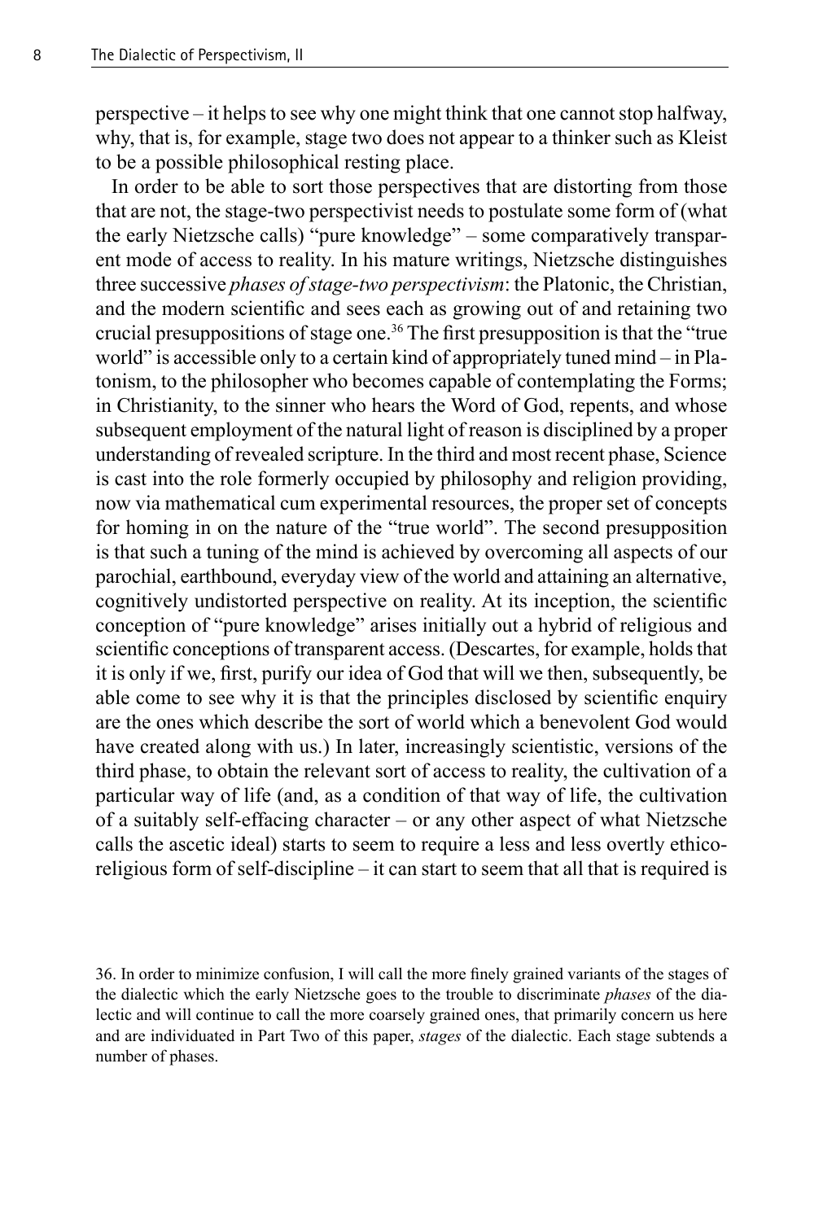perspective – it helps to see why one might think that one cannot stop halfway, why, that is, for example, stage two does not appear to a thinker such as Kleist to be a possible philosophical resting place.

In order to be able to sort those perspectives that are distorting from those that are not, the stage-two perspectivist needs to postulate some form of (what the early Nietzsche calls) "pure knowledge" – some comparatively transparent mode of access to reality. In his mature writings, Nietzsche distinguishes three successive *phases of stage-two perspectivism*: the Platonic, the Christian, and the modern scientific and sees each as growing out of and retaining two crucial presuppositions of stage one.[36] The first presupposition is that the "true world" is accessible only to a certain kind of appropriately tuned mind – in Platonism, to the philosopher who becomes capable of contemplating the Forms; in Christianity, to the sinner who hears the Word of God, repents, and whose subsequent employment of the natural light of reason is disciplined by a proper understanding of revealed scripture. In the third and most recent phase, Science is cast into the role formerly occupied by philosophy and religion providing, now via mathematical cum experimental resources, the proper set of concepts for homing in on the nature of the "true world". The second presupposition is that such a tuning of the mind is achieved by overcoming all aspects of our parochial, earthbound, everyday view of the world and attaining an alternative, cognitively undistorted perspective on reality. At its inception, the scientific conception of "pure knowledge" arises initially out a hybrid of religious and scientific conceptions of transparent access. (Descartes, for example, holds that it is only if we, first, purify our idea of God that will we then, subsequently, be able come to see why it is that the principles disclosed by scientific enquiry are the ones which describe the sort of world which a benevolent God would have created along with us.) In later, increasingly scientistic, versions of the third phase, to obtain the relevant sort of access to reality, the cultivation of a particular way of life (and, as a condition of that way of life, the cultivation of a suitably self-effacing character – or any other aspect of what Nietzsche calls the ascetic ideal) starts to seem to require a less and less overtly ethico-religious form of self-discipline – it can start to seem that all that is required is

36. In order to minimize confusion, I will call the more finely grained variants of the stages of the dialectic which the early Nietzsche goes to the trouble to discriminate *phases* of the dialectic and will continue to call the more coarsely grained ones, that primarily concern us here and are individuated in Part Two of this paper, *stages* of the dialectic. Each stage subtends a number of phases.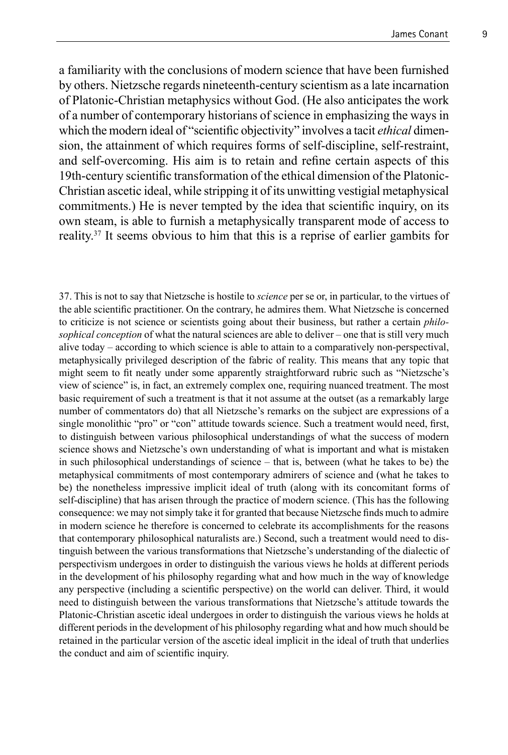a familiarity with the conclusions of modern science that have been furnished by others. Nietzsche regards nineteenth-century scientism as a late incarnation of Platonic-Christian metaphysics without God. (He also anticipates the work of a number of contemporary historians of science in emphasizing the ways in which the modern ideal of "scientific objectivity" involves a tacit *ethical* dimension, the attainment of which requires forms of self-discipline, self-restraint, and self-overcoming. His aim is to retain and refine certain aspects of this 19th-century scientific transformation of the ethical dimension of the Platonic-Christian ascetic ideal, while stripping it of its unwitting vestigial metaphysical commitments.) He is never tempted by the idea that scientific inquiry, on its own steam, is able to furnish a metaphysically transparent mode of access to reality.[37] It seems obvious to him that this is a reprise of earlier gambits for

37. This is not to say that Nietzsche is hostile to *science* per se or, in particular, to the virtues of the able scientific practitioner. On the contrary, he admires them. What Nietzsche is concerned to criticize is not science or scientists going about their business, but rather a certain *philosophical conception* of what the natural sciences are able to deliver – one that is still very much alive today – according to which science is able to attain to a comparatively non-perspectival, metaphysically privileged description of the fabric of reality. This means that any topic that might seem to fit neatly under some apparently straightforward rubric such as "Nietzsche's view of science" is, in fact, an extremely complex one, requiring nuanced treatment. The most basic requirement of such a treatment is that it not assume at the outset (as a remarkably large number of commentators do) that all Nietzsche's remarks on the subject are expressions of a single monolithic "pro" or "con" attitude towards science. Such a treatment would need, first, to distinguish between various philosophical understandings of what the success of modern science shows and Nietzsche's own understanding of what is important and what is mistaken in such philosophical understandings of science – that is, between (what he takes to be) the metaphysical commitments of most contemporary admirers of science and (what he takes to be) the nonetheless impressive implicit ideal of truth (along with its concomitant forms of self-discipline) that has arisen through the practice of modern science. (This has the following consequence: we may not simply take it for granted that because Nietzsche finds much to admire in modern science he therefore is concerned to celebrate its accomplishments for the reasons that contemporary philosophical naturalists are.) Second, such a treatment would need to distinguish between the various transformations that Nietzsche's understanding of the dialectic of perspectivism undergoes in order to distinguish the various views he holds at different periods in the development of his philosophy regarding what and how much in the way of knowledge any perspective (including a scientific perspective) on the world can deliver. Third, it would need to distinguish between the various transformations that Nietzsche's attitude towards the Platonic-Christian ascetic ideal undergoes in order to distinguish the various views he holds at different periods in the development of his philosophy regarding what and how much should be retained in the particular version of the ascetic ideal implicit in the ideal of truth that underlies the conduct and aim of scientific inquiry.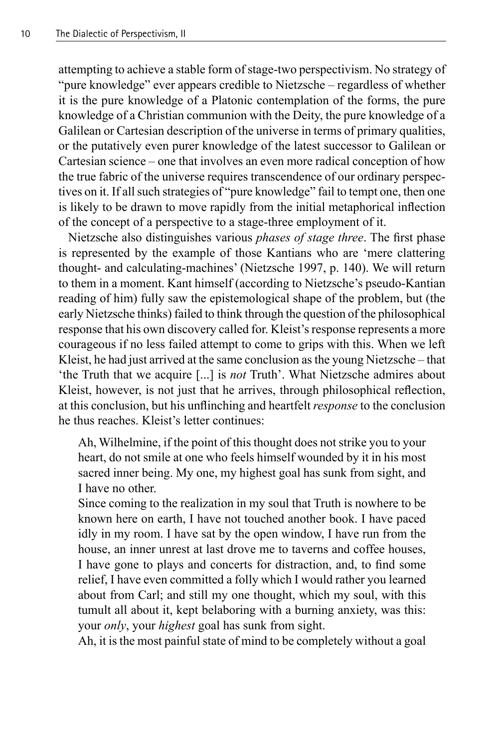attempting to achieve a stable form of stage-two perspectivism. No strategy of "pure knowledge" ever appears credible to Nietzsche – regardless of whether it is the pure knowledge of a Platonic contemplation of the forms, the pure knowledge of a Christian communion with the Deity, the pure knowledge of a Galilean or Cartesian description of the universe in terms of primary qualities, or the putatively even purer knowledge of the latest successor to Galilean or Cartesian science – one that involves an even more radical conception of how the true fabric of the universe requires transcendence of our ordinary perspectives on it. If all such strategies of "pure knowledge" fail to tempt one, then one is likely to be drawn to move rapidly from the initial metaphorical inflection of the concept of a perspective to a stage-three employment of it.

Nietzsche also distinguishes various *phases of stage three*. The first phase is represented by the example of those Kantians who are 'mere clattering thought- and calculating-machines' (Nietzsche 1997, p. 140). We will return to them in a moment. Kant himself (according to Nietzsche's pseudo-Kantian reading of him) fully saw the epistemological shape of the problem, but (the early Nietzsche thinks) failed to think through the question of the philosophical response that his own discovery called for. Kleist's response represents a more courageous if no less failed attempt to come to grips with this. When we left Kleist, he had just arrived at the same conclusion as the young Nietzsche – that 'the Truth that we acquire [...] is *not* Truth'. What Nietzsche admires about Kleist, however, is not just that he arrives, through philosophical reflection, at this conclusion, but his unflinching and heartfelt *response* to the conclusion he thus reaches. Kleist's letter continues:

> Ah, Wilhelmine, if the point of this thought does not strike you to your heart, do not smile at one who feels himself wounded by it in his most sacred inner being. My one, my highest goal has sunk from sight, and I have no other.
>
> Since coming to the realization in my soul that Truth is nowhere to be known here on earth, I have not touched another book. I have paced idly in my room. I have sat by the open window, I have run from the house, an inner unrest at last drove me to taverns and coffee houses, I have gone to plays and concerts for distraction, and, to find some relief, I have even committed a folly which I would rather you learned about from Carl; and still my one thought, which my soul, with this tumult all about it, kept belaboring with a burning anxiety, was this: your *only*, your *highest* goal has sunk from sight.
>
> Ah, it is the most painful state of mind to be completely without a goal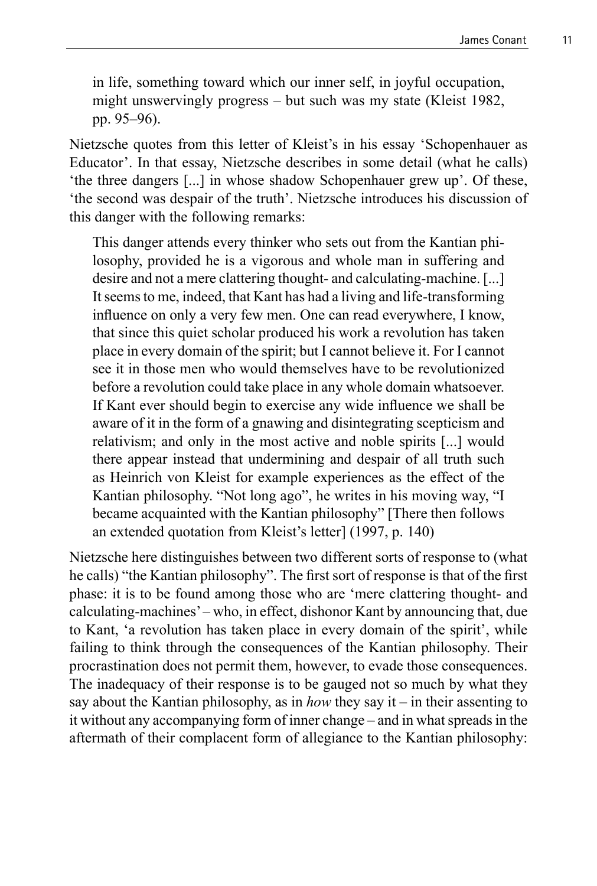> in life, something toward which our inner self, in joyful occupation, might unswervingly progress – but such was my state (Kleist 1982, pp. 95–96).

Nietzsche quotes from this letter of Kleist's in his essay 'Schopenhauer as Educator'. In that essay, Nietzsche describes in some detail (what he calls) 'the three dangers [...] in whose shadow Schopenhauer grew up'. Of these, 'the second was despair of the truth'. Nietzsche introduces his discussion of this danger with the following remarks:

> This danger attends every thinker who sets out from the Kantian philosophy, provided he is a vigorous and whole man in suffering and desire and not a mere clattering thought- and calculating-machine. [...] It seems to me, indeed, that Kant has had a living and life-transforming influence on only a very few men. One can read everywhere, I know, that since this quiet scholar produced his work a revolution has taken place in every domain of the spirit; but I cannot believe it. For I cannot see it in those men who would themselves have to be revolutionized before a revolution could take place in any whole domain whatsoever. If Kant ever should begin to exercise any wide influence we shall be aware of it in the form of a gnawing and disintegrating scepticism and relativism; and only in the most active and noble spirits [...] would there appear instead that undermining and despair of all truth such as Heinrich von Kleist for example experiences as the effect of the Kantian philosophy. "Not long ago", he writes in his moving way, "I became acquainted with the Kantian philosophy" [There then follows an extended quotation from Kleist's letter] (1997, p. 140)

Nietzsche here distinguishes between two different sorts of response to (what he calls) "the Kantian philosophy". The first sort of response is that of the first phase: it is to be found among those who are 'mere clattering thought- and calculating-machines' – who, in effect, dishonor Kant by announcing that, due to Kant, 'a revolution has taken place in every domain of the spirit', while failing to think through the consequences of the Kantian philosophy. Their procrastination does not permit them, however, to evade those consequences. The inadequacy of their response is to be gauged not so much by what they say about the Kantian philosophy, as in *how* they say it – in their assenting to it without any accompanying form of inner change – and in what spreads in the aftermath of their complacent form of allegiance to the Kantian philosophy: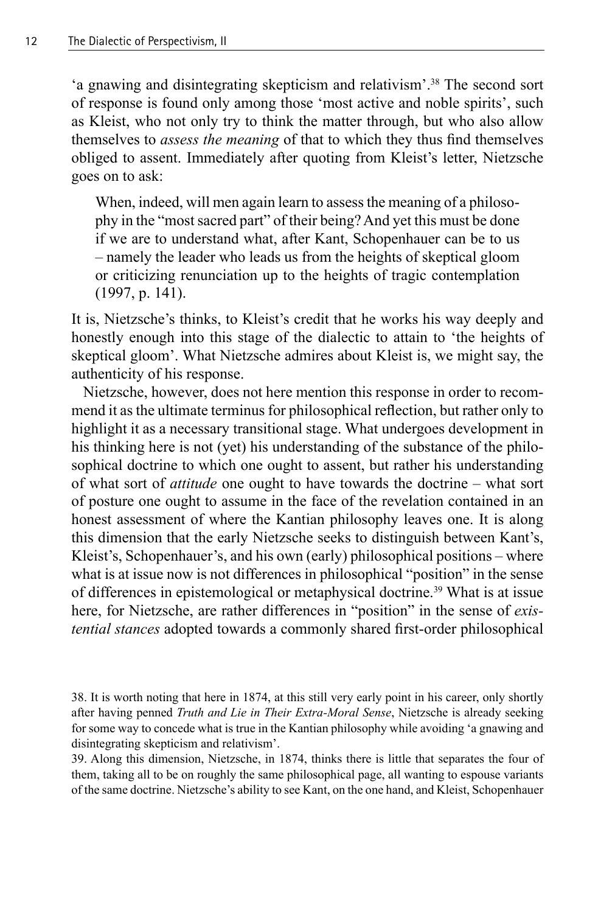'a gnawing and disintegrating skepticism and relativism'.[38] The second sort of response is found only among those 'most active and noble spirits', such as Kleist, who not only try to think the matter through, but who also allow themselves to *assess the meaning* of that to which they thus find themselves obliged to assent. Immediately after quoting from Kleist's letter, Nietzsche goes on to ask:

> When, indeed, will men again learn to assess the meaning of a philosophy in the "most sacred part" of their being? And yet this must be done if we are to understand what, after Kant, Schopenhauer can be to us – namely the leader who leads us from the heights of skeptical gloom or criticizing renunciation up to the heights of tragic contemplation (1997, p. 141).

It is, Nietzsche's thinks, to Kleist's credit that he works his way deeply and honestly enough into this stage of the dialectic to attain to 'the heights of skeptical gloom'. What Nietzsche admires about Kleist is, we might say, the authenticity of his response.

Nietzsche, however, does not here mention this response in order to recommend it as the ultimate terminus for philosophical reflection, but rather only to highlight it as a necessary transitional stage. What undergoes development in his thinking here is not (yet) his understanding of the substance of the philosophical doctrine to which one ought to assent, but rather his understanding of what sort of *attitude* one ought to have towards the doctrine – what sort of posture one ought to assume in the face of the revelation contained in an honest assessment of where the Kantian philosophy leaves one. It is along this dimension that the early Nietzsche seeks to distinguish between Kant's, Kleist's, Schopenhauer's, and his own (early) philosophical positions – where what is at issue now is not differences in philosophical "position" in the sense of differences in epistemological or metaphysical doctrine.[39] What is at issue here, for Nietzsche, are rather differences in "position" in the sense of *existential stances* adopted towards a commonly shared first-order philosophical

38. It is worth noting that here in 1874, at this still very early point in his career, only shortly after having penned *Truth and Lie in Their Extra-Moral Sense*, Nietzsche is already seeking for some way to concede what is true in the Kantian philosophy while avoiding 'a gnawing and disintegrating skepticism and relativism'.

39. Along this dimension, Nietzsche, in 1874, thinks there is little that separates the four of them, taking all to be on roughly the same philosophical page, all wanting to espouse variants of the same doctrine. Nietzsche's ability to see Kant, on the one hand, and Kleist, Schopenhauer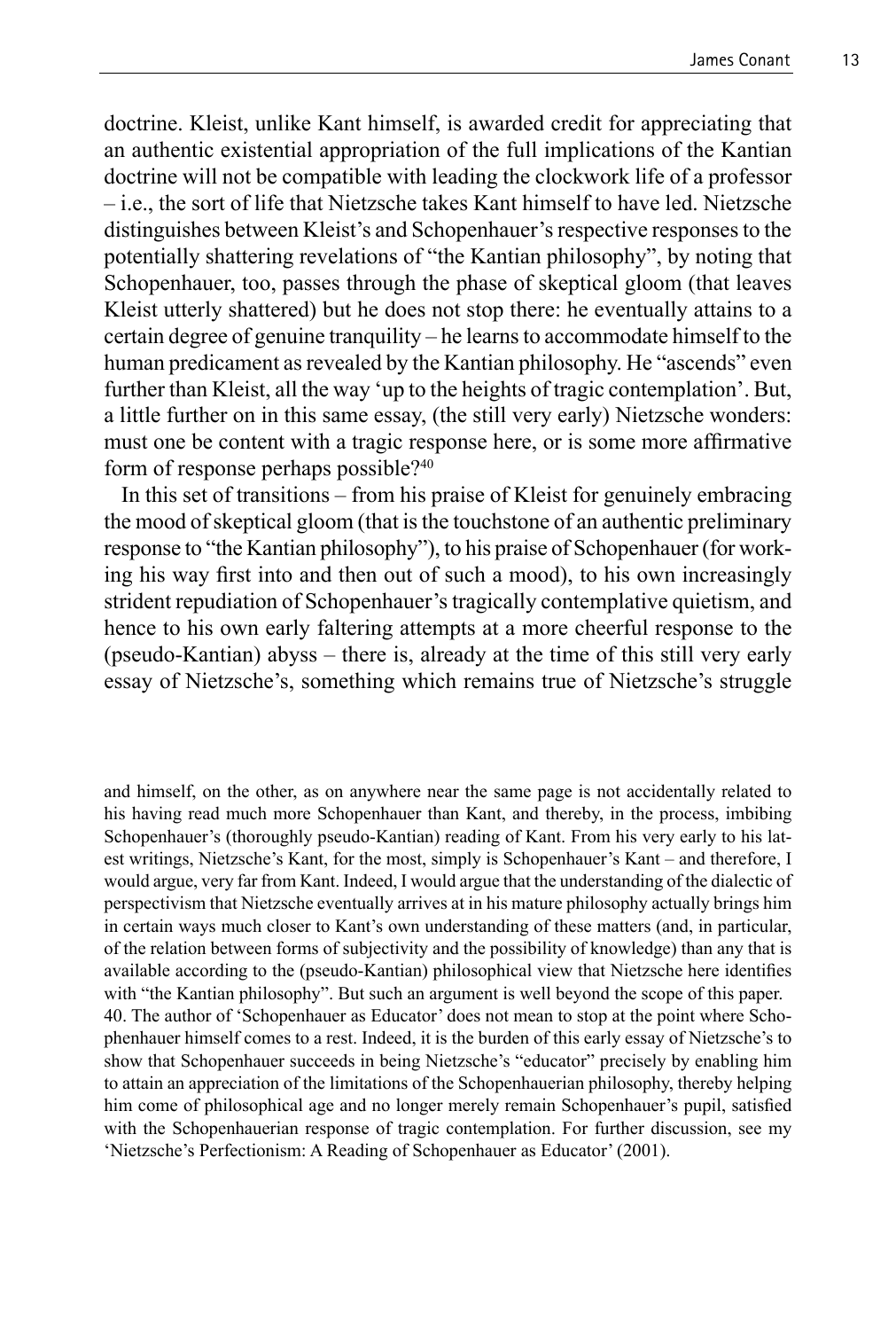doctrine. Kleist, unlike Kant himself, is awarded credit for appreciating that an authentic existential appropriation of the full implications of the Kantian doctrine will not be compatible with leading the clockwork life of a professor – i.e., the sort of life that Nietzsche takes Kant himself to have led. Nietzsche distinguishes between Kleist's and Schopenhauer's respective responses to the potentially shattering revelations of "the Kantian philosophy", by noting that Schopenhauer, too, passes through the phase of skeptical gloom (that leaves Kleist utterly shattered) but he does not stop there: he eventually attains to a certain degree of genuine tranquility – he learns to accommodate himself to the human predicament as revealed by the Kantian philosophy. He "ascends" even further than Kleist, all the way 'up to the heights of tragic contemplation'. But, a little further on in this same essay, (the still very early) Nietzsche wonders: must one be content with a tragic response here, or is some more affirmative form of response perhaps possible?[40]

In this set of transitions – from his praise of Kleist for genuinely embracing the mood of skeptical gloom (that is the touchstone of an authentic preliminary response to "the Kantian philosophy"), to his praise of Schopenhauer (for working his way first into and then out of such a mood), to his own increasingly strident repudiation of Schopenhauer's tragically contemplative quietism, and hence to his own early faltering attempts at a more cheerful response to the (pseudo-Kantian) abyss – there is, already at the time of this still very early essay of Nietzsche's, something which remains true of Nietzsche's struggle

and himself, on the other, as on anywhere near the same page is not accidentally related to his having read much more Schopenhauer than Kant, and thereby, in the process, imbibing Schopenhauer's (thoroughly pseudo-Kantian) reading of Kant. From his very early to his latest writings, Nietzsche's Kant, for the most, simply is Schopenhauer's Kant – and therefore, I would argue, very far from Kant. Indeed, I would argue that the understanding of the dialectic of perspectivism that Nietzsche eventually arrives at in his mature philosophy actually brings him in certain ways much closer to Kant's own understanding of these matters (and, in particular, of the relation between forms of subjectivity and the possibility of knowledge) than any that is available according to the (pseudo-Kantian) philosophical view that Nietzsche here identifies with "the Kantian philosophy". But such an argument is well beyond the scope of this paper.

40. The author of 'Schopenhauer as Educator' does not mean to stop at the point where Schopenhauer himself comes to a rest. Indeed, it is the burden of this early essay of Nietzsche's to show that Schopenhauer succeeds in being Nietzsche's "educator" precisely by enabling him to attain an appreciation of the limitations of the Schopenhauerian philosophy, thereby helping him come of philosophical age and no longer merely remain Schopenhauer's pupil, satisfied with the Schopenhauerian response of tragic contemplation. For further discussion, see my 'Nietzsche's Perfectionism: A Reading of Schopenhauer as Educator' (2001).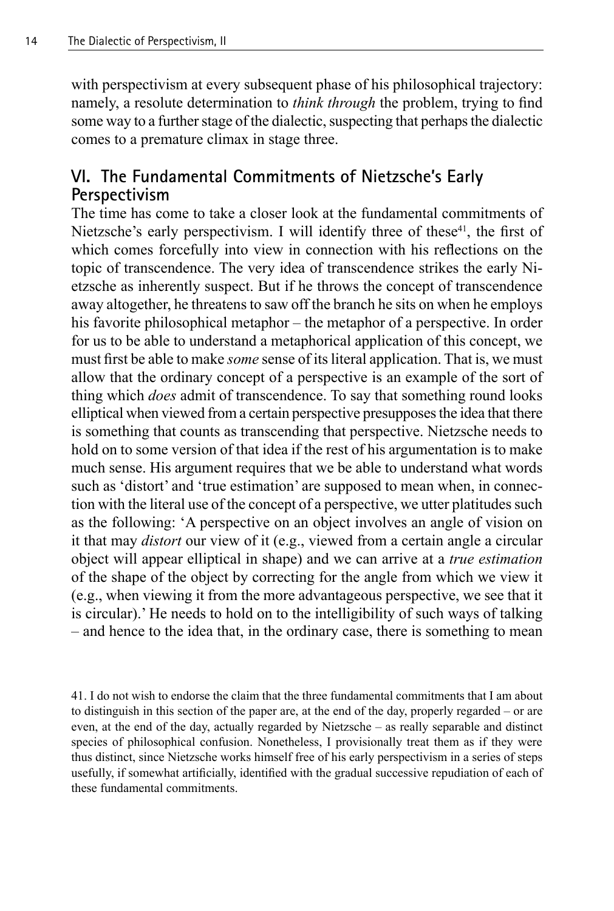with perspectivism at every subsequent phase of his philosophical trajectory: namely, a resolute determination to *think through* the problem, trying to find some way to a further stage of the dialectic, suspecting that perhaps the dialectic comes to a premature climax in stage three.

## VI. The Fundamental Commitments of Nietzsche's Early Perspectivism

The time has come to take a closer look at the fundamental commitments of Nietzsche's early perspectivism. I will identify three of these[41], the first of which comes forcefully into view in connection with his reflections on the topic of transcendence. The very idea of transcendence strikes the early Nietzsche as inherently suspect. But if he throws the concept of transcendence away altogether, he threatens to saw off the branch he sits on when he employs his favorite philosophical metaphor – the metaphor of a perspective. In order for us to be able to understand a metaphorical application of this concept, we must first be able to make *some* sense of its literal application. That is, we must allow that the ordinary concept of a perspective is an example of the sort of thing which *does* admit of transcendence. To say that something round looks elliptical when viewed from a certain perspective presupposes the idea that there is something that counts as transcending that perspective. Nietzsche needs to hold on to some version of that idea if the rest of his argumentation is to make much sense. His argument requires that we be able to understand what words such as 'distort' and 'true estimation' are supposed to mean when, in connection with the literal use of the concept of a perspective, we utter platitudes such as the following: 'A perspective on an object involves an angle of vision on it that may *distort* our view of it (e.g., viewed from a certain angle a circular object will appear elliptical in shape) and we can arrive at a *true estimation* of the shape of the object by correcting for the angle from which we view it (e.g., when viewing it from the more advantageous perspective, we see that it is circular).' He needs to hold on to the intelligibility of such ways of talking – and hence to the idea that, in the ordinary case, there is something to mean

41. I do not wish to endorse the claim that the three fundamental commitments that I am about to distinguish in this section of the paper are, at the end of the day, properly regarded – or are even, at the end of the day, actually regarded by Nietzsche – as really separable and distinct species of philosophical confusion. Nonetheless, I provisionally treat them as if they were thus distinct, since Nietzsche works himself free of his early perspectivism in a series of steps usefully, if somewhat artificially, identified with the gradual successive repudiation of each of these fundamental commitments.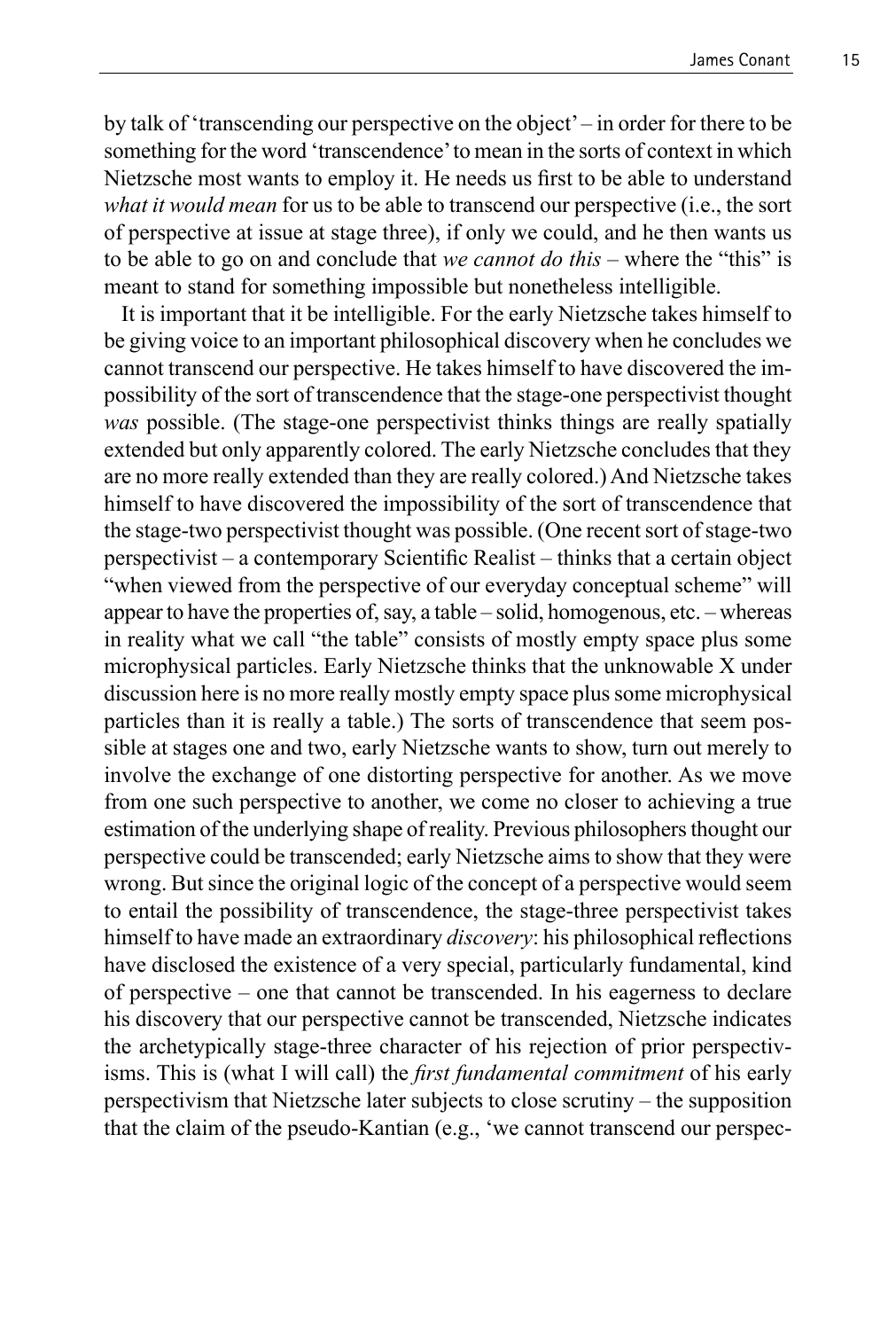by talk of 'transcending our perspective on the object' – in order for there to be something for the word 'transcendence' to mean in the sorts of context in which Nietzsche most wants to employ it. He needs us first to be able to understand *what it would mean* for us to be able to transcend our perspective (i.e., the sort of perspective at issue at stage three), if only we could, and he then wants us to be able to go on and conclude that *we cannot do this* – where the "this" is meant to stand for something impossible but nonetheless intelligible.

It is important that it be intelligible. For the early Nietzsche takes himself to be giving voice to an important philosophical discovery when he concludes we cannot transcend our perspective. He takes himself to have discovered the impossibility of the sort of transcendence that the stage-one perspectivist thought *was* possible. (The stage-one perspectivist thinks things are really spatially extended but only apparently colored. The early Nietzsche concludes that they are no more really extended than they are really colored.) And Nietzsche takes himself to have discovered the impossibility of the sort of transcendence that the stage-two perspectivist thought was possible. (One recent sort of stage-two perspectivist – a contemporary Scientific Realist – thinks that a certain object "when viewed from the perspective of our everyday conceptual scheme" will appear to have the properties of, say, a table – solid, homogenous, etc. – whereas in reality what we call "the table" consists of mostly empty space plus some microphysical particles. Early Nietzsche thinks that the unknowable X under discussion here is no more really mostly empty space plus some microphysical particles than it is really a table.) The sorts of transcendence that seem possible at stages one and two, early Nietzsche wants to show, turn out merely to involve the exchange of one distorting perspective for another. As we move from one such perspective to another, we come no closer to achieving a true estimation of the underlying shape of reality. Previous philosophers thought our perspective could be transcended; early Nietzsche aims to show that they were wrong. But since the original logic of the concept of a perspective would seem to entail the possibility of transcendence, the stage-three perspectivist takes himself to have made an extraordinary *discovery*: his philosophical reflections have disclosed the existence of a very special, particularly fundamental, kind of perspective – one that cannot be transcended. In his eagerness to declare his discovery that our perspective cannot be transcended, Nietzsche indicates the archetypically stage-three character of his rejection of prior perspectivisms. This is (what I will call) the *first fundamental commitment* of his early perspectivism that Nietzsche later subjects to close scrutiny – the supposition that the claim of the pseudo-Kantian (e.g., 'we cannot transcend our perspec-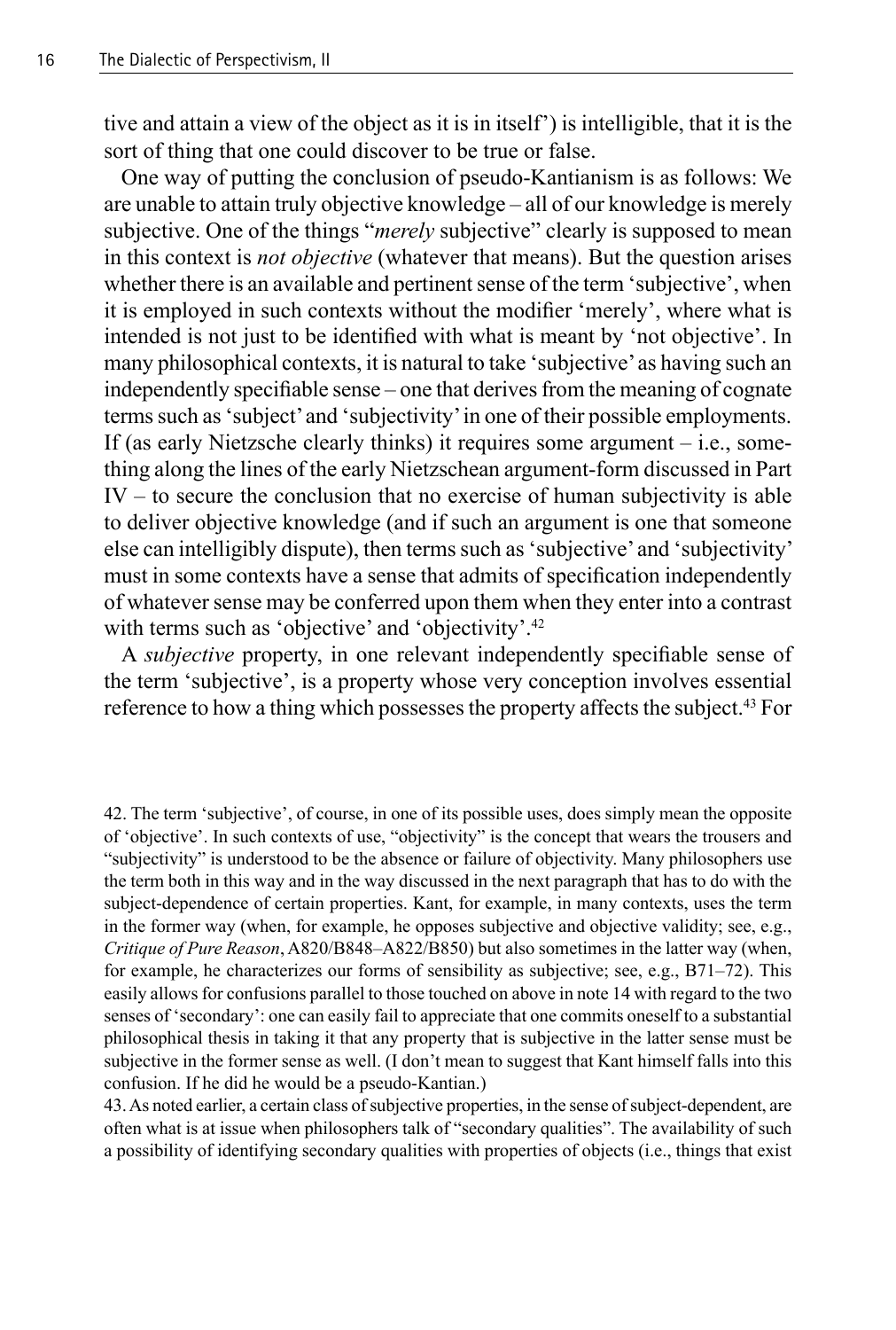tive and attain a view of the object as it is in itself') is intelligible, that it is the sort of thing that one could discover to be true or false.

One way of putting the conclusion of pseudo-Kantianism is as follows: We are unable to attain truly objective knowledge – all of our knowledge is merely subjective. One of the things "*merely* subjective" clearly is supposed to mean in this context is *not objective* (whatever that means). But the question arises whether there is an available and pertinent sense of the term 'subjective', when it is employed in such contexts without the modifier 'merely', where what is intended is not just to be identified with what is meant by 'not objective'. In many philosophical contexts, it is natural to take 'subjective' as having such an independently specifiable sense – one that derives from the meaning of cognate terms such as 'subject' and 'subjectivity' in one of their possible employments. If (as early Nietzsche clearly thinks) it requires some argument – i.e., something along the lines of the early Nietzschean argument-form discussed in Part IV – to secure the conclusion that no exercise of human subjectivity is able to deliver objective knowledge (and if such an argument is one that someone else can intelligibly dispute), then terms such as 'subjective' and 'subjectivity' must in some contexts have a sense that admits of specification independently of whatever sense may be conferred upon them when they enter into a contrast with terms such as 'objective' and 'objectivity'.[42]

A *subjective* property, in one relevant independently specifiable sense of the term 'subjective', is a property whose very conception involves essential reference to how a thing which possesses the property affects the subject.[43] For

42. The term 'subjective', of course, in one of its possible uses, does simply mean the opposite of 'objective'. In such contexts of use, "objectivity" is the concept that wears the trousers and "subjectivity" is understood to be the absence or failure of objectivity. Many philosophers use the term both in this way and in the way discussed in the next paragraph that has to do with the subject-dependence of certain properties. Kant, for example, in many contexts, uses the term in the former way (when, for example, he opposes subjective and objective validity; see, e.g., *Critique of Pure Reason*, A820/B848–A822/B850) but also sometimes in the latter way (when, for example, he characterizes our forms of sensibility as subjective; see, e.g., B71–72). This easily allows for confusions parallel to those touched on above in note 14 with regard to the two senses of 'secondary': one can easily fail to appreciate that one commits oneself to a substantial philosophical thesis in taking it that any property that is subjective in the latter sense must be subjective in the former sense as well. (I don't mean to suggest that Kant himself falls into this confusion. If he did he would be a pseudo-Kantian.)

43. As noted earlier, a certain class of subjective properties, in the sense of subject-dependent, are often what is at issue when philosophers talk of "secondary qualities". The availability of such a possibility of identifying secondary qualities with properties of objects (i.e., things that exist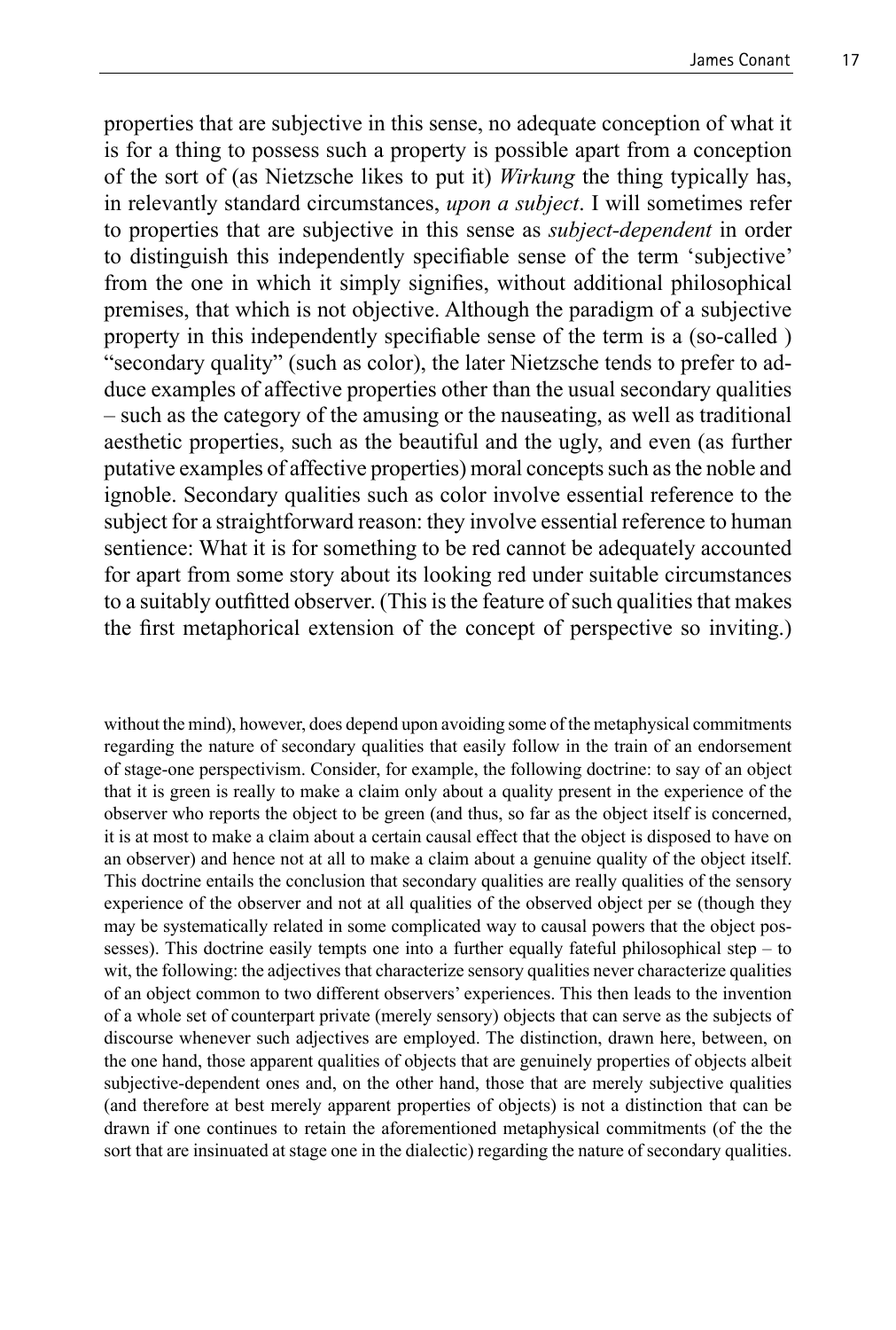properties that are subjective in this sense, no adequate conception of what it is for a thing to possess such a property is possible apart from a conception of the sort of (as Nietzsche likes to put it) *Wirkung* the thing typically has, in relevantly standard circumstances, *upon a subject*. I will sometimes refer to properties that are subjective in this sense as *subject-dependent* in order to distinguish this independently specifiable sense of the term 'subjective' from the one in which it simply signifies, without additional philosophical premises, that which is not objective. Although the paradigm of a subjective property in this independently specifiable sense of the term is a (so-called ) "secondary quality" (such as color), the later Nietzsche tends to prefer to adduce examples of affective properties other than the usual secondary qualities – such as the category of the amusing or the nauseating, as well as traditional aesthetic properties, such as the beautiful and the ugly, and even (as further putative examples of affective properties) moral concepts such as the noble and ignoble. Secondary qualities such as color involve essential reference to the subject for a straightforward reason: they involve essential reference to human sentience: What it is for something to be red cannot be adequately accounted for apart from some story about its looking red under suitable circumstances to a suitably outfitted observer. (This is the feature of such qualities that makes the first metaphorical extension of the concept of perspective so inviting.)

without the mind), however, does depend upon avoiding some of the metaphysical commitments regarding the nature of secondary qualities that easily follow in the train of an endorsement of stage-one perspectivism. Consider, for example, the following doctrine: to say of an object that it is green is really to make a claim only about a quality present in the experience of the observer who reports the object to be green (and thus, so far as the object itself is concerned, it is at most to make a claim about a certain causal effect that the object is disposed to have on an observer) and hence not at all to make a claim about a genuine quality of the object itself. This doctrine entails the conclusion that secondary qualities are really qualities of the sensory experience of the observer and not at all qualities of the observed object per se (though they may be systematically related in some complicated way to causal powers that the object possesses). This doctrine easily tempts one into a further equally fateful philosophical step – to wit, the following: the adjectives that characterize sensory qualities never characterize qualities of an object common to two different observers' experiences. This then leads to the invention of a whole set of counterpart private (merely sensory) objects that can serve as the subjects of discourse whenever such adjectives are employed. The distinction, drawn here, between, on the one hand, those apparent qualities of objects that are genuinely properties of objects albeit subjective-dependent ones and, on the other hand, those that are merely subjective qualities (and therefore at best merely apparent properties of objects) is not a distinction that can be drawn if one continues to retain the aforementioned metaphysical commitments (of the the sort that are insinuated at stage one in the dialectic) regarding the nature of secondary qualities.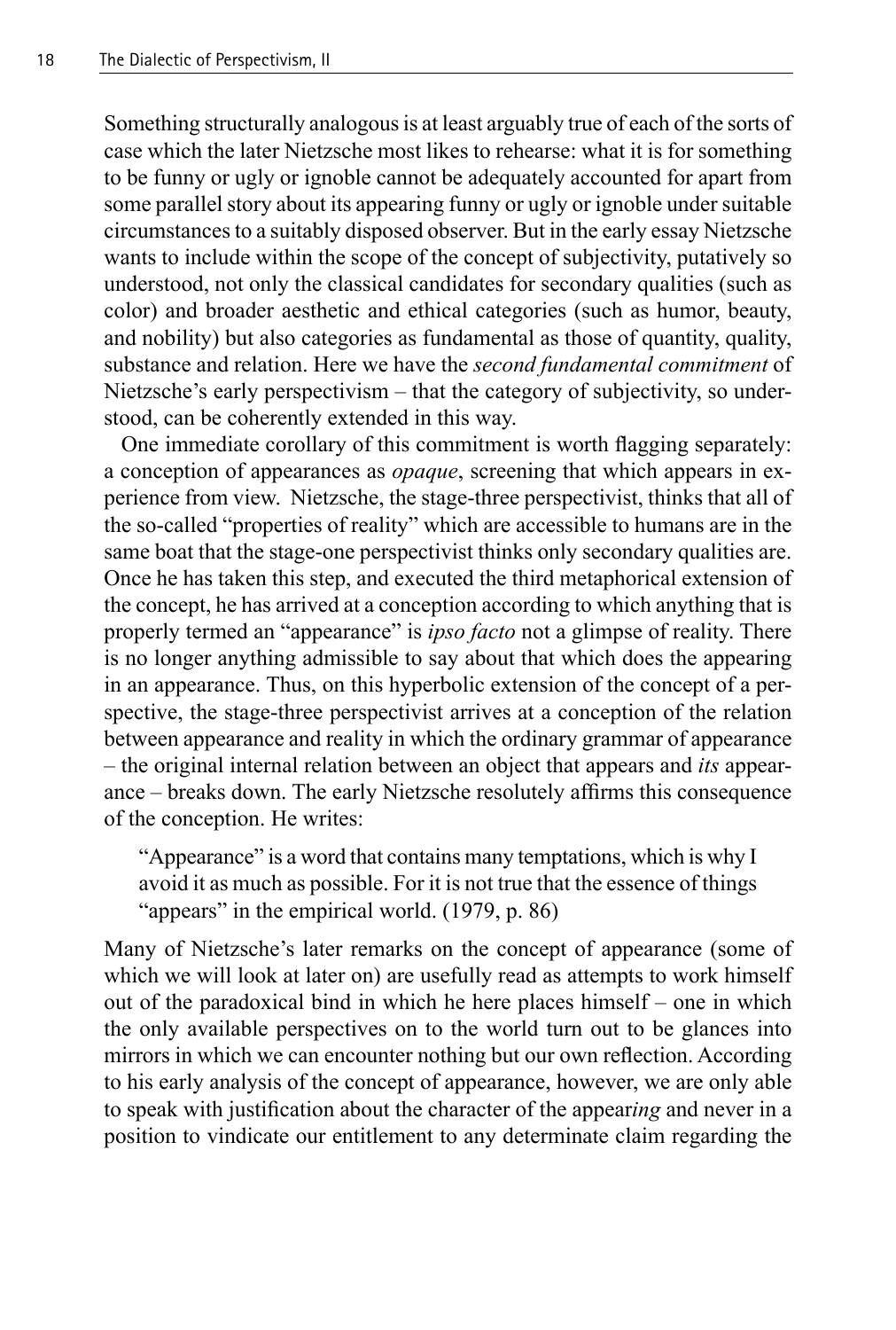Something structurally analogous is at least arguably true of each of the sorts of case which the later Nietzsche most likes to rehearse: what it is for something to be funny or ugly or ignoble cannot be adequately accounted for apart from some parallel story about its appearing funny or ugly or ignoble under suitable circumstances to a suitably disposed observer. But in the early essay Nietzsche wants to include within the scope of the concept of subjectivity, putatively so understood, not only the classical candidates for secondary qualities (such as color) and broader aesthetic and ethical categories (such as humor, beauty, and nobility) but also categories as fundamental as those of quantity, quality, substance and relation. Here we have the *second fundamental commitment* of Nietzsche's early perspectivism – that the category of subjectivity, so understood, can be coherently extended in this way.

One immediate corollary of this commitment is worth flagging separately: a conception of appearances as *opaque*, screening that which appears in experience from view. Nietzsche, the stage-three perspectivist, thinks that all of the so-called "properties of reality" which are accessible to humans are in the same boat that the stage-one perspectivist thinks only secondary qualities are. Once he has taken this step, and executed the third metaphorical extension of the concept, he has arrived at a conception according to which anything that is properly termed an "appearance" is *ipso facto* not a glimpse of reality. There is no longer anything admissible to say about that which does the appearing in an appearance. Thus, on this hyperbolic extension of the concept of a perspective, the stage-three perspectivist arrives at a conception of the relation between appearance and reality in which the ordinary grammar of appearance – the original internal relation between an object that appears and *its* appearance – breaks down. The early Nietzsche resolutely affirms this consequence of the conception. He writes:

> "Appearance" is a word that contains many temptations, which is why I avoid it as much as possible. For it is not true that the essence of things "appears" in the empirical world. (1979, p. 86)

Many of Nietzsche's later remarks on the concept of appearance (some of which we will look at later on) are usefully read as attempts to work himself out of the paradoxical bind in which he here places himself – one in which the only available perspectives on to the world turn out to be glances into mirrors in which we can encounter nothing but our own reflection. According to his early analysis of the concept of appearance, however, we are only able to speak with justification about the character of the appear*ing* and never in a position to vindicate our entitlement to any determinate claim regarding the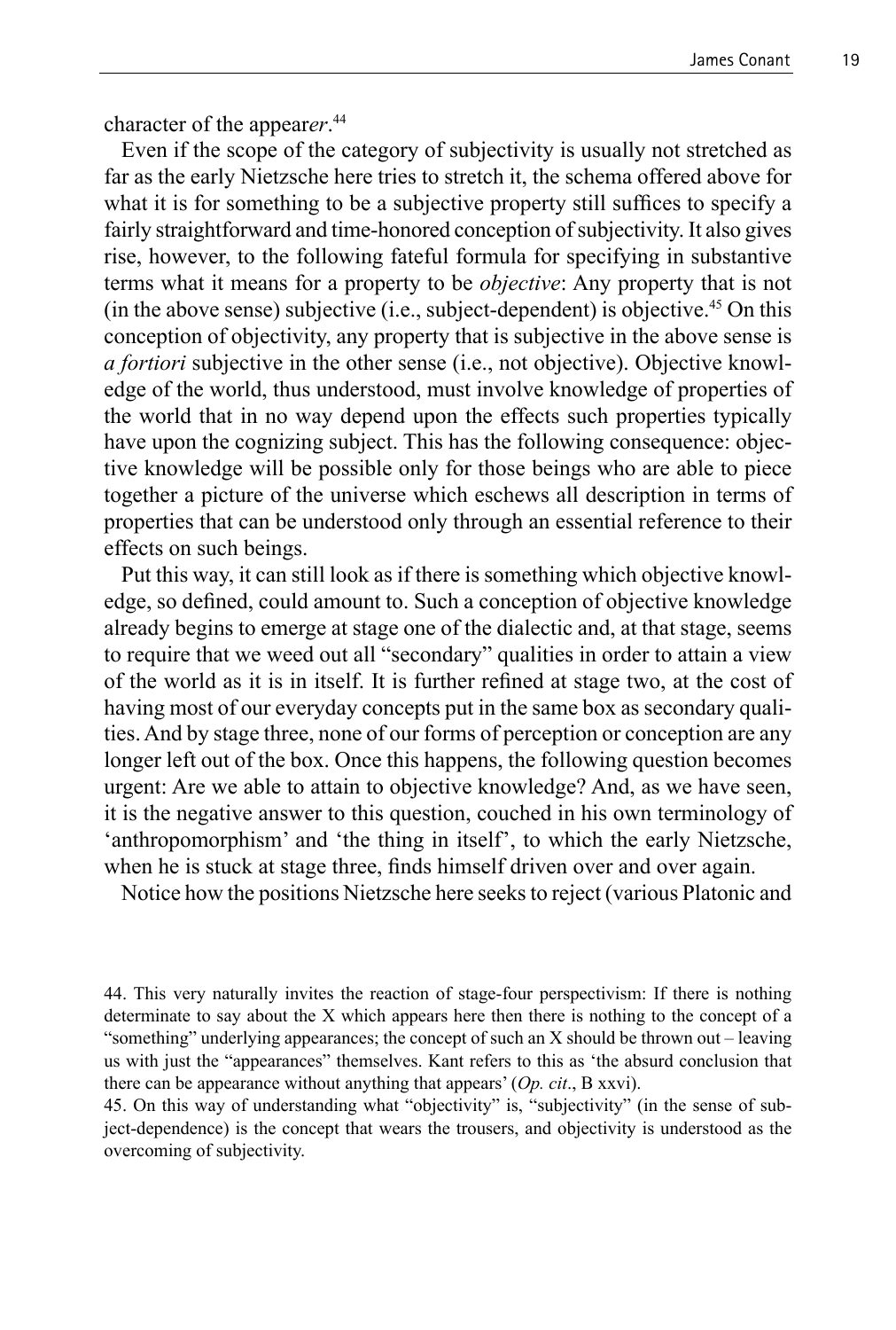character of the appear*er*.[44]

Even if the scope of the category of subjectivity is usually not stretched as far as the early Nietzsche here tries to stretch it, the schema offered above for what it is for something to be a subjective property still suffices to specify a fairly straightforward and time-honored conception of subjectivity. It also gives rise, however, to the following fateful formula for specifying in substantive terms what it means for a property to be *objective*: Any property that is not (in the above sense) subjective (i.e., subject-dependent) is objective.[45] On this conception of objectivity, any property that is subjective in the above sense is *a fortiori* subjective in the other sense (i.e., not objective). Objective knowledge of the world, thus understood, must involve knowledge of properties of the world that in no way depend upon the effects such properties typically have upon the cognizing subject. This has the following consequence: objective knowledge will be possible only for those beings who are able to piece together a picture of the universe which eschews all description in terms of properties that can be understood only through an essential reference to their effects on such beings.

Put this way, it can still look as if there is something which objective knowledge, so defined, could amount to. Such a conception of objective knowledge already begins to emerge at stage one of the dialectic and, at that stage, seems to require that we weed out all "secondary" qualities in order to attain a view of the world as it is in itself. It is further refined at stage two, at the cost of having most of our everyday concepts put in the same box as secondary qualities. And by stage three, none of our forms of perception or conception are any longer left out of the box. Once this happens, the following question becomes urgent: Are we able to attain to objective knowledge? And, as we have seen, it is the negative answer to this question, couched in his own terminology of 'anthropomorphism' and 'the thing in itself', to which the early Nietzsche, when he is stuck at stage three, finds himself driven over and over again.

Notice how the positions Nietzsche here seeks to reject (various Platonic and

---

44. This very naturally invites the reaction of stage-four perspectivism: If there is nothing determinate to say about the X which appears here then there is nothing to the concept of a "something" underlying appearances; the concept of such an X should be thrown out – leaving us with just the "appearances" themselves. Kant refers to this as 'the absurd conclusion that there can be appearance without anything that appears' (*Op. cit*., B xxvi).

45. On this way of understanding what "objectivity" is, "subjectivity" (in the sense of subject-dependence) is the concept that wears the trousers, and objectivity is understood as the overcoming of subjectivity.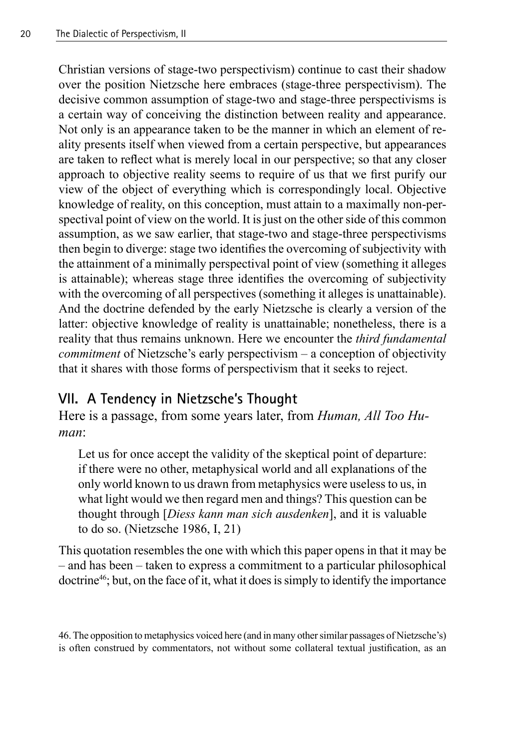Christian versions of stage-two perspectivism) continue to cast their shadow over the position Nietzsche here embraces (stage-three perspectivism). The decisive common assumption of stage-two and stage-three perspectivisms is a certain way of conceiving the distinction between reality and appearance. Not only is an appearance taken to be the manner in which an element of reality presents itself when viewed from a certain perspective, but appearances are taken to reflect what is merely local in our perspective; so that any closer approach to objective reality seems to require of us that we first purify our view of the object of everything which is correspondingly local. Objective knowledge of reality, on this conception, must attain to a maximally non-perspectival point of view on the world. It is just on the other side of this common assumption, as we saw earlier, that stage-two and stage-three perspectivisms then begin to diverge: stage two identifies the overcoming of subjectivity with the attainment of a minimally perspectival point of view (something it alleges is attainable); whereas stage three identifies the overcoming of subjectivity with the overcoming of all perspectives (something it alleges is unattainable). And the doctrine defended by the early Nietzsche is clearly a version of the latter: objective knowledge of reality is unattainable; nonetheless, there is a reality that thus remains unknown. Here we encounter the *third fundamental commitment* of Nietzsche's early perspectivism – a conception of objectivity that it shares with those forms of perspectivism that it seeks to reject.

## VII. A Tendency in Nietzsche's Thought

Here is a passage, from some years later, from *Human, All Too Human*:

> Let us for once accept the validity of the skeptical point of departure: if there were no other, metaphysical world and all explanations of the only world known to us drawn from metaphysics were useless to us, in what light would we then regard men and things? This question can be thought through [*Diess kann man sich ausdenken*], and it is valuable to do so. (Nietzsche 1986, I, 21)

This quotation resembles the one with which this paper opens in that it may be – and has been – taken to express a commitment to a particular philosophical doctrine[46]; but, on the face of it, what it does is simply to identify the importance

46. The opposition to metaphysics voiced here (and in many other similar passages of Nietzsche's) is often construed by commentators, not without some collateral textual justification, as an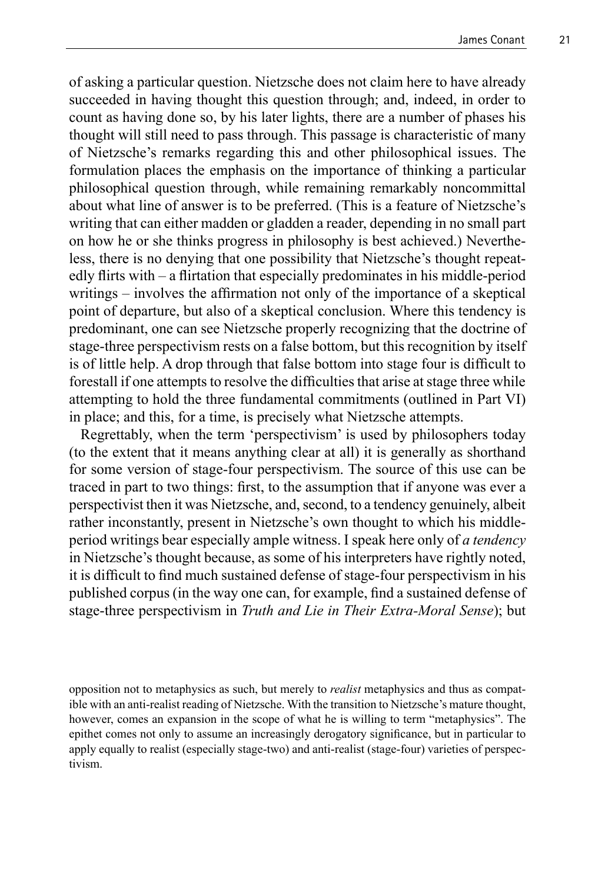of asking a particular question. Nietzsche does not claim here to have already succeeded in having thought this question through; and, indeed, in order to count as having done so, by his later lights, there are a number of phases his thought will still need to pass through. This passage is characteristic of many of Nietzsche's remarks regarding this and other philosophical issues. The formulation places the emphasis on the importance of thinking a particular philosophical question through, while remaining remarkably noncommittal about what line of answer is to be preferred. (This is a feature of Nietzsche's writing that can either madden or gladden a reader, depending in no small part on how he or she thinks progress in philosophy is best achieved.) Nevertheless, there is no denying that one possibility that Nietzsche's thought repeatedly flirts with – a flirtation that especially predominates in his middle-period writings – involves the affirmation not only of the importance of a skeptical point of departure, but also of a skeptical conclusion. Where this tendency is predominant, one can see Nietzsche properly recognizing that the doctrine of stage-three perspectivism rests on a false bottom, but this recognition by itself is of little help. A drop through that false bottom into stage four is difficult to forestall if one attempts to resolve the difficulties that arise at stage three while attempting to hold the three fundamental commitments (outlined in Part VI) in place; and this, for a time, is precisely what Nietzsche attempts.

Regrettably, when the term 'perspectivism' is used by philosophers today (to the extent that it means anything clear at all) it is generally as shorthand for some version of stage-four perspectivism. The source of this use can be traced in part to two things: first, to the assumption that if anyone was ever a perspectivist then it was Nietzsche, and, second, to a tendency genuinely, albeit rather inconstantly, present in Nietzsche's own thought to which his middle-period writings bear especially ample witness. I speak here only of *a tendency* in Nietzsche's thought because, as some of his interpreters have rightly noted, it is difficult to find much sustained defense of stage-four perspectivism in his published corpus (in the way one can, for example, find a sustained defense of stage-three perspectivism in *Truth and Lie in Their Extra-Moral Sense*); but

opposition not to metaphysics as such, but merely to *realist* metaphysics and thus as compatible with an anti-realist reading of Nietzsche. With the transition to Nietzsche's mature thought, however, comes an expansion in the scope of what he is willing to term "metaphysics". The epithet comes not only to assume an increasingly derogatory significance, but in particular to apply equally to realist (especially stage-two) and anti-realist (stage-four) varieties of perspectivism.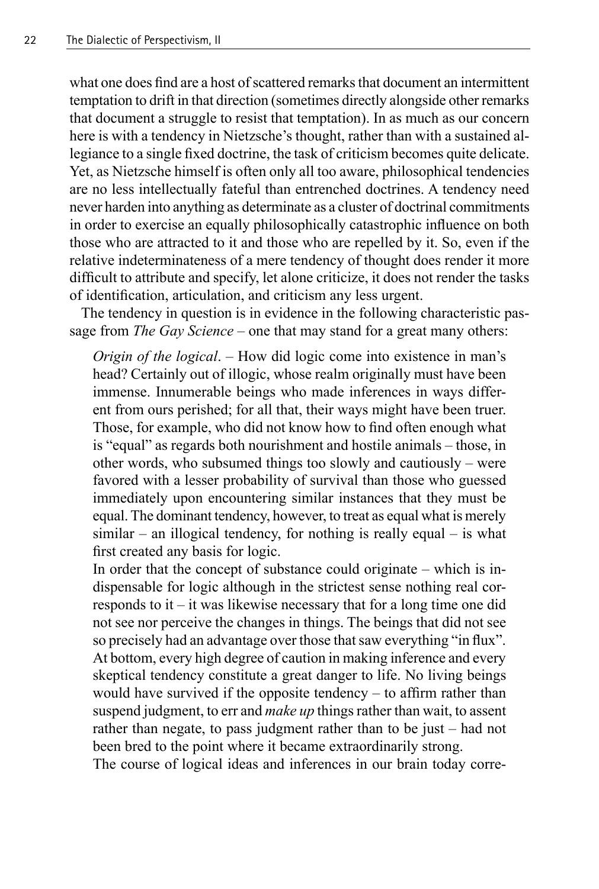what one does find are a host of scattered remarks that document an intermittent temptation to drift in that direction (sometimes directly alongside other remarks that document a struggle to resist that temptation). In as much as our concern here is with a tendency in Nietzsche's thought, rather than with a sustained allegiance to a single fixed doctrine, the task of criticism becomes quite delicate. Yet, as Nietzsche himself is often only all too aware, philosophical tendencies are no less intellectually fateful than entrenched doctrines. A tendency need never harden into anything as determinate as a cluster of doctrinal commitments in order to exercise an equally philosophically catastrophic influence on both those who are attracted to it and those who are repelled by it. So, even if the relative indeterminateness of a mere tendency of thought does render it more difficult to attribute and specify, let alone criticize, it does not render the tasks of identification, articulation, and criticism any less urgent.

The tendency in question is in evidence in the following characteristic passage from *The Gay Science* – one that may stand for a great many others:

> *Origin of the logical*. – How did logic come into existence in man's head? Certainly out of illogic, whose realm originally must have been immense. Innumerable beings who made inferences in ways different from ours perished; for all that, their ways might have been truer. Those, for example, who did not know how to find often enough what is "equal" as regards both nourishment and hostile animals – those, in other words, who subsumed things too slowly and cautiously – were favored with a lesser probability of survival than those who guessed immediately upon encountering similar instances that they must be equal. The dominant tendency, however, to treat as equal what is merely similar – an illogical tendency, for nothing is really equal – is what first created any basis for logic.
>
> In order that the concept of substance could originate – which is indispensable for logic although in the strictest sense nothing real corresponds to it – it was likewise necessary that for a long time one did not see nor perceive the changes in things. The beings that did not see so precisely had an advantage over those that saw everything "in flux". At bottom, every high degree of caution in making inference and every skeptical tendency constitute a great danger to life. No living beings would have survived if the opposite tendency – to affirm rather than suspend judgment, to err and *make up* things rather than wait, to assent rather than negate, to pass judgment rather than to be just – had not been bred to the point where it became extraordinarily strong.
>
> The course of logical ideas and inferences in our brain today corre-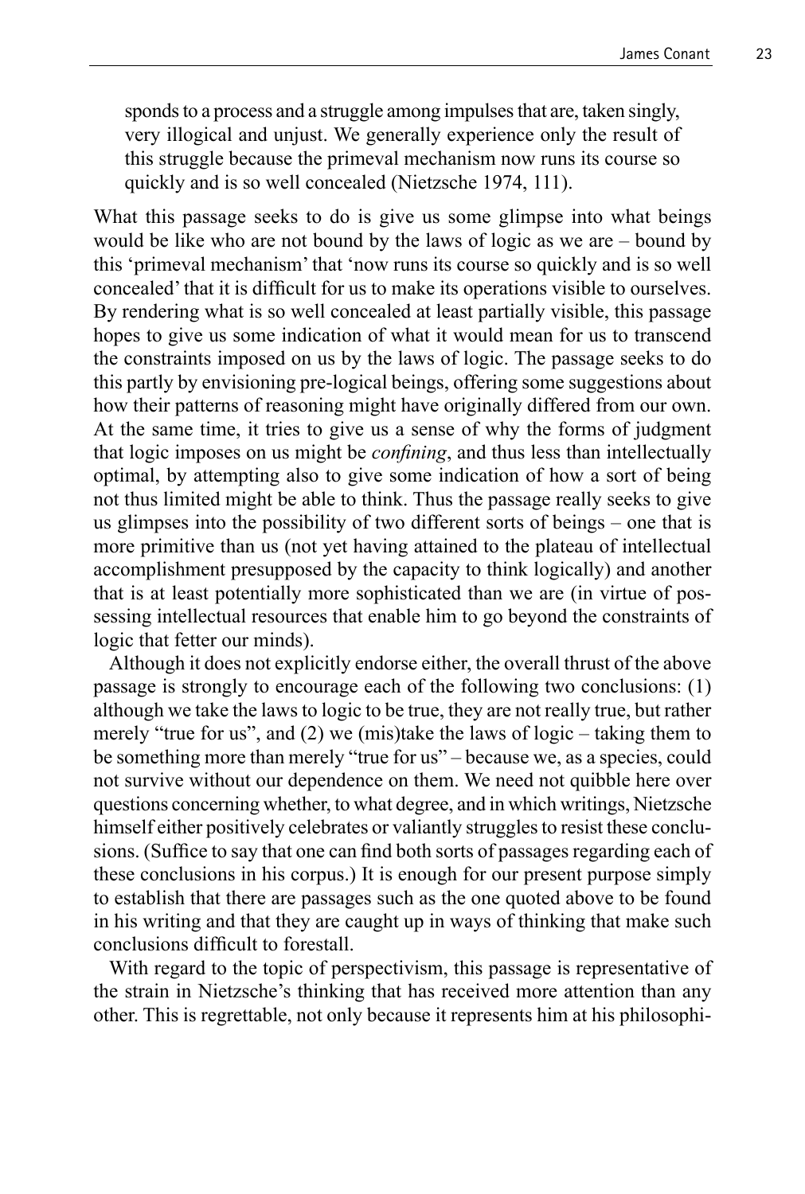sponds to a process and a struggle among impulses that are, taken singly, very illogical and unjust. We generally experience only the result of this struggle because the primeval mechanism now runs its course so quickly and is so well concealed (Nietzsche 1974, 111).

What this passage seeks to do is give us some glimpse into what beings would be like who are not bound by the laws of logic as we are – bound by this 'primeval mechanism' that 'now runs its course so quickly and is so well concealed' that it is difficult for us to make its operations visible to ourselves. By rendering what is so well concealed at least partially visible, this passage hopes to give us some indication of what it would mean for us to transcend the constraints imposed on us by the laws of logic. The passage seeks to do this partly by envisioning pre-logical beings, offering some suggestions about how their patterns of reasoning might have originally differed from our own. At the same time, it tries to give us a sense of why the forms of judgment that logic imposes on us might be *confining*, and thus less than intellectually optimal, by attempting also to give some indication of how a sort of being not thus limited might be able to think. Thus the passage really seeks to give us glimpses into the possibility of two different sorts of beings – one that is more primitive than us (not yet having attained to the plateau of intellectual accomplishment presupposed by the capacity to think logically) and another that is at least potentially more sophisticated than we are (in virtue of possessing intellectual resources that enable him to go beyond the constraints of logic that fetter our minds).

Although it does not explicitly endorse either, the overall thrust of the above passage is strongly to encourage each of the following two conclusions: (1) although we take the laws to logic to be true, they are not really true, but rather merely "true for us", and (2) we (mis)take the laws of logic – taking them to be something more than merely "true for us" – because we, as a species, could not survive without our dependence on them. We need not quibble here over questions concerning whether, to what degree, and in which writings, Nietzsche himself either positively celebrates or valiantly struggles to resist these conclusions. (Suffice to say that one can find both sorts of passages regarding each of these conclusions in his corpus.) It is enough for our present purpose simply to establish that there are passages such as the one quoted above to be found in his writing and that they are caught up in ways of thinking that make such conclusions difficult to forestall.

With regard to the topic of perspectivism, this passage is representative of the strain in Nietzsche's thinking that has received more attention than any other. This is regrettable, not only because it represents him at his philosophi-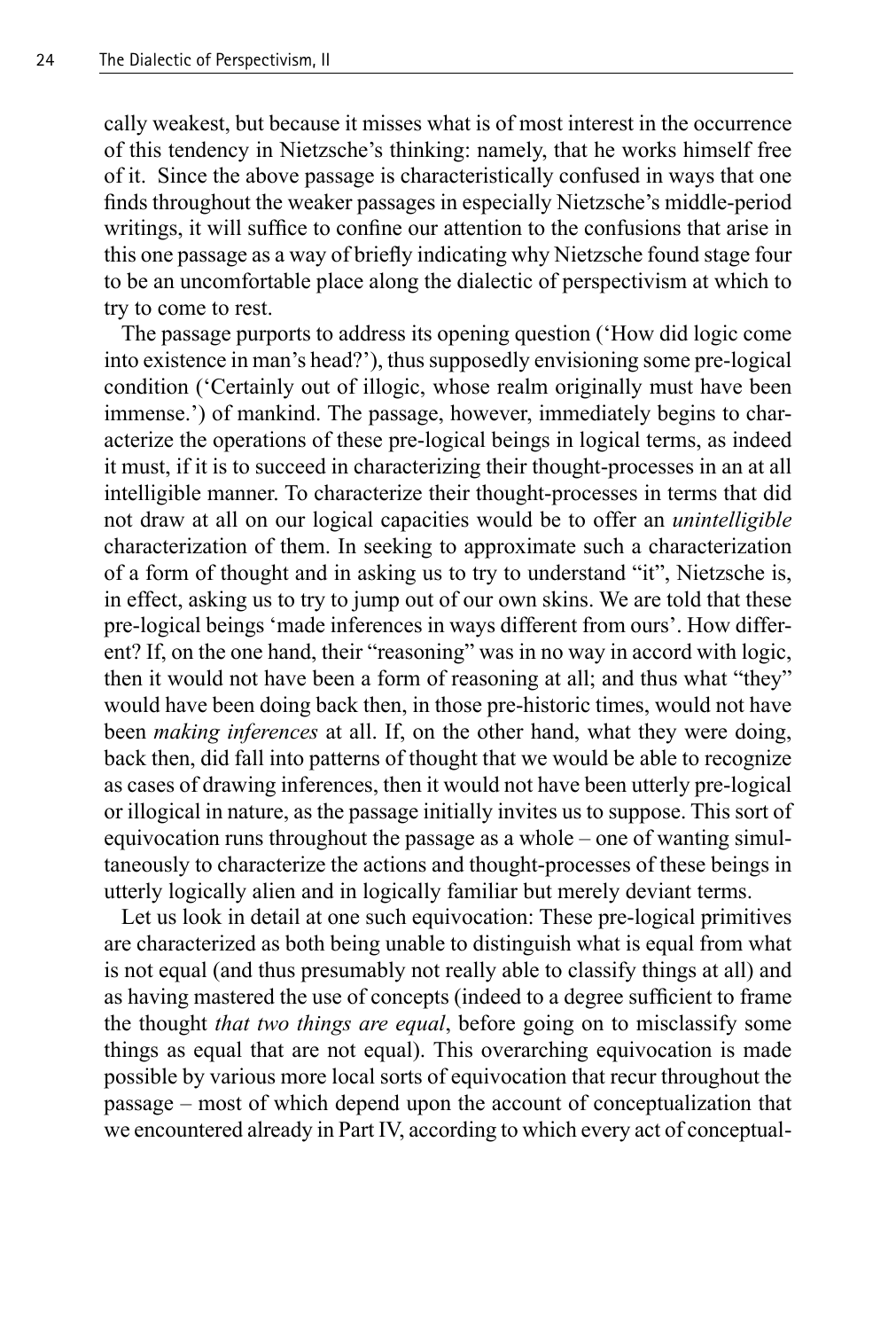cally weakest, but because it misses what is of most interest in the occurrence of this tendency in Nietzsche's thinking: namely, that he works himself free of it. Since the above passage is characteristically confused in ways that one finds throughout the weaker passages in especially Nietzsche's middle-period writings, it will suffice to confine our attention to the confusions that arise in this one passage as a way of briefly indicating why Nietzsche found stage four to be an uncomfortable place along the dialectic of perspectivism at which to try to come to rest.

The passage purports to address its opening question ('How did logic come into existence in man's head?'), thus supposedly envisioning some pre-logical condition ('Certainly out of illogic, whose realm originally must have been immense.') of mankind. The passage, however, immediately begins to characterize the operations of these pre-logical beings in logical terms, as indeed it must, if it is to succeed in characterizing their thought-processes in an at all intelligible manner. To characterize their thought-processes in terms that did not draw at all on our logical capacities would be to offer an *unintelligible* characterization of them. In seeking to approximate such a characterization of a form of thought and in asking us to try to understand "it", Nietzsche is, in effect, asking us to try to jump out of our own skins. We are told that these pre-logical beings 'made inferences in ways different from ours'. How different? If, on the one hand, their "reasoning" was in no way in accord with logic, then it would not have been a form of reasoning at all; and thus what "they" would have been doing back then, in those pre-historic times, would not have been *making inferences* at all. If, on the other hand, what they were doing, back then, did fall into patterns of thought that we would be able to recognize as cases of drawing inferences, then it would not have been utterly pre-logical or illogical in nature, as the passage initially invites us to suppose. This sort of equivocation runs throughout the passage as a whole – one of wanting simultaneously to characterize the actions and thought-processes of these beings in utterly logically alien and in logically familiar but merely deviant terms.

Let us look in detail at one such equivocation: These pre-logical primitives are characterized as both being unable to distinguish what is equal from what is not equal (and thus presumably not really able to classify things at all) and as having mastered the use of concepts (indeed to a degree sufficient to frame the thought *that two things are equal*, before going on to misclassify some things as equal that are not equal). This overarching equivocation is made possible by various more local sorts of equivocation that recur throughout the passage – most of which depend upon the account of conceptualization that we encountered already in Part IV, according to which every act of conceptual-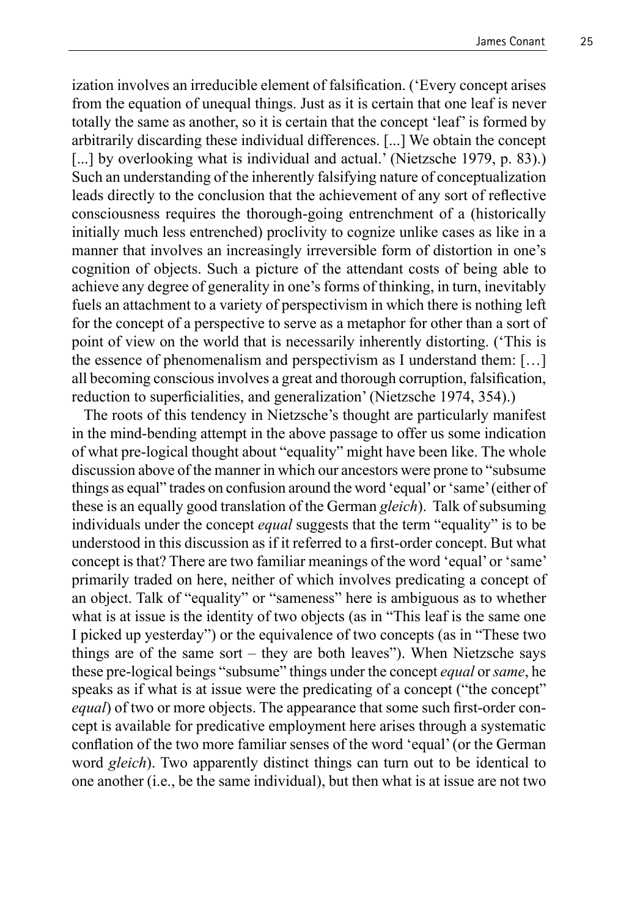ization involves an irreducible element of falsification. ('Every concept arises from the equation of unequal things. Just as it is certain that one leaf is never totally the same as another, so it is certain that the concept 'leaf' is formed by arbitrarily discarding these individual differences. [...] We obtain the concept [...] by overlooking what is individual and actual.' (Nietzsche 1979, p. 83).) Such an understanding of the inherently falsifying nature of conceptualization leads directly to the conclusion that the achievement of any sort of reflective consciousness requires the thorough-going entrenchment of a (historically initially much less entrenched) proclivity to cognize unlike cases as like in a manner that involves an increasingly irreversible form of distortion in one's cognition of objects. Such a picture of the attendant costs of being able to achieve any degree of generality in one's forms of thinking, in turn, inevitably fuels an attachment to a variety of perspectivism in which there is nothing left for the concept of a perspective to serve as a metaphor for other than a sort of point of view on the world that is necessarily inherently distorting. ('This is the essence of phenomenalism and perspectivism as I understand them: […] all becoming conscious involves a great and thorough corruption, falsification, reduction to superficialities, and generalization' (Nietzsche 1974, 354).)

The roots of this tendency in Nietzsche's thought are particularly manifest in the mind-bending attempt in the above passage to offer us some indication of what pre-logical thought about "equality" might have been like. The whole discussion above of the manner in which our ancestors were prone to "subsume things as equal" trades on confusion around the word 'equal' or 'same' (either of these is an equally good translation of the German *gleich*). Talk of subsuming individuals under the concept *equal* suggests that the term "equality" is to be understood in this discussion as if it referred to a first-order concept. But what concept is that? There are two familiar meanings of the word 'equal' or 'same' primarily traded on here, neither of which involves predicating a concept of an object. Talk of "equality" or "sameness" here is ambiguous as to whether what is at issue is the identity of two objects (as in "This leaf is the same one I picked up yesterday") or the equivalence of two concepts (as in "These two things are of the same sort – they are both leaves"). When Nietzsche says these pre-logical beings "subsume" things under the concept *equal* or *same*, he speaks as if what is at issue were the predicating of a concept ("the concept" *equal*) of two or more objects. The appearance that some such first-order concept is available for predicative employment here arises through a systematic conflation of the two more familiar senses of the word 'equal' (or the German word *gleich*). Two apparently distinct things can turn out to be identical to one another (i.e., be the same individual), but then what is at issue are not two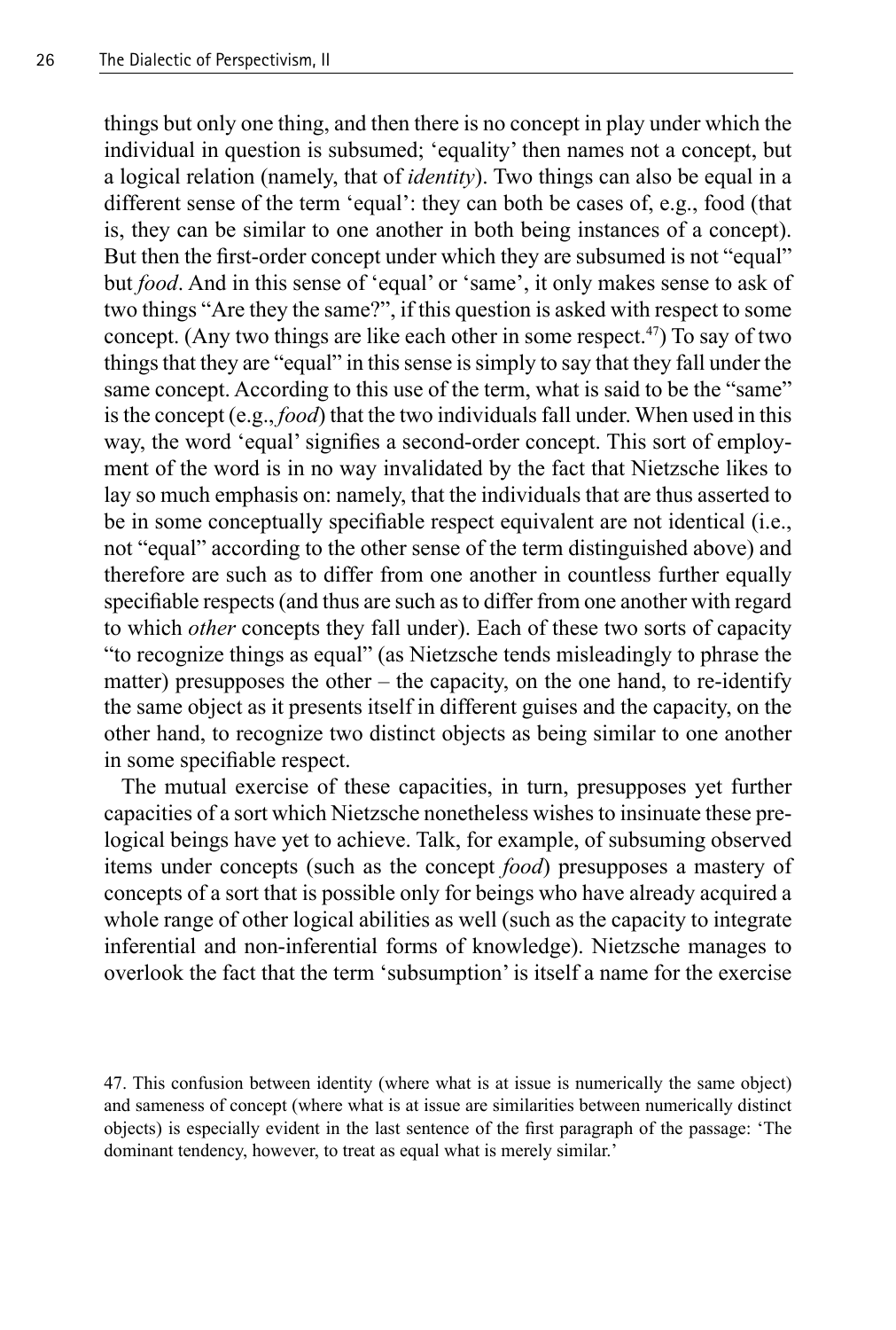things but only one thing, and then there is no concept in play under which the individual in question is subsumed; 'equality' then names not a concept, but a logical relation (namely, that of *identity*). Two things can also be equal in a different sense of the term 'equal': they can both be cases of, e.g., food (that is, they can be similar to one another in both being instances of a concept). But then the first-order concept under which they are subsumed is not "equal" but *food*. And in this sense of 'equal' or 'same', it only makes sense to ask of two things "Are they the same?", if this question is asked with respect to some concept. (Any two things are like each other in some respect.[47]) To say of two things that they are "equal" in this sense is simply to say that they fall under the same concept. According to this use of the term, what is said to be the "same" is the concept (e.g., *food*) that the two individuals fall under. When used in this way, the word 'equal' signifies a second-order concept. This sort of employment of the word is in no way invalidated by the fact that Nietzsche likes to lay so much emphasis on: namely, that the individuals that are thus asserted to be in some conceptually specifiable respect equivalent are not identical (i.e., not "equal" according to the other sense of the term distinguished above) and therefore are such as to differ from one another in countless further equally specifiable respects (and thus are such as to differ from one another with regard to which *other* concepts they fall under). Each of these two sorts of capacity "to recognize things as equal" (as Nietzsche tends misleadingly to phrase the matter) presupposes the other – the capacity, on the one hand, to re-identify the same object as it presents itself in different guises and the capacity, on the other hand, to recognize two distinct objects as being similar to one another in some specifiable respect.

The mutual exercise of these capacities, in turn, presupposes yet further capacities of a sort which Nietzsche nonetheless wishes to insinuate these pre-logical beings have yet to achieve. Talk, for example, of subsuming observed items under concepts (such as the concept *food*) presupposes a mastery of concepts of a sort that is possible only for beings who have already acquired a whole range of other logical abilities as well (such as the capacity to integrate inferential and non-inferential forms of knowledge). Nietzsche manages to overlook the fact that the term 'subsumption' is itself a name for the exercise

47. This confusion between identity (where what is at issue is numerically the same object) and sameness of concept (where what is at issue are similarities between numerically distinct objects) is especially evident in the last sentence of the first paragraph of the passage: 'The dominant tendency, however, to treat as equal what is merely similar.'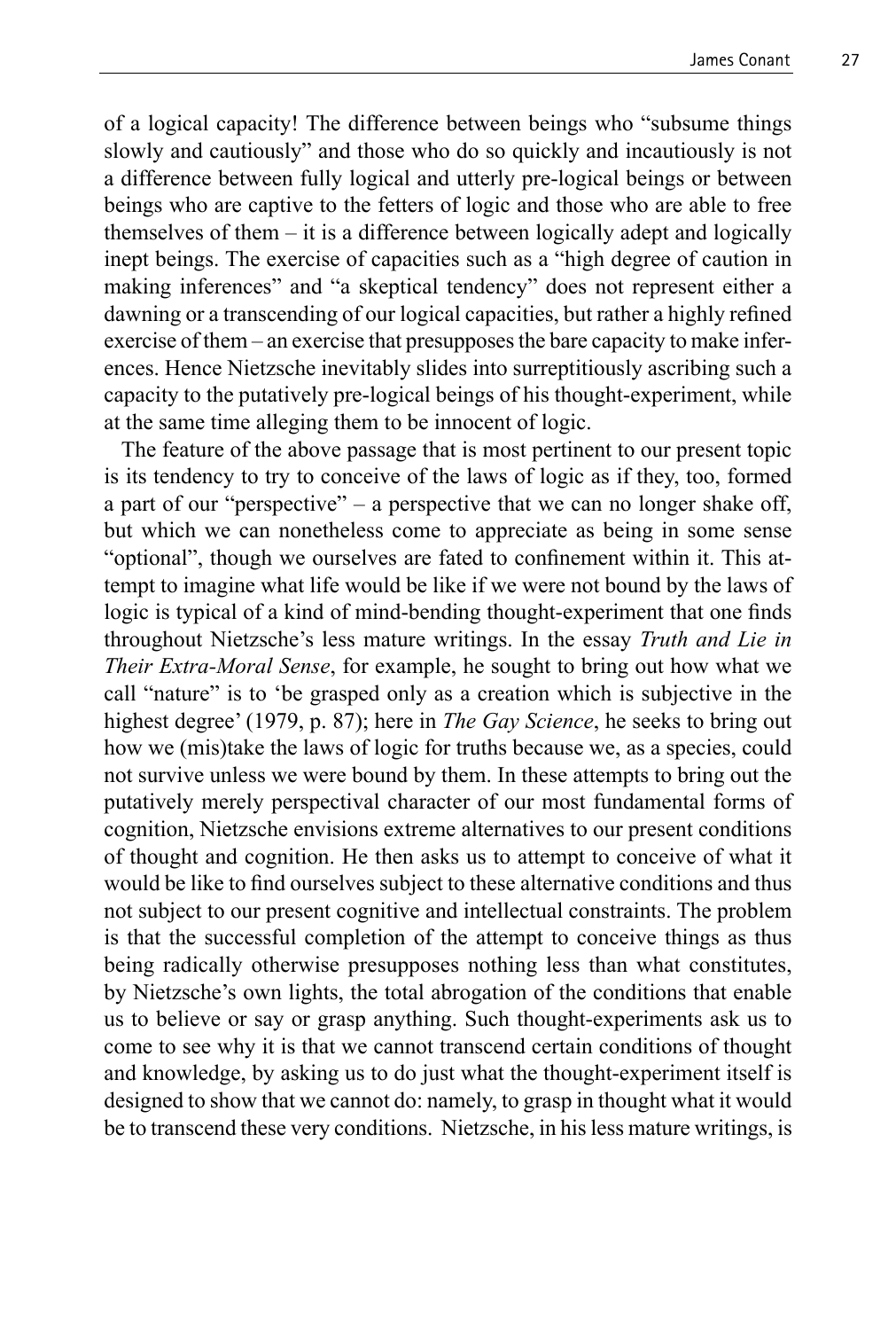of a logical capacity! The difference between beings who "subsume things slowly and cautiously" and those who do so quickly and incautiously is not a difference between fully logical and utterly pre-logical beings or between beings who are captive to the fetters of logic and those who are able to free themselves of them – it is a difference between logically adept and logically inept beings. The exercise of capacities such as a "high degree of caution in making inferences" and "a skeptical tendency" does not represent either a dawning or a transcending of our logical capacities, but rather a highly refined exercise of them – an exercise that presupposes the bare capacity to make inferences. Hence Nietzsche inevitably slides into surreptitiously ascribing such a capacity to the putatively pre-logical beings of his thought-experiment, while at the same time alleging them to be innocent of logic.

The feature of the above passage that is most pertinent to our present topic is its tendency to try to conceive of the laws of logic as if they, too, formed a part of our "perspective" – a perspective that we can no longer shake off, but which we can nonetheless come to appreciate as being in some sense "optional", though we ourselves are fated to confinement within it. This attempt to imagine what life would be like if we were not bound by the laws of logic is typical of a kind of mind-bending thought-experiment that one finds throughout Nietzsche's less mature writings. In the essay *Truth and Lie in Their Extra-Moral Sense*, for example, he sought to bring out how what we call "nature" is to 'be grasped only as a creation which is subjective in the highest degree' (1979, p. 87); here in *The Gay Science*, he seeks to bring out how we (mis)take the laws of logic for truths because we, as a species, could not survive unless we were bound by them. In these attempts to bring out the putatively merely perspectival character of our most fundamental forms of cognition, Nietzsche envisions extreme alternatives to our present conditions of thought and cognition. He then asks us to attempt to conceive of what it would be like to find ourselves subject to these alternative conditions and thus not subject to our present cognitive and intellectual constraints. The problem is that the successful completion of the attempt to conceive things as thus being radically otherwise presupposes nothing less than what constitutes, by Nietzsche's own lights, the total abrogation of the conditions that enable us to believe or say or grasp anything. Such thought-experiments ask us to come to see why it is that we cannot transcend certain conditions of thought and knowledge, by asking us to do just what the thought-experiment itself is designed to show that we cannot do: namely, to grasp in thought what it would be to transcend these very conditions. Nietzsche, in his less mature writings, is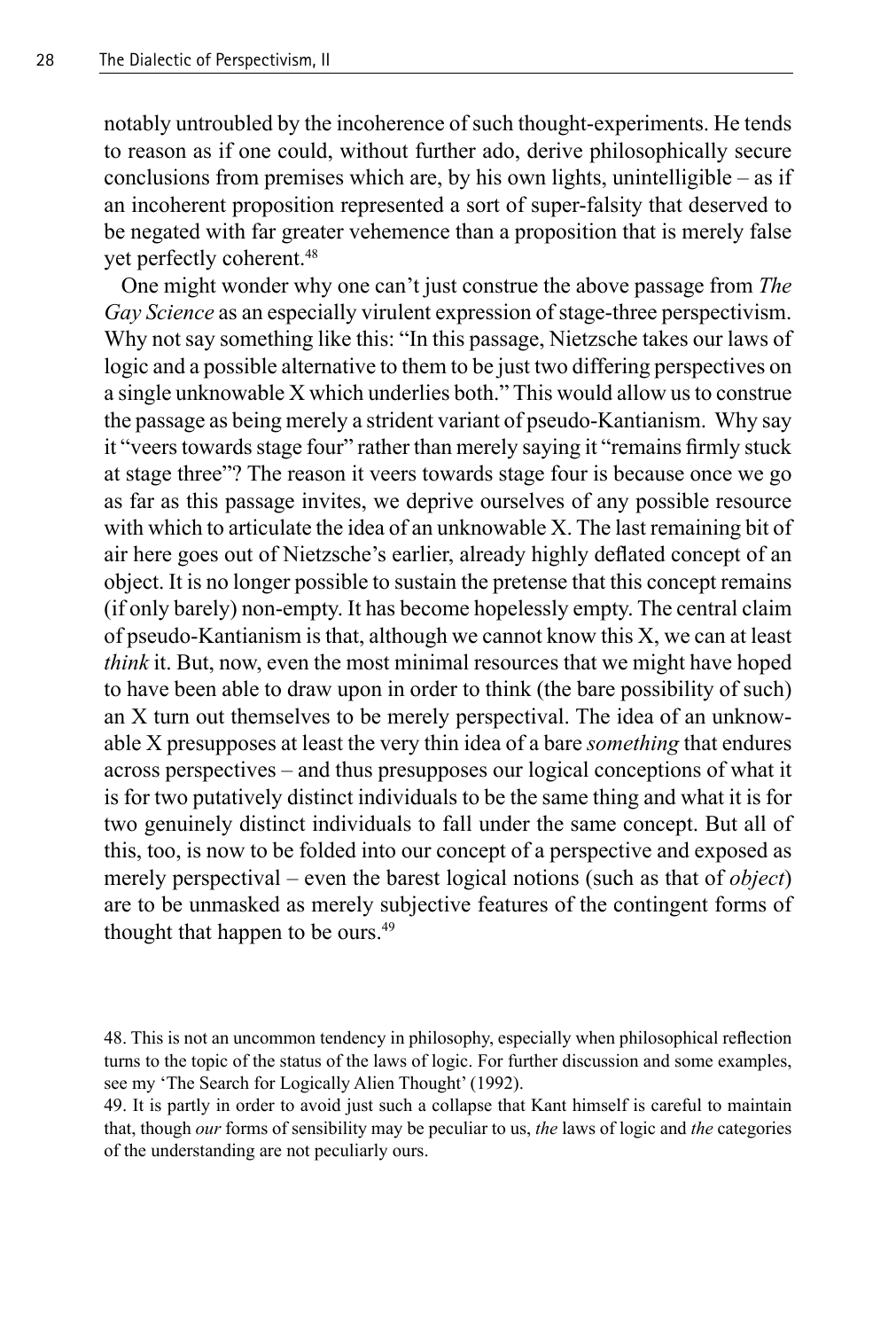notably untroubled by the incoherence of such thought-experiments. He tends to reason as if one could, without further ado, derive philosophically secure conclusions from premises which are, by his own lights, unintelligible – as if an incoherent proposition represented a sort of super-falsity that deserved to be negated with far greater vehemence than a proposition that is merely false yet perfectly coherent.[48]

One might wonder why one can't just construe the above passage from *The Gay Science* as an especially virulent expression of stage-three perspectivism. Why not say something like this: "In this passage, Nietzsche takes our laws of logic and a possible alternative to them to be just two differing perspectives on a single unknowable X which underlies both." This would allow us to construe the passage as being merely a strident variant of pseudo-Kantianism. Why say it "veers towards stage four" rather than merely saying it "remains firmly stuck at stage three"? The reason it veers towards stage four is because once we go as far as this passage invites, we deprive ourselves of any possible resource with which to articulate the idea of an unknowable X. The last remaining bit of air here goes out of Nietzsche's earlier, already highly deflated concept of an object. It is no longer possible to sustain the pretense that this concept remains (if only barely) non-empty. It has become hopelessly empty. The central claim of pseudo-Kantianism is that, although we cannot know this X, we can at least *think* it. But, now, even the most minimal resources that we might have hoped to have been able to draw upon in order to think (the bare possibility of such) an X turn out themselves to be merely perspectival. The idea of an unknowable X presupposes at least the very thin idea of a bare *something* that endures across perspectives – and thus presupposes our logical conceptions of what it is for two putatively distinct individuals to be the same thing and what it is for two genuinely distinct individuals to fall under the same concept. But all of this, too, is now to be folded into our concept of a perspective and exposed as merely perspectival – even the barest logical notions (such as that of *object*) are to be unmasked as merely subjective features of the contingent forms of thought that happen to be ours.[49]

48. This is not an uncommon tendency in philosophy, especially when philosophical reflection turns to the topic of the status of the laws of logic. For further discussion and some examples, see my 'The Search for Logically Alien Thought' (1992).

49. It is partly in order to avoid just such a collapse that Kant himself is careful to maintain that, though *our* forms of sensibility may be peculiar to us, *the* laws of logic and *the* categories of the understanding are not peculiarly ours.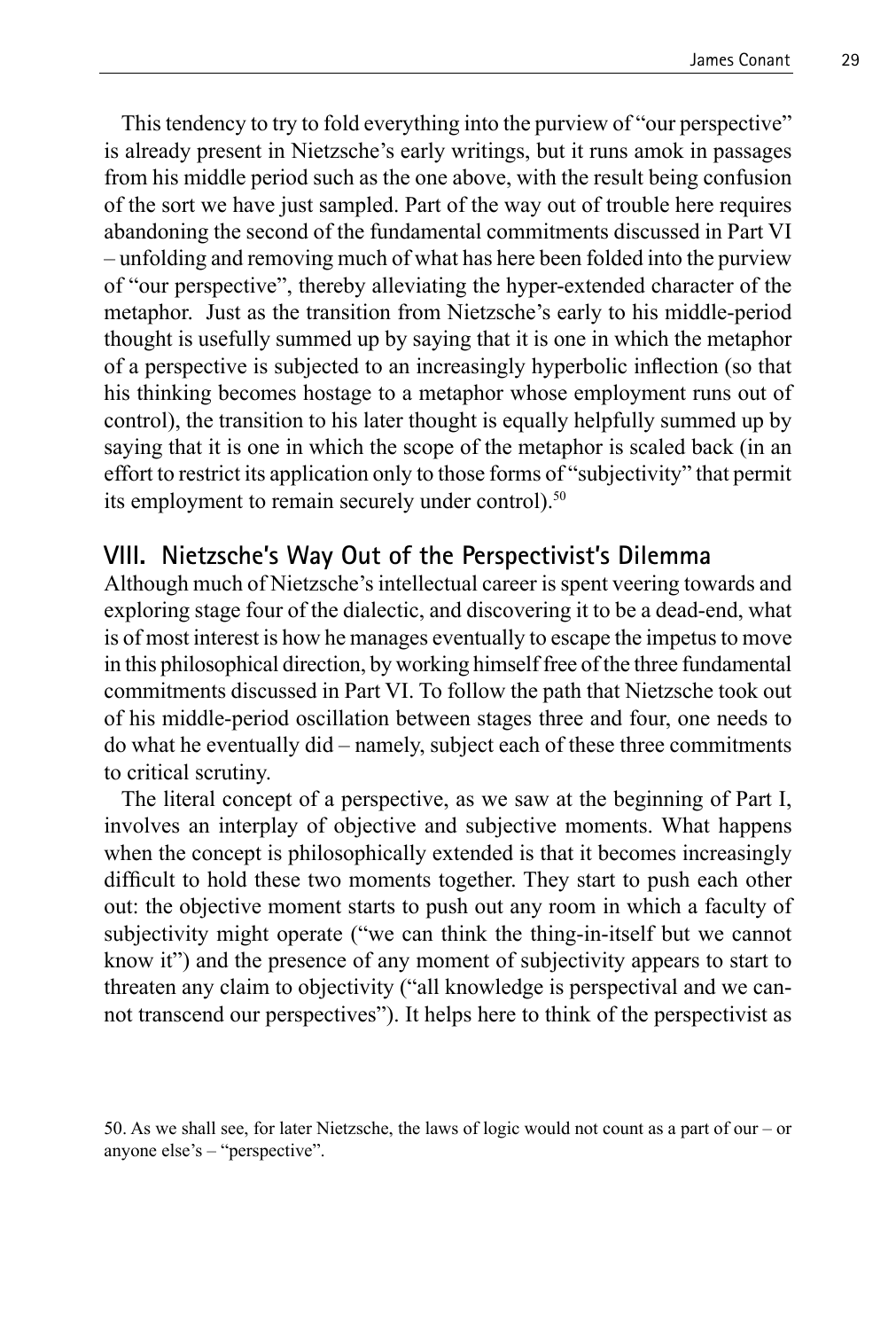This tendency to try to fold everything into the purview of "our perspective" is already present in Nietzsche's early writings, but it runs amok in passages from his middle period such as the one above, with the result being confusion of the sort we have just sampled. Part of the way out of trouble here requires abandoning the second of the fundamental commitments discussed in Part VI – unfolding and removing much of what has here been folded into the purview of "our perspective", thereby alleviating the hyper-extended character of the metaphor. Just as the transition from Nietzsche's early to his middle-period thought is usefully summed up by saying that it is one in which the metaphor of a perspective is subjected to an increasingly hyperbolic inflection (so that his thinking becomes hostage to a metaphor whose employment runs out of control), the transition to his later thought is equally helpfully summed up by saying that it is one in which the scope of the metaphor is scaled back (in an effort to restrict its application only to those forms of "subjectivity" that permit its employment to remain securely under control).[50]

## VIII. Nietzsche's Way Out of the Perspectivist's Dilemma

Although much of Nietzsche's intellectual career is spent veering towards and exploring stage four of the dialectic, and discovering it to be a dead-end, what is of most interest is how he manages eventually to escape the impetus to move in this philosophical direction, by working himself free of the three fundamental commitments discussed in Part VI. To follow the path that Nietzsche took out of his middle-period oscillation between stages three and four, one needs to do what he eventually did – namely, subject each of these three commitments to critical scrutiny.

The literal concept of a perspective, as we saw at the beginning of Part I, involves an interplay of objective and subjective moments. What happens when the concept is philosophically extended is that it becomes increasingly difficult to hold these two moments together. They start to push each other out: the objective moment starts to push out any room in which a faculty of subjectivity might operate ("we can think the thing-in-itself but we cannot know it") and the presence of any moment of subjectivity appears to start to threaten any claim to objectivity ("all knowledge is perspectival and we cannot transcend our perspectives"). It helps here to think of the perspectivist as

50. As we shall see, for later Nietzsche, the laws of logic would not count as a part of our – or anyone else's – "perspective".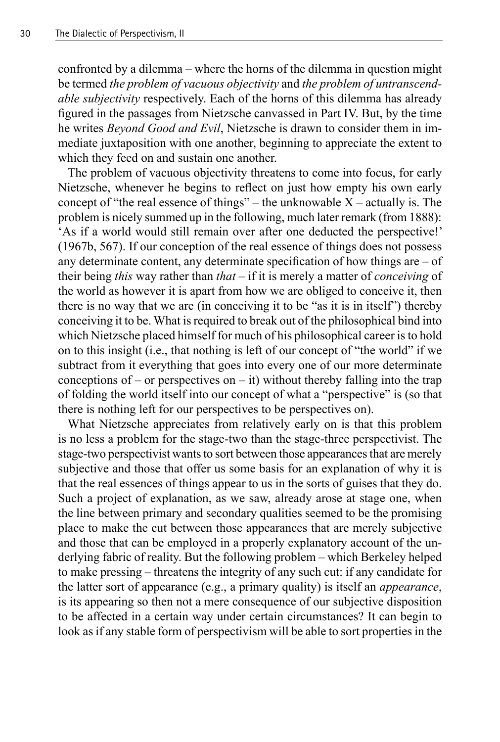confronted by a dilemma – where the horns of the dilemma in question might be termed *the problem of vacuous objectivity* and *the problem of untranscendable subjectivity* respectively. Each of the horns of this dilemma has already figured in the passages from Nietzsche canvassed in Part IV. But, by the time he writes *Beyond Good and Evil*, Nietzsche is drawn to consider them in immediate juxtaposition with one another, beginning to appreciate the extent to which they feed on and sustain one another.

The problem of vacuous objectivity threatens to come into focus, for early Nietzsche, whenever he begins to reflect on just how empty his own early concept of "the real essence of things" – the unknowable X – actually is. The problem is nicely summed up in the following, much later remark (from 1888): 'As if a world would still remain over after one deducted the perspective!' (1967b, 567). If our conception of the real essence of things does not possess any determinate content, any determinate specification of how things are – of their being *this* way rather than *that* – if it is merely a matter of *conceiving* of the world as however it is apart from how we are obliged to conceive it, then there is no way that we are (in conceiving it to be "as it is in itself") thereby conceiving it to be. What is required to break out of the philosophical bind into which Nietzsche placed himself for much of his philosophical career is to hold on to this insight (i.e., that nothing is left of our concept of "the world" if we subtract from it everything that goes into every one of our more determinate conceptions of – or perspectives on – it) without thereby falling into the trap of folding the world itself into our concept of what a "perspective" is (so that there is nothing left for our perspectives to be perspectives on).

What Nietzsche appreciates from relatively early on is that this problem is no less a problem for the stage-two than the stage-three perspectivist. The stage-two perspectivist wants to sort between those appearances that are merely subjective and those that offer us some basis for an explanation of why it is that the real essences of things appear to us in the sorts of guises that they do. Such a project of explanation, as we saw, already arose at stage one, when the line between primary and secondary qualities seemed to be the promising place to make the cut between those appearances that are merely subjective and those that can be employed in a properly explanatory account of the underlying fabric of reality. But the following problem – which Berkeley helped to make pressing – threatens the integrity of any such cut: if any candidate for the latter sort of appearance (e.g., a primary quality) is itself an *appearance*, is its appearing so then not a mere consequence of our subjective disposition to be affected in a certain way under certain circumstances? It can begin to look as if any stable form of perspectivism will be able to sort properties in the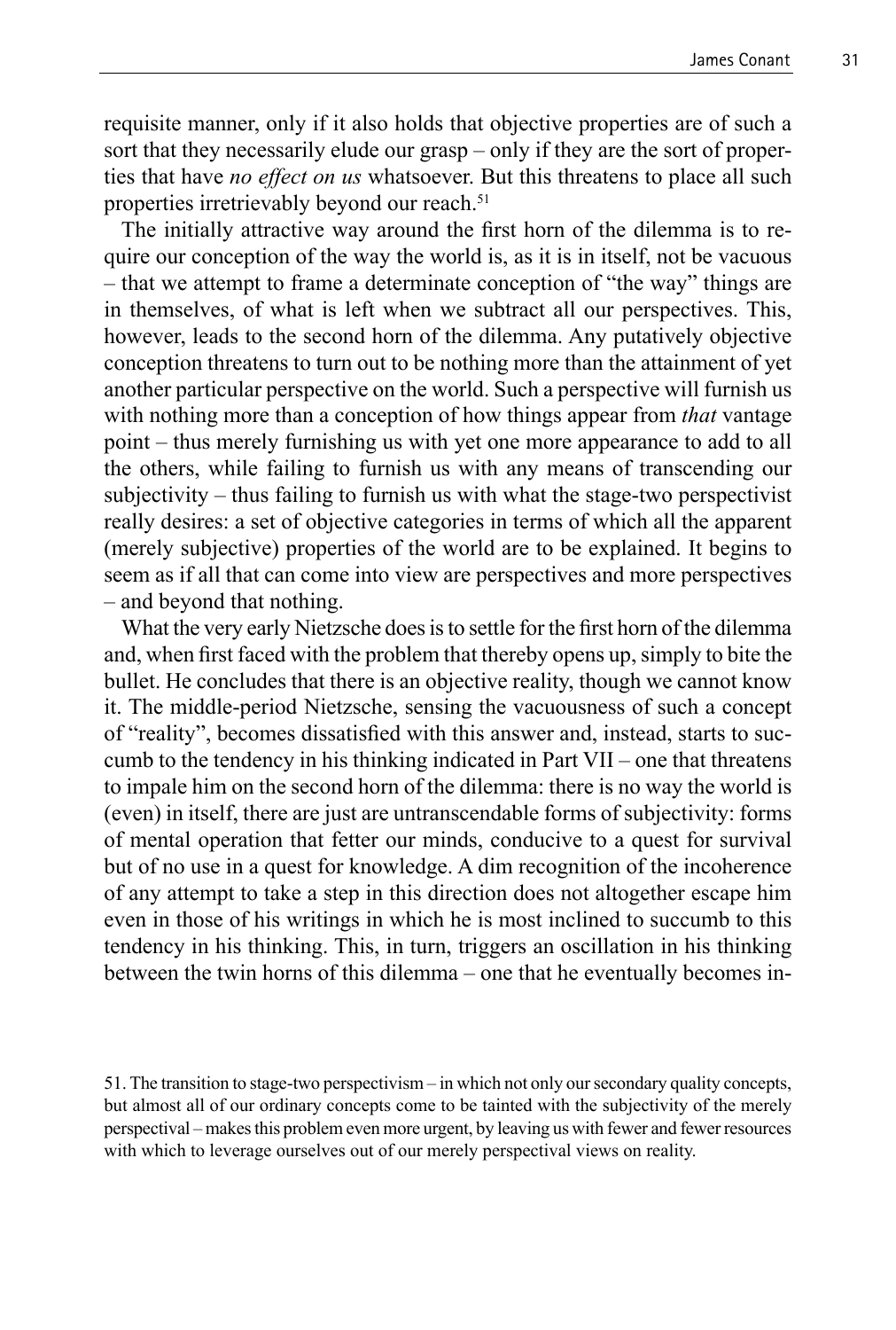requisite manner, only if it also holds that objective properties are of such a sort that they necessarily elude our grasp – only if they are the sort of properties that have *no effect on us* whatsoever. But this threatens to place all such properties irretrievably beyond our reach.[51]

The initially attractive way around the first horn of the dilemma is to require our conception of the way the world is, as it is in itself, not be vacuous – that we attempt to frame a determinate conception of "the way" things are in themselves, of what is left when we subtract all our perspectives. This, however, leads to the second horn of the dilemma. Any putatively objective conception threatens to turn out to be nothing more than the attainment of yet another particular perspective on the world. Such a perspective will furnish us with nothing more than a conception of how things appear from *that* vantage point – thus merely furnishing us with yet one more appearance to add to all the others, while failing to furnish us with any means of transcending our subjectivity – thus failing to furnish us with what the stage-two perspectivist really desires: a set of objective categories in terms of which all the apparent (merely subjective) properties of the world are to be explained. It begins to seem as if all that can come into view are perspectives and more perspectives – and beyond that nothing.

What the very early Nietzsche does is to settle for the first horn of the dilemma and, when first faced with the problem that thereby opens up, simply to bite the bullet. He concludes that there is an objective reality, though we cannot know it. The middle-period Nietzsche, sensing the vacuousness of such a concept of "reality", becomes dissatisfied with this answer and, instead, starts to succumb to the tendency in his thinking indicated in Part VII – one that threatens to impale him on the second horn of the dilemma: there is no way the world is (even) in itself, there are just are untranscendable forms of subjectivity: forms of mental operation that fetter our minds, conducive to a quest for survival but of no use in a quest for knowledge. A dim recognition of the incoherence of any attempt to take a step in this direction does not altogether escape him even in those of his writings in which he is most inclined to succumb to this tendency in his thinking. This, in turn, triggers an oscillation in his thinking between the twin horns of this dilemma – one that he eventually becomes in-

51. The transition to stage-two perspectivism – in which not only our secondary quality concepts, but almost all of our ordinary concepts come to be tainted with the subjectivity of the merely perspectival – makes this problem even more urgent, by leaving us with fewer and fewer resources with which to leverage ourselves out of our merely perspectival views on reality.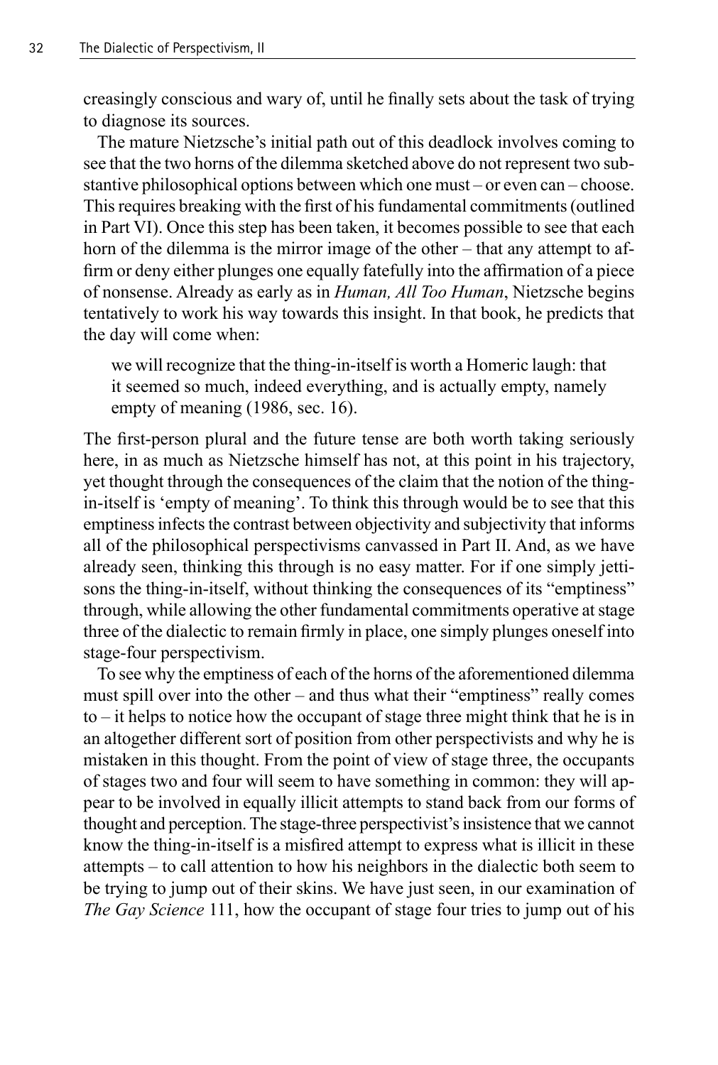creasingly conscious and wary of, until he finally sets about the task of trying to diagnose its sources.

The mature Nietzsche's initial path out of this deadlock involves coming to see that the two horns of the dilemma sketched above do not represent two substantive philosophical options between which one must – or even can – choose. This requires breaking with the first of his fundamental commitments (outlined in Part VI). Once this step has been taken, it becomes possible to see that each horn of the dilemma is the mirror image of the other – that any attempt to affirm or deny either plunges one equally fatefully into the affirmation of a piece of nonsense. Already as early as in *Human, All Too Human*, Nietzsche begins tentatively to work his way towards this insight. In that book, he predicts that the day will come when:

> we will recognize that the thing-in-itself is worth a Homeric laugh: that it seemed so much, indeed everything, and is actually empty, namely empty of meaning (1986, sec. 16).

The first-person plural and the future tense are both worth taking seriously here, in as much as Nietzsche himself has not, at this point in his trajectory, yet thought through the consequences of the claim that the notion of the thing-in-itself is 'empty of meaning'. To think this through would be to see that this emptiness infects the contrast between objectivity and subjectivity that informs all of the philosophical perspectivisms canvassed in Part II. And, as we have already seen, thinking this through is no easy matter. For if one simply jettisons the thing-in-itself, without thinking the consequences of its "emptiness" through, while allowing the other fundamental commitments operative at stage three of the dialectic to remain firmly in place, one simply plunges oneself into stage-four perspectivism.

To see why the emptiness of each of the horns of the aforementioned dilemma must spill over into the other – and thus what their "emptiness" really comes to – it helps to notice how the occupant of stage three might think that he is in an altogether different sort of position from other perspectivists and why he is mistaken in this thought. From the point of view of stage three, the occupants of stages two and four will seem to have something in common: they will appear to be involved in equally illicit attempts to stand back from our forms of thought and perception. The stage-three perspectivist's insistence that we cannot know the thing-in-itself is a misfired attempt to express what is illicit in these attempts – to call attention to how his neighbors in the dialectic both seem to be trying to jump out of their skins. We have just seen, in our examination of *The Gay Science* 111, how the occupant of stage four tries to jump out of his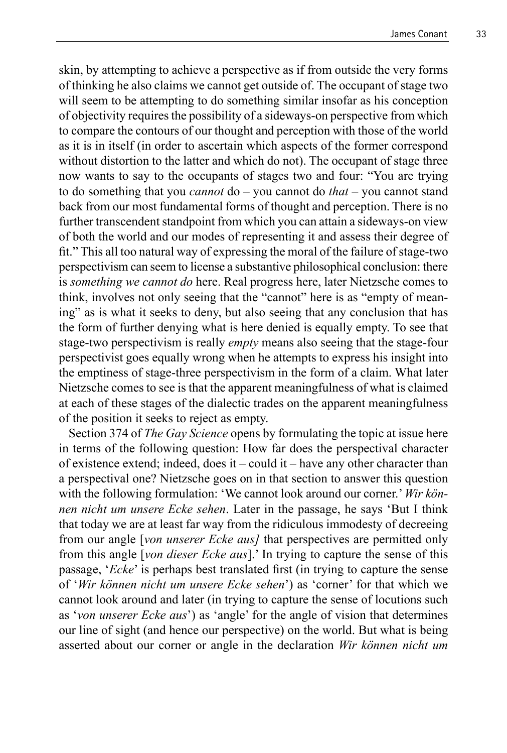skin, by attempting to achieve a perspective as if from outside the very forms of thinking he also claims we cannot get outside of. The occupant of stage two will seem to be attempting to do something similar insofar as his conception of objectivity requires the possibility of a sideways-on perspective from which to compare the contours of our thought and perception with those of the world as it is in itself (in order to ascertain which aspects of the former correspond without distortion to the latter and which do not). The occupant of stage three now wants to say to the occupants of stages two and four: "You are trying to do something that you *cannot* do – you cannot do *that* – you cannot stand back from our most fundamental forms of thought and perception. There is no further transcendent standpoint from which you can attain a sideways-on view of both the world and our modes of representing it and assess their degree of fit." This all too natural way of expressing the moral of the failure of stage-two perspectivism can seem to license a substantive philosophical conclusion: there is *something we cannot do* here. Real progress here, later Nietzsche comes to think, involves not only seeing that the "cannot" here is as "empty of meaning" as is what it seeks to deny, but also seeing that any conclusion that has the form of further denying what is here denied is equally empty. To see that stage-two perspectivism is really *empty* means also seeing that the stage-four perspectivist goes equally wrong when he attempts to express his insight into the emptiness of stage-three perspectivism in the form of a claim. What later Nietzsche comes to see is that the apparent meaningfulness of what is claimed at each of these stages of the dialectic trades on the apparent meaningfulness of the position it seeks to reject as empty.

Section 374 of *The Gay Science* opens by formulating the topic at issue here in terms of the following question: How far does the perspectival character of existence extend; indeed, does it – could it – have any other character than a perspectival one? Nietzsche goes on in that section to answer this question with the following formulation: 'We cannot look around our corner.' *Wir können nicht um unsere Ecke sehen*. Later in the passage, he says 'But I think that today we are at least far way from the ridiculous immodesty of decreeing from our angle [*von unserer Ecke aus]* that perspectives are permitted only from this angle [*von dieser Ecke aus*].' In trying to capture the sense of this passage, '*Ecke*' is perhaps best translated first (in trying to capture the sense of '*Wir können nicht um unsere Ecke sehen*') as 'corner' for that which we cannot look around and later (in trying to capture the sense of locutions such as '*von unserer Ecke aus*') as 'angle' for the angle of vision that determines our line of sight (and hence our perspective) on the world. But what is being asserted about our corner or angle in the declaration *Wir können nicht um*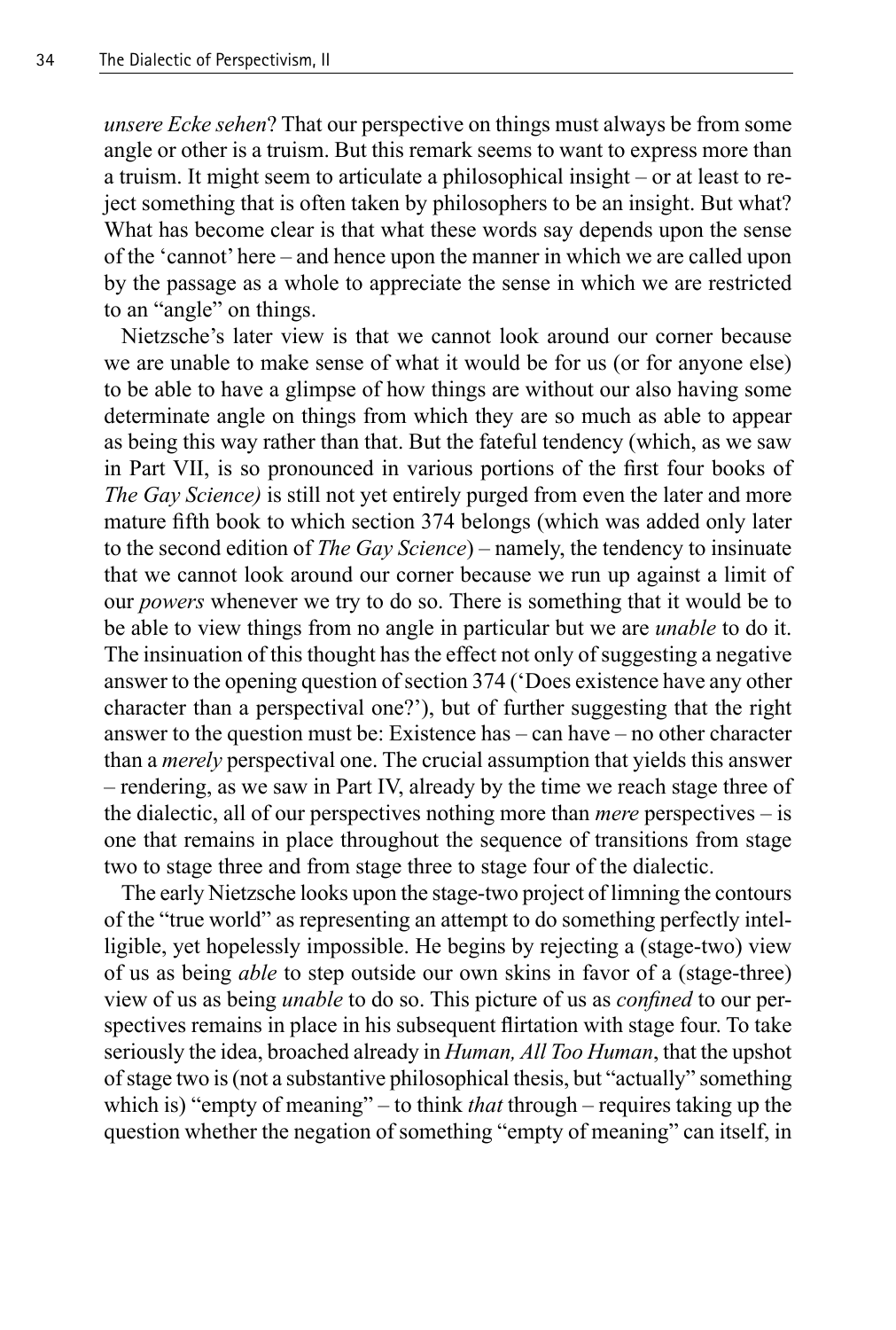*unsere Ecke sehen*? That our perspective on things must always be from some angle or other is a truism. But this remark seems to want to express more than a truism. It might seem to articulate a philosophical insight – or at least to reject something that is often taken by philosophers to be an insight. But what? What has become clear is that what these words say depends upon the sense of the 'cannot' here – and hence upon the manner in which we are called upon by the passage as a whole to appreciate the sense in which we are restricted to an "angle" on things.

Nietzsche's later view is that we cannot look around our corner because we are unable to make sense of what it would be for us (or for anyone else) to be able to have a glimpse of how things are without our also having some determinate angle on things from which they are so much as able to appear as being this way rather than that. But the fateful tendency (which, as we saw in Part VII, is so pronounced in various portions of the first four books of *The Gay Science)* is still not yet entirely purged from even the later and more mature fifth book to which section 374 belongs (which was added only later to the second edition of *The Gay Science*) – namely, the tendency to insinuate that we cannot look around our corner because we run up against a limit of our *powers* whenever we try to do so. There is something that it would be to be able to view things from no angle in particular but we are *unable* to do it. The insinuation of this thought has the effect not only of suggesting a negative answer to the opening question of section 374 ('Does existence have any other character than a perspectival one?'), but of further suggesting that the right answer to the question must be: Existence has – can have – no other character than a *merely* perspectival one. The crucial assumption that yields this answer – rendering, as we saw in Part IV, already by the time we reach stage three of the dialectic, all of our perspectives nothing more than *mere* perspectives – is one that remains in place throughout the sequence of transitions from stage two to stage three and from stage three to stage four of the dialectic.

The early Nietzsche looks upon the stage-two project of limning the contours of the "true world" as representing an attempt to do something perfectly intelligible, yet hopelessly impossible. He begins by rejecting a (stage-two) view of us as being *able* to step outside our own skins in favor of a (stage-three) view of us as being *unable* to do so. This picture of us as *confined* to our perspectives remains in place in his subsequent flirtation with stage four. To take seriously the idea, broached already in *Human, All Too Human*, that the upshot of stage two is (not a substantive philosophical thesis, but "actually" something which is) "empty of meaning" – to think *that* through – requires taking up the question whether the negation of something "empty of meaning" can itself, in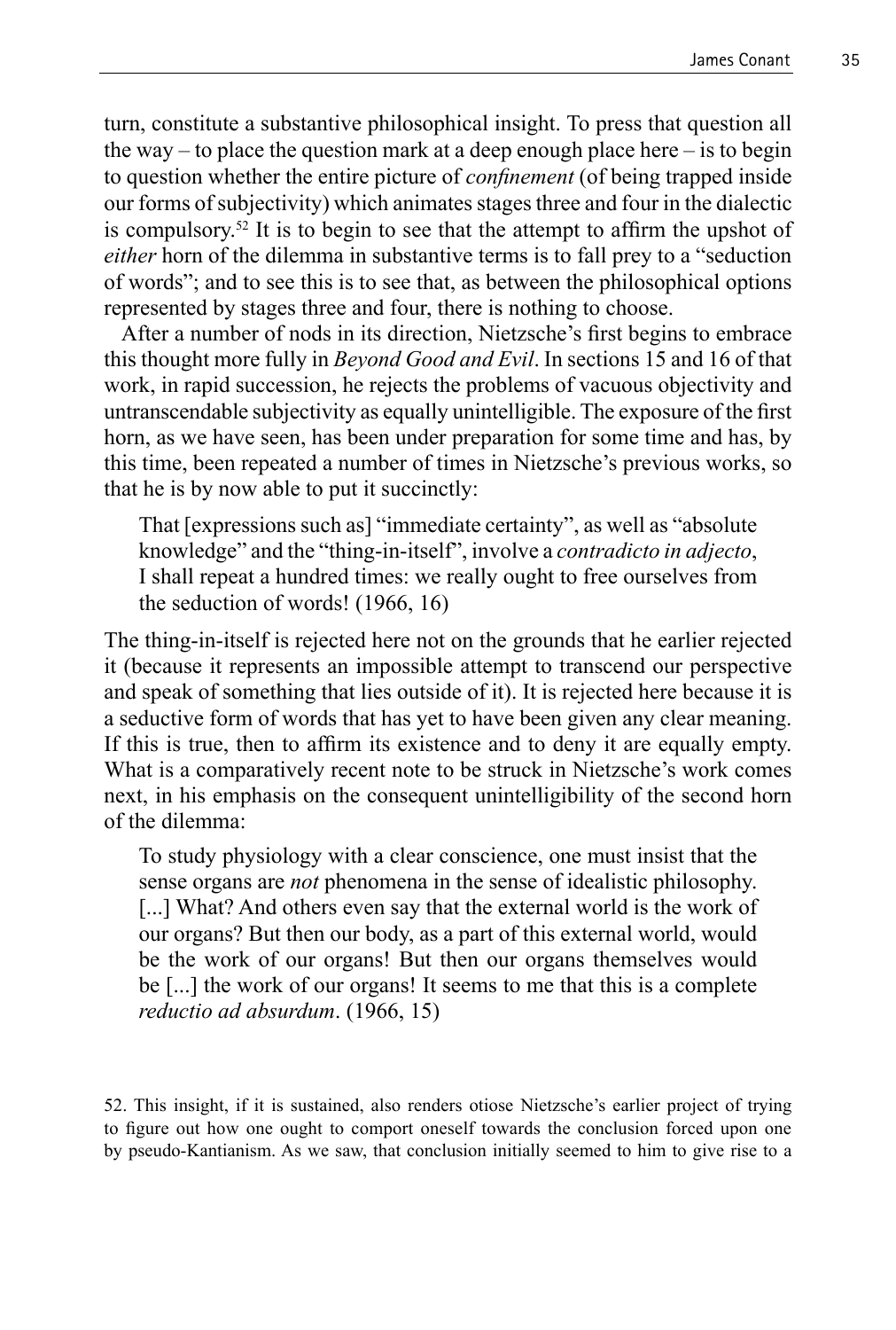turn, constitute a substantive philosophical insight. To press that question all the way – to place the question mark at a deep enough place here – is to begin to question whether the entire picture of *confinement* (of being trapped inside our forms of subjectivity) which animates stages three and four in the dialectic is compulsory.[52] It is to begin to see that the attempt to affirm the upshot of *either* horn of the dilemma in substantive terms is to fall prey to a "seduction of words"; and to see this is to see that, as between the philosophical options represented by stages three and four, there is nothing to choose.

After a number of nods in its direction, Nietzsche's first begins to embrace this thought more fully in *Beyond Good and Evil*. In sections 15 and 16 of that work, in rapid succession, he rejects the problems of vacuous objectivity and untranscendable subjectivity as equally unintelligible. The exposure of the first horn, as we have seen, has been under preparation for some time and has, by this time, been repeated a number of times in Nietzsche's previous works, so that he is by now able to put it succinctly:

> That [expressions such as] "immediate certainty", as well as "absolute knowledge" and the "thing-in-itself", involve a *contradicto in adjecto*, I shall repeat a hundred times: we really ought to free ourselves from the seduction of words! (1966, 16)

The thing-in-itself is rejected here not on the grounds that he earlier rejected it (because it represents an impossible attempt to transcend our perspective and speak of something that lies outside of it). It is rejected here because it is a seductive form of words that has yet to have been given any clear meaning. If this is true, then to affirm its existence and to deny it are equally empty. What is a comparatively recent note to be struck in Nietzsche's work comes next, in his emphasis on the consequent unintelligibility of the second horn of the dilemma:

> To study physiology with a clear conscience, one must insist that the sense organs are *not* phenomena in the sense of idealistic philosophy. [...] What? And others even say that the external world is the work of our organs? But then our body, as a part of this external world, would be the work of our organs! But then our organs themselves would be [...] the work of our organs! It seems to me that this is a complete *reductio ad absurdum*. (1966, 15)

52. This insight, if it is sustained, also renders otiose Nietzsche's earlier project of trying to figure out how one ought to comport oneself towards the conclusion forced upon one by pseudo-Kantianism. As we saw, that conclusion initially seemed to him to give rise to a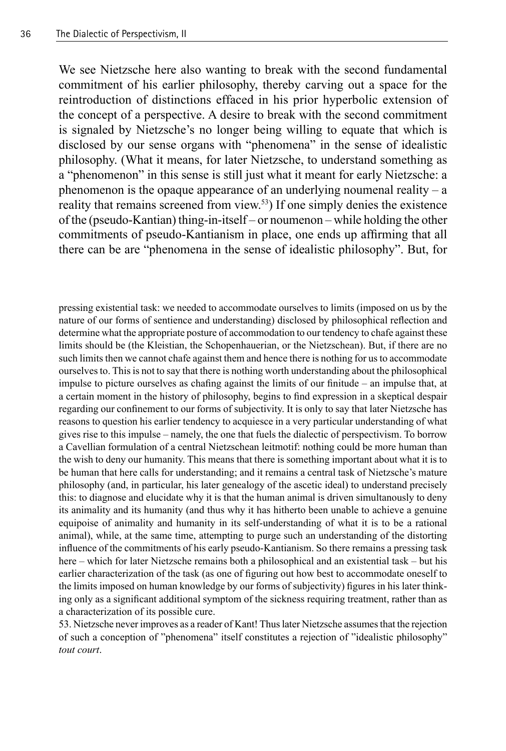We see Nietzsche here also wanting to break with the second fundamental commitment of his earlier philosophy, thereby carving out a space for the reintroduction of distinctions effaced in his prior hyperbolic extension of the concept of a perspective. A desire to break with the second commitment is signaled by Nietzsche's no longer being willing to equate that which is disclosed by our sense organs with "phenomena" in the sense of idealistic philosophy. (What it means, for later Nietzsche, to understand something as a "phenomenon" in this sense is still just what it meant for early Nietzsche: a phenomenon is the opaque appearance of an underlying noumenal reality – a reality that remains screened from view.[53]) If one simply denies the existence of the (pseudo-Kantian) thing-in-itself – or noumenon – while holding the other commitments of pseudo-Kantianism in place, one ends up affirming that all there can be are "phenomena in the sense of idealistic philosophy". But, for

pressing existential task: we needed to accommodate ourselves to limits (imposed on us by the nature of our forms of sentience and understanding) disclosed by philosophical reflection and determine what the appropriate posture of accommodation to our tendency to chafe against these limits should be (the Kleistian, the Schopenhauerian, or the Nietzschean). But, if there are no such limits then we cannot chafe against them and hence there is nothing for us to accommodate ourselves to. This is not to say that there is nothing worth understanding about the philosophical impulse to picture ourselves as chafing against the limits of our finitude – an impulse that, at a certain moment in the history of philosophy, begins to find expression in a skeptical despair regarding our confinement to our forms of subjectivity. It is only to say that later Nietzsche has reasons to question his earlier tendency to acquiesce in a very particular understanding of what gives rise to this impulse – namely, the one that fuels the dialectic of perspectivism. To borrow a Cavellian formulation of a central Nietzschean leitmotif: nothing could be more human than the wish to deny our humanity. This means that there is something important about what it is to be human that here calls for understanding; and it remains a central task of Nietzsche's mature philosophy (and, in particular, his later genealogy of the ascetic ideal) to understand precisely this: to diagnose and elucidate why it is that the human animal is driven simultanously to deny its animality and its humanity (and thus why it has hitherto been unable to achieve a genuine equipoise of animality and humanity in its self-understanding of what it is to be a rational animal), while, at the same time, attempting to purge such an understanding of the distorting influence of the commitments of his early pseudo-Kantianism. So there remains a pressing task here – which for later Nietzsche remains both a philosophical and an existential task – but his earlier characterization of the task (as one of figuring out how best to accommodate oneself to the limits imposed on human knowledge by our forms of subjectivity) figures in his later thinking only as a significant additional symptom of the sickness requiring treatment, rather than as a characterization of its possible cure.

53. Nietzsche never improves as a reader of Kant! Thus later Nietzsche assumes that the rejection of such a conception of "phenomena" itself constitutes a rejection of "idealistic philosophy" *tout court*.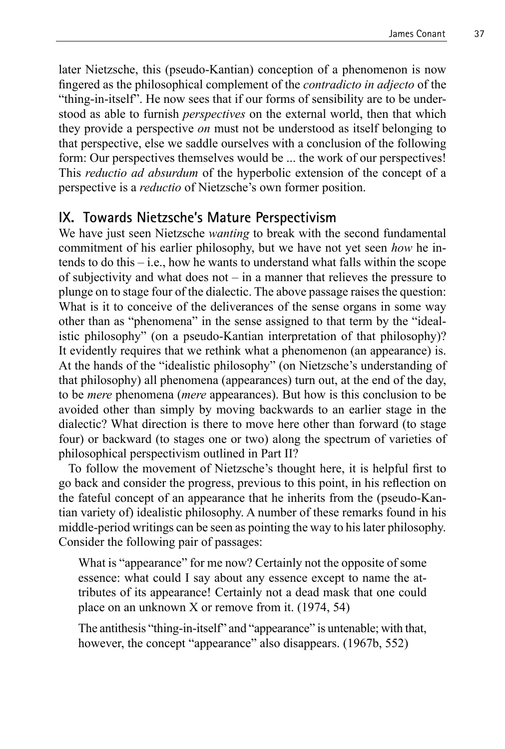later Nietzsche, this (pseudo-Kantian) conception of a phenomenon is now fingered as the philosophical complement of the *contradicto in adjecto* of the "thing-in-itself". He now sees that if our forms of sensibility are to be understood as able to furnish *perspectives* on the external world, then that which they provide a perspective *on* must not be understood as itself belonging to that perspective, else we saddle ourselves with a conclusion of the following form: Our perspectives themselves would be ... the work of our perspectives! This *reductio ad absurdum* of the hyperbolic extension of the concept of a perspective is a *reductio* of Nietzsche's own former position.

## IX. Towards Nietzsche's Mature Perspectivism

We have just seen Nietzsche *wanting* to break with the second fundamental commitment of his earlier philosophy, but we have not yet seen *how* he intends to do this – i.e., how he wants to understand what falls within the scope of subjectivity and what does not – in a manner that relieves the pressure to plunge on to stage four of the dialectic. The above passage raises the question: What is it to conceive of the deliverances of the sense organs in some way other than as "phenomena" in the sense assigned to that term by the "idealistic philosophy" (on a pseudo-Kantian interpretation of that philosophy)? It evidently requires that we rethink what a phenomenon (an appearance) is. At the hands of the "idealistic philosophy" (on Nietzsche's understanding of that philosophy) all phenomena (appearances) turn out, at the end of the day, to be *mere* phenomena (*mere* appearances). But how is this conclusion to be avoided other than simply by moving backwards to an earlier stage in the dialectic? What direction is there to move here other than forward (to stage four) or backward (to stages one or two) along the spectrum of varieties of philosophical perspectivism outlined in Part II?

To follow the movement of Nietzsche's thought here, it is helpful first to go back and consider the progress, previous to this point, in his reflection on the fateful concept of an appearance that he inherits from the (pseudo-Kantian variety of) idealistic philosophy. A number of these remarks found in his middle-period writings can be seen as pointing the way to his later philosophy. Consider the following pair of passages:

> What is "appearance" for me now? Certainly not the opposite of some essence: what could I say about any essence except to name the attributes of its appearance! Certainly not a dead mask that one could place on an unknown X or remove from it. (1974, 54)

> The antithesis "thing-in-itself" and "appearance" is untenable; with that, however, the concept "appearance" also disappears. (1967b, 552)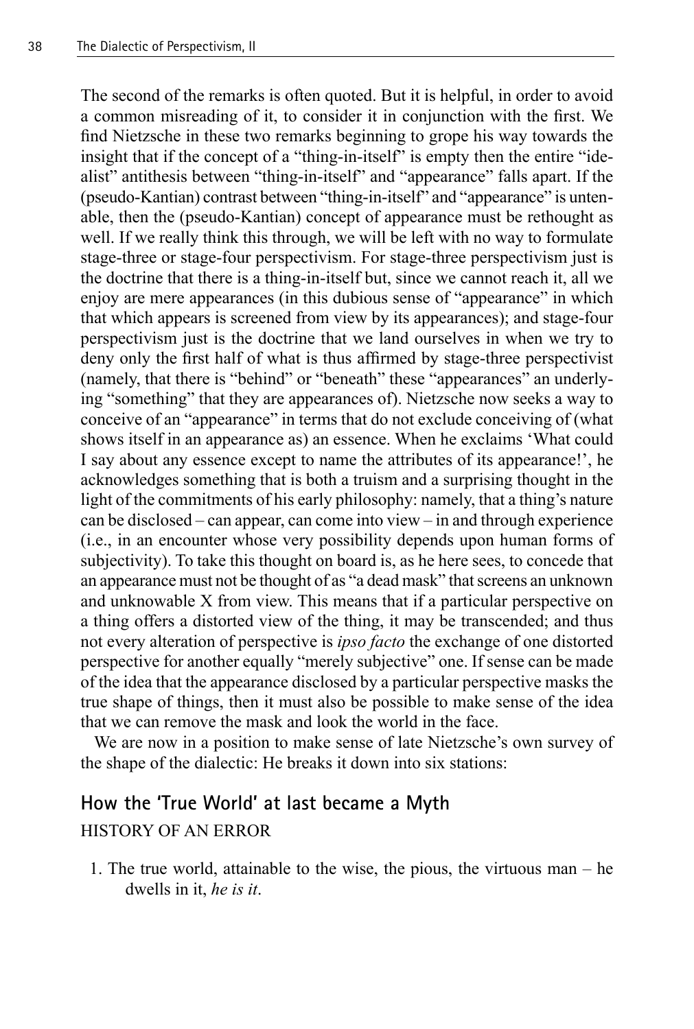The second of the remarks is often quoted. But it is helpful, in order to avoid a common misreading of it, to consider it in conjunction with the first. We find Nietzsche in these two remarks beginning to grope his way towards the insight that if the concept of a "thing-in-itself" is empty then the entire "idealist" antithesis between "thing-in-itself" and "appearance" falls apart. If the (pseudo-Kantian) contrast between "thing-in-itself" and "appearance" is untenable, then the (pseudo-Kantian) concept of appearance must be rethought as well. If we really think this through, we will be left with no way to formulate stage-three or stage-four perspectivism. For stage-three perspectivism just is the doctrine that there is a thing-in-itself but, since we cannot reach it, all we enjoy are mere appearances (in this dubious sense of "appearance" in which that which appears is screened from view by its appearances); and stage-four perspectivism just is the doctrine that we land ourselves in when we try to deny only the first half of what is thus affirmed by stage-three perspectivist (namely, that there is "behind" or "beneath" these "appearances" an underlying "something" that they are appearances of). Nietzsche now seeks a way to conceive of an "appearance" in terms that do not exclude conceiving of (what shows itself in an appearance as) an essence. When he exclaims 'What could I say about any essence except to name the attributes of its appearance!', he acknowledges something that is both a truism and a surprising thought in the light of the commitments of his early philosophy: namely, that a thing's nature can be disclosed – can appear, can come into view – in and through experience (i.e., in an encounter whose very possibility depends upon human forms of subjectivity). To take this thought on board is, as he here sees, to concede that an appearance must not be thought of as "a dead mask" that screens an unknown and unknowable X from view. This means that if a particular perspective on a thing offers a distorted view of the thing, it may be transcended; and thus not every alteration of perspective is *ipso facto* the exchange of one distorted perspective for another equally "merely subjective" one. If sense can be made of the idea that the appearance disclosed by a particular perspective masks the true shape of things, then it must also be possible to make sense of the idea that we can remove the mask and look the world in the face.

We are now in a position to make sense of late Nietzsche's own survey of the shape of the dialectic: He breaks it down into six stations:

## How the 'True World' at last became a Myth

HISTORY OF AN ERROR

1. The true world, attainable to the wise, the pious, the virtuous man – he dwells in it, *he is it*.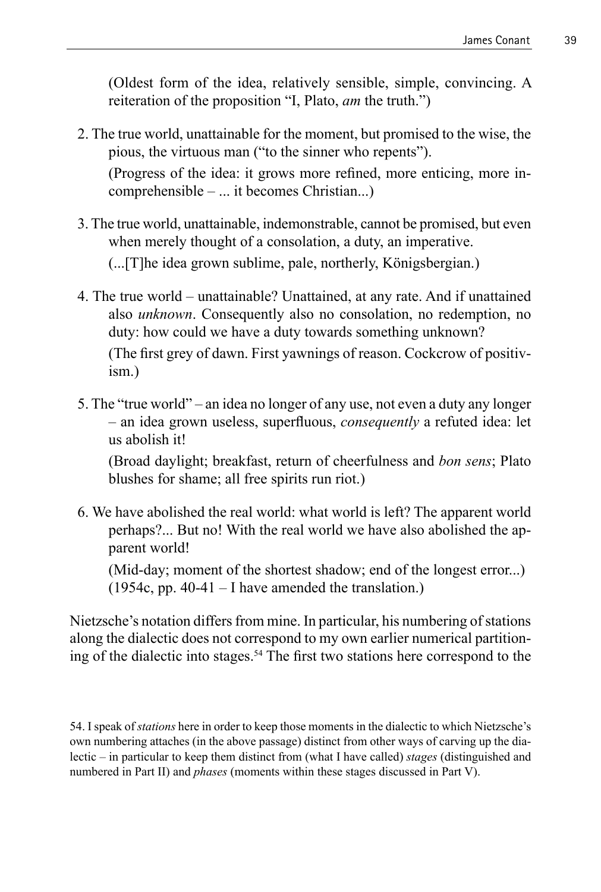(Oldest form of the idea, relatively sensible, simple, convincing. A reiteration of the proposition "I, Plato, *am* the truth.")

2. The true world, unattainable for the moment, but promised to the wise, the pious, the virtuous man ("to the sinner who repents").

   (Progress of the idea: it grows more refined, more enticing, more incomprehensible – ... it becomes Christian...)

3. The true world, unattainable, indemonstrable, cannot be promised, but even when merely thought of a consolation, a duty, an imperative.

   (...[T]he idea grown sublime, pale, northerly, Königsbergian.)

4. The true world – unattainable? Unattained, at any rate. And if unattained also *unknown*. Consequently also no consolation, no redemption, no duty: how could we have a duty towards something unknown?

   (The first grey of dawn. First yawnings of reason. Cockcrow of positivism.)

5. The "true world" – an idea no longer of any use, not even a duty any longer – an idea grown useless, superfluous, *consequently* a refuted idea: let us abolish it!

   (Broad daylight; breakfast, return of cheerfulness and *bon sens*; Plato blushes for shame; all free spirits run riot.)

6. We have abolished the real world: what world is left? The apparent world perhaps?... But no! With the real world we have also abolished the apparent world!

   (Mid-day; moment of the shortest shadow; end of the longest error...) (1954c, pp. 40-41 – I have amended the translation.)

Nietzsche's notation differs from mine. In particular, his numbering of stations along the dialectic does not correspond to my own earlier numerical partitioning of the dialectic into stages.[54] The first two stations here correspond to the

54. I speak of *stations* here in order to keep those moments in the dialectic to which Nietzsche's own numbering attaches (in the above passage) distinct from other ways of carving up the dialectic – in particular to keep them distinct from (what I have called) *stages* (distinguished and numbered in Part II) and *phases* (moments within these stages discussed in Part V).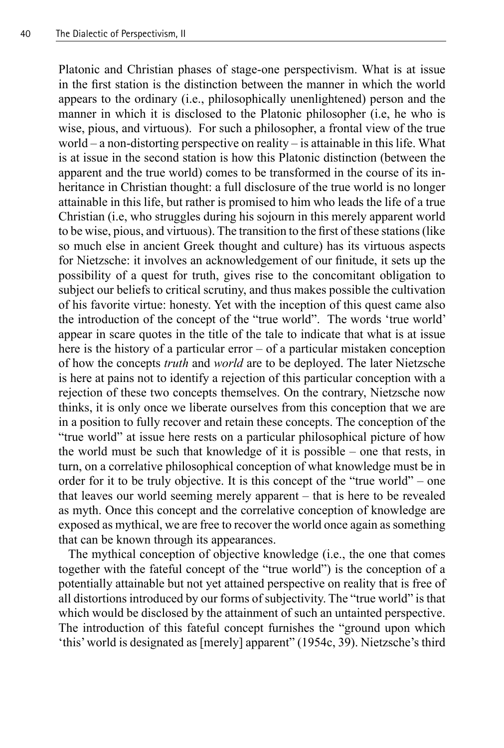Platonic and Christian phases of stage-one perspectivism. What is at issue in the first station is the distinction between the manner in which the world appears to the ordinary (i.e., philosophically unenlightened) person and the manner in which it is disclosed to the Platonic philosopher (i.e, he who is wise, pious, and virtuous). For such a philosopher, a frontal view of the true world – a non-distorting perspective on reality – is attainable in this life. What is at issue in the second station is how this Platonic distinction (between the apparent and the true world) comes to be transformed in the course of its inheritance in Christian thought: a full disclosure of the true world is no longer attainable in this life, but rather is promised to him who leads the life of a true Christian (i.e, who struggles during his sojourn in this merely apparent world to be wise, pious, and virtuous). The transition to the first of these stations (like so much else in ancient Greek thought and culture) has its virtuous aspects for Nietzsche: it involves an acknowledgement of our finitude, it sets up the possibility of a quest for truth, gives rise to the concomitant obligation to subject our beliefs to critical scrutiny, and thus makes possible the cultivation of his favorite virtue: honesty. Yet with the inception of this quest came also the introduction of the concept of the "true world". The words 'true world' appear in scare quotes in the title of the tale to indicate that what is at issue here is the history of a particular error – of a particular mistaken conception of how the concepts *truth* and *world* are to be deployed. The later Nietzsche is here at pains not to identify a rejection of this particular conception with a rejection of these two concepts themselves. On the contrary, Nietzsche now thinks, it is only once we liberate ourselves from this conception that we are in a position to fully recover and retain these concepts. The conception of the "true world" at issue here rests on a particular philosophical picture of how the world must be such that knowledge of it is possible – one that rests, in turn, on a correlative philosophical conception of what knowledge must be in order for it to be truly objective. It is this concept of the "true world" – one that leaves our world seeming merely apparent – that is here to be revealed as myth. Once this concept and the correlative conception of knowledge are exposed as mythical, we are free to recover the world once again as something that can be known through its appearances.

The mythical conception of objective knowledge (i.e., the one that comes together with the fateful concept of the "true world") is the conception of a potentially attainable but not yet attained perspective on reality that is free of all distortions introduced by our forms of subjectivity. The "true world" is that which would be disclosed by the attainment of such an untainted perspective. The introduction of this fateful concept furnishes the "ground upon which 'this' world is designated as [merely] apparent" (1954c, 39). Nietzsche's third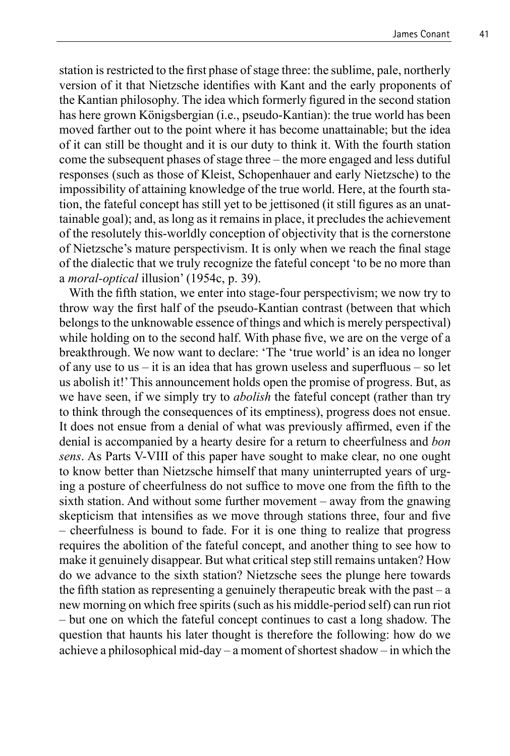station is restricted to the first phase of stage three: the sublime, pale, northerly version of it that Nietzsche identifies with Kant and the early proponents of the Kantian philosophy. The idea which formerly figured in the second station has here grown Königsbergian (i.e., pseudo-Kantian): the true world has been moved farther out to the point where it has become unattainable; but the idea of it can still be thought and it is our duty to think it. With the fourth station come the subsequent phases of stage three – the more engaged and less dutiful responses (such as those of Kleist, Schopenhauer and early Nietzsche) to the impossibility of attaining knowledge of the true world. Here, at the fourth station, the fateful concept has still yet to be jettisoned (it still figures as an unattainable goal); and, as long as it remains in place, it precludes the achievement of the resolutely this-worldly conception of objectivity that is the cornerstone of Nietzsche's mature perspectivism. It is only when we reach the final stage of the dialectic that we truly recognize the fateful concept 'to be no more than a *moral-optical* illusion' (1954c, p. 39).

With the fifth station, we enter into stage-four perspectivism; we now try to throw way the first half of the pseudo-Kantian contrast (between that which belongs to the unknowable essence of things and which is merely perspectival) while holding on to the second half. With phase five, we are on the verge of a breakthrough. We now want to declare: 'The 'true world' is an idea no longer of any use to us – it is an idea that has grown useless and superfluous – so let us abolish it!' This announcement holds open the promise of progress. But, as we have seen, if we simply try to *abolish* the fateful concept (rather than try to think through the consequences of its emptiness), progress does not ensue. It does not ensue from a denial of what was previously affirmed, even if the denial is accompanied by a hearty desire for a return to cheerfulness and *bon sens*. As Parts V-VIII of this paper have sought to make clear, no one ought to know better than Nietzsche himself that many uninterrupted years of urging a posture of cheerfulness do not suffice to move one from the fifth to the sixth station. And without some further movement – away from the gnawing skepticism that intensifies as we move through stations three, four and five – cheerfulness is bound to fade. For it is one thing to realize that progress requires the abolition of the fateful concept, and another thing to see how to make it genuinely disappear. But what critical step still remains untaken? How do we advance to the sixth station? Nietzsche sees the plunge here towards the fifth station as representing a genuinely therapeutic break with the past – a new morning on which free spirits (such as his middle-period self) can run riot – but one on which the fateful concept continues to cast a long shadow. The question that haunts his later thought is therefore the following: how do we achieve a philosophical mid-day – a moment of shortest shadow – in which the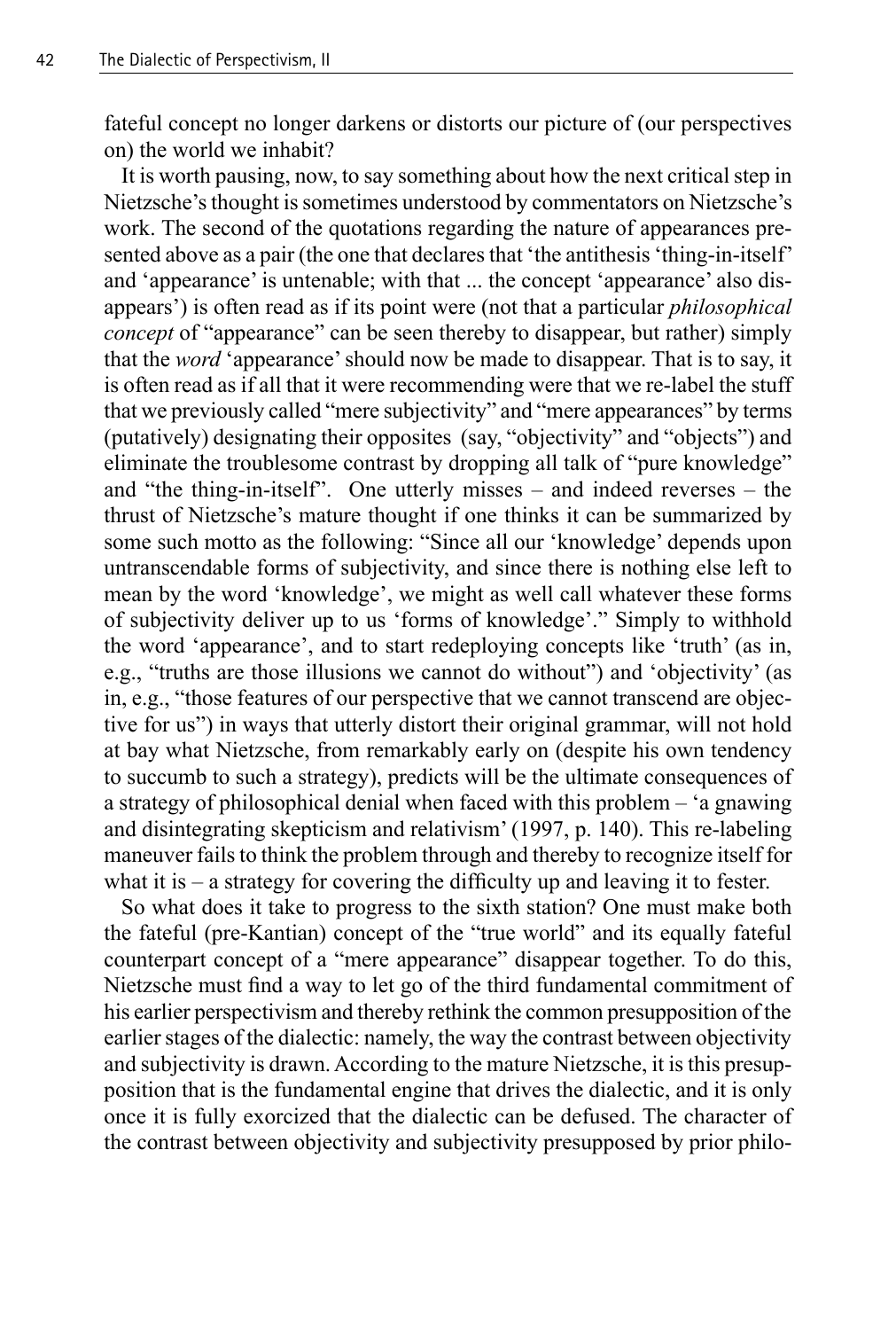fateful concept no longer darkens or distorts our picture of (our perspectives on) the world we inhabit?

It is worth pausing, now, to say something about how the next critical step in Nietzsche's thought is sometimes understood by commentators on Nietzsche's work. The second of the quotations regarding the nature of appearances presented above as a pair (the one that declares that 'the antithesis 'thing-in-itself' and 'appearance' is untenable; with that ... the concept 'appearance' also disappears') is often read as if its point were (not that a particular *philosophical concept* of "appearance" can be seen thereby to disappear, but rather) simply that the *word* 'appearance' should now be made to disappear. That is to say, it is often read as if all that it were recommending were that we re-label the stuff that we previously called "mere subjectivity" and "mere appearances" by terms (putatively) designating their opposites (say, "objectivity" and "objects") and eliminate the troublesome contrast by dropping all talk of "pure knowledge" and "the thing-in-itself". One utterly misses – and indeed reverses – the thrust of Nietzsche's mature thought if one thinks it can be summarized by some such motto as the following: "Since all our 'knowledge' depends upon untranscendable forms of subjectivity, and since there is nothing else left to mean by the word 'knowledge', we might as well call whatever these forms of subjectivity deliver up to us 'forms of knowledge'." Simply to withhold the word 'appearance', and to start redeploying concepts like 'truth' (as in, e.g., "truths are those illusions we cannot do without") and 'objectivity' (as in, e.g., "those features of our perspective that we cannot transcend are objective for us") in ways that utterly distort their original grammar, will not hold at bay what Nietzsche, from remarkably early on (despite his own tendency to succumb to such a strategy), predicts will be the ultimate consequences of a strategy of philosophical denial when faced with this problem – 'a gnawing and disintegrating skepticism and relativism' (1997, p. 140). This re-labeling maneuver fails to think the problem through and thereby to recognize itself for what it is – a strategy for covering the difficulty up and leaving it to fester.

So what does it take to progress to the sixth station? One must make both the fateful (pre-Kantian) concept of the "true world" and its equally fateful counterpart concept of a "mere appearance" disappear together. To do this, Nietzsche must find a way to let go of the third fundamental commitment of his earlier perspectivism and thereby rethink the common presupposition of the earlier stages of the dialectic: namely, the way the contrast between objectivity and subjectivity is drawn. According to the mature Nietzsche, it is this presupposition that is the fundamental engine that drives the dialectic, and it is only once it is fully exorcized that the dialectic can be defused. The character of the contrast between objectivity and subjectivity presupposed by prior philo-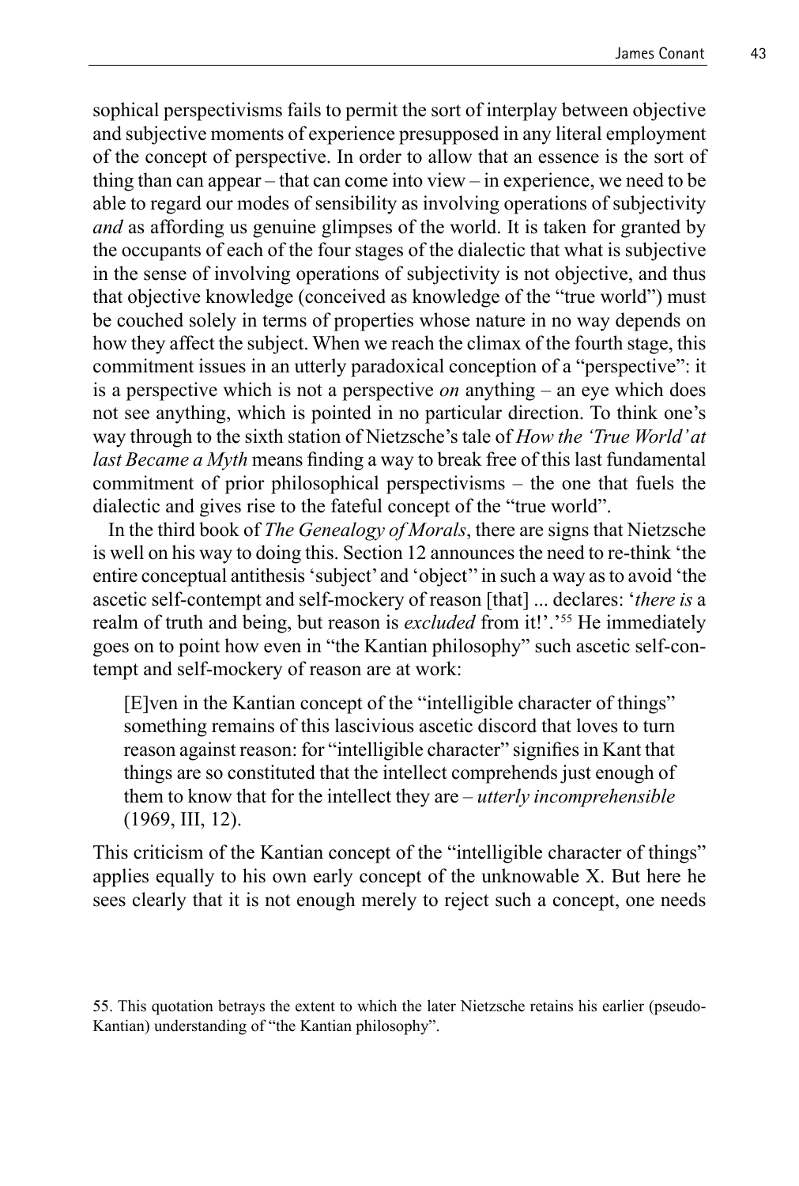sophical perspectivisms fails to permit the sort of interplay between objective and subjective moments of experience presupposed in any literal employment of the concept of perspective. In order to allow that an essence is the sort of thing than can appear – that can come into view – in experience, we need to be able to regard our modes of sensibility as involving operations of subjectivity *and* as affording us genuine glimpses of the world. It is taken for granted by the occupants of each of the four stages of the dialectic that what is subjective in the sense of involving operations of subjectivity is not objective, and thus that objective knowledge (conceived as knowledge of the "true world") must be couched solely in terms of properties whose nature in no way depends on how they affect the subject. When we reach the climax of the fourth stage, this commitment issues in an utterly paradoxical conception of a "perspective": it is a perspective which is not a perspective *on* anything – an eye which does not see anything, which is pointed in no particular direction. To think one's way through to the sixth station of Nietzsche's tale of *How the 'True World' at last Became a Myth* means finding a way to break free of this last fundamental commitment of prior philosophical perspectivisms – the one that fuels the dialectic and gives rise to the fateful concept of the "true world".

In the third book of *The Genealogy of Morals*, there are signs that Nietzsche is well on his way to doing this. Section 12 announces the need to re-think 'the entire conceptual antithesis 'subject' and 'object'' in such a way as to avoid 'the ascetic self-contempt and self-mockery of reason [that] ... declares: '*there is* a realm of truth and being, but reason is *excluded* from it!'.'[55] He immediately goes on to point how even in "the Kantian philosophy" such ascetic self-contempt and self-mockery of reason are at work:

> [E]ven in the Kantian concept of the "intelligible character of things" something remains of this lascivious ascetic discord that loves to turn reason against reason: for "intelligible character" signifies in Kant that things are so constituted that the intellect comprehends just enough of them to know that for the intellect they are – *utterly incomprehensible* (1969, III, 12).

This criticism of the Kantian concept of the "intelligible character of things" applies equally to his own early concept of the unknowable X. But here he sees clearly that it is not enough merely to reject such a concept, one needs

55. This quotation betrays the extent to which the later Nietzsche retains his earlier (pseudo-Kantian) understanding of "the Kantian philosophy".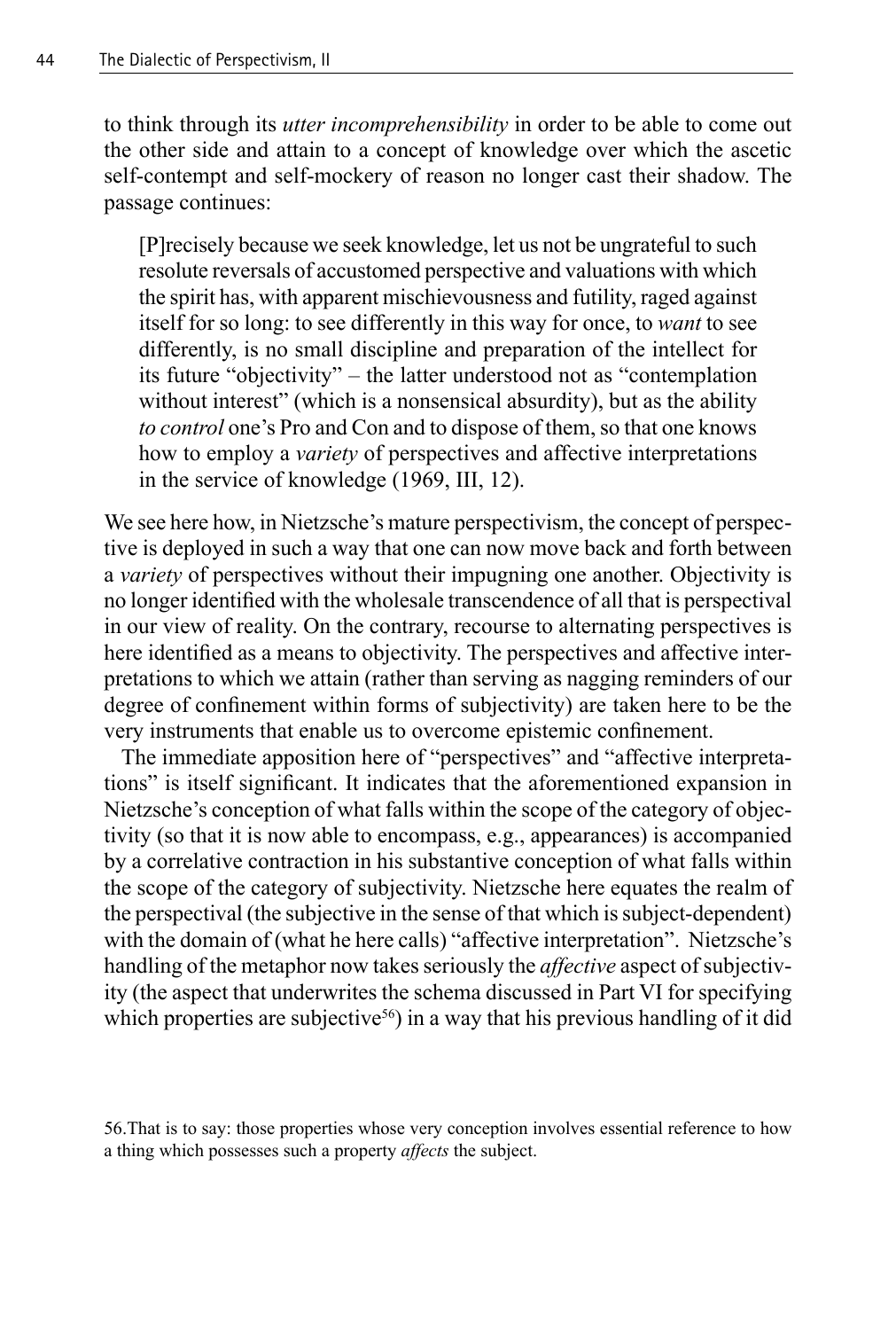to think through its *utter incomprehensibility* in order to be able to come out the other side and attain to a concept of knowledge over which the ascetic self-contempt and self-mockery of reason no longer cast their shadow. The passage continues:

> [P]recisely because we seek knowledge, let us not be ungrateful to such resolute reversals of accustomed perspective and valuations with which the spirit has, with apparent mischievousness and futility, raged against itself for so long: to see differently in this way for once, to *want* to see differently, is no small discipline and preparation of the intellect for its future "objectivity" – the latter understood not as "contemplation without interest" (which is a nonsensical absurdity), but as the ability *to control* one's Pro and Con and to dispose of them, so that one knows how to employ a *variety* of perspectives and affective interpretations in the service of knowledge (1969, III, 12).

We see here how, in Nietzsche's mature perspectivism, the concept of perspective is deployed in such a way that one can now move back and forth between a *variety* of perspectives without their impugning one another. Objectivity is no longer identified with the wholesale transcendence of all that is perspectival in our view of reality. On the contrary, recourse to alternating perspectives is here identified as a means to objectivity. The perspectives and affective interpretations to which we attain (rather than serving as nagging reminders of our degree of confinement within forms of subjectivity) are taken here to be the very instruments that enable us to overcome epistemic confinement.

The immediate apposition here of "perspectives" and "affective interpretations" is itself significant. It indicates that the aforementioned expansion in Nietzsche's conception of what falls within the scope of the category of objectivity (so that it is now able to encompass, e.g., appearances) is accompanied by a correlative contraction in his substantive conception of what falls within the scope of the category of subjectivity. Nietzsche here equates the realm of the perspectival (the subjective in the sense of that which is subject-dependent) with the domain of (what he here calls) "affective interpretation". Nietzsche's handling of the metaphor now takes seriously the *affective* aspect of subjectivity (the aspect that underwrites the schema discussed in Part VI for specifying which properties are subjective[56]) in a way that his previous handling of it did

56. That is to say: those properties whose very conception involves essential reference to how a thing which possesses such a property *affects* the subject.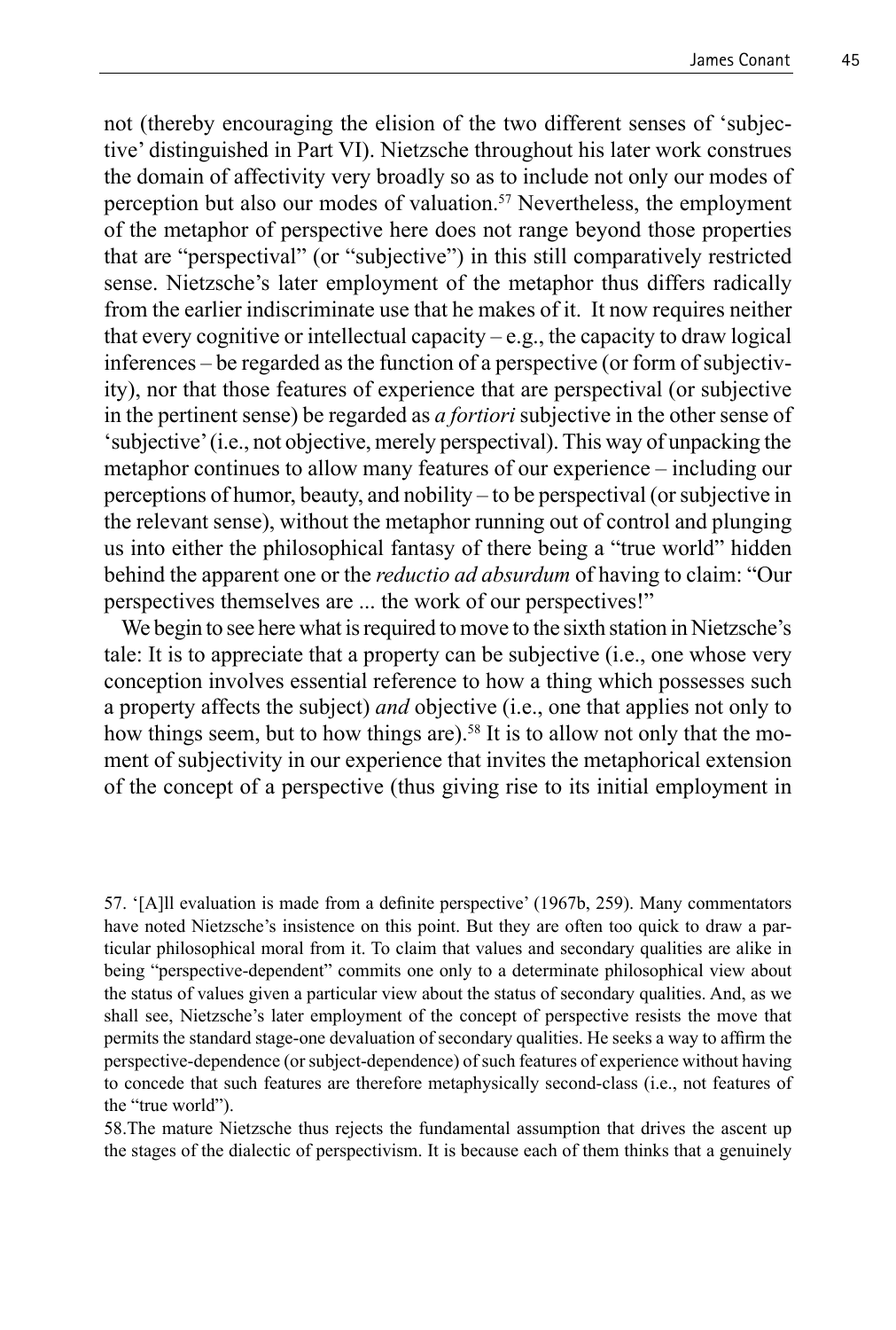not (thereby encouraging the elision of the two different senses of 'subjective' distinguished in Part VI). Nietzsche throughout his later work construes the domain of affectivity very broadly so as to include not only our modes of perception but also our modes of valuation.[57] Nevertheless, the employment of the metaphor of perspective here does not range beyond those properties that are "perspectival" (or "subjective") in this still comparatively restricted sense. Nietzsche's later employment of the metaphor thus differs radically from the earlier indiscriminate use that he makes of it. It now requires neither that every cognitive or intellectual capacity – e.g., the capacity to draw logical inferences – be regarded as the function of a perspective (or form of subjectivity), nor that those features of experience that are perspectival (or subjective in the pertinent sense) be regarded as *a fortiori* subjective in the other sense of 'subjective' (i.e., not objective, merely perspectival). This way of unpacking the metaphor continues to allow many features of our experience – including our perceptions of humor, beauty, and nobility – to be perspectival (or subjective in the relevant sense), without the metaphor running out of control and plunging us into either the philosophical fantasy of there being a "true world" hidden behind the apparent one or the *reductio ad absurdum* of having to claim: "Our perspectives themselves are ... the work of our perspectives!"

We begin to see here what is required to move to the sixth station in Nietzsche's tale: It is to appreciate that a property can be subjective (i.e., one whose very conception involves essential reference to how a thing which possesses such a property affects the subject) *and* objective (i.e., one that applies not only to how things seem, but to how things are).[58] It is to allow not only that the moment of subjectivity in our experience that invites the metaphorical extension of the concept of a perspective (thus giving rise to its initial employment in

57. '[A]ll evaluation is made from a definite perspective' (1967b, 259). Many commentators have noted Nietzsche's insistence on this point. But they are often too quick to draw a particular philosophical moral from it. To claim that values and secondary qualities are alike in being "perspective-dependent" commits one only to a determinate philosophical view about the status of values given a particular view about the status of secondary qualities. And, as we shall see, Nietzsche's later employment of the concept of perspective resists the move that permits the standard stage-one devaluation of secondary qualities. He seeks a way to affirm the perspective-dependence (or subject-dependence) of such features of experience without having to concede that such features are therefore metaphysically second-class (i.e., not features of the "true world").

58. The mature Nietzsche thus rejects the fundamental assumption that drives the ascent up the stages of the dialectic of perspectivism. It is because each of them thinks that a genuinely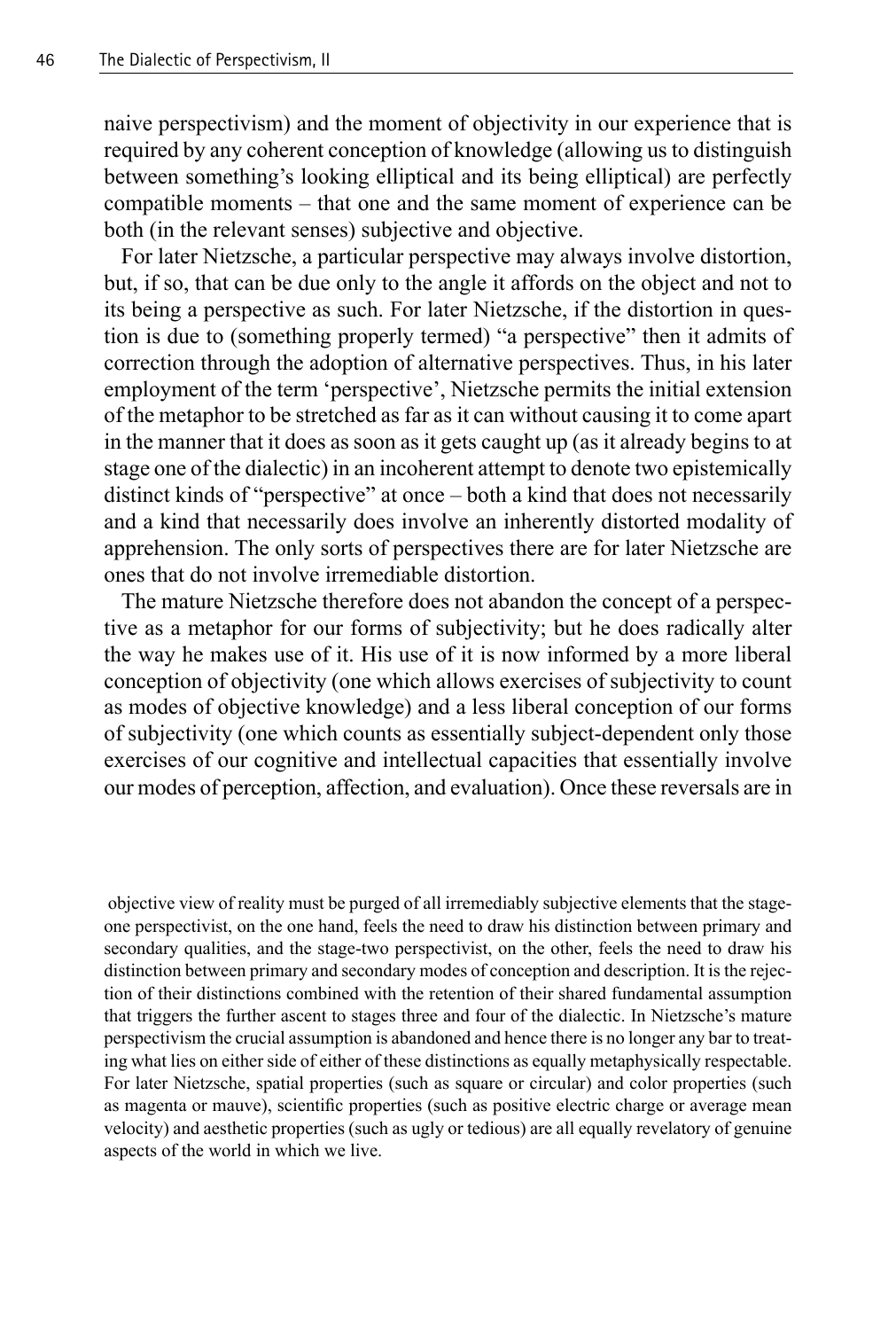naive perspectivism) and the moment of objectivity in our experience that is required by any coherent conception of knowledge (allowing us to distinguish between something's looking elliptical and its being elliptical) are perfectly compatible moments – that one and the same moment of experience can be both (in the relevant senses) subjective and objective.

For later Nietzsche, a particular perspective may always involve distortion, but, if so, that can be due only to the angle it affords on the object and not to its being a perspective as such. For later Nietzsche, if the distortion in question is due to (something properly termed) "a perspective" then it admits of correction through the adoption of alternative perspectives. Thus, in his later employment of the term 'perspective', Nietzsche permits the initial extension of the metaphor to be stretched as far as it can without causing it to come apart in the manner that it does as soon as it gets caught up (as it already begins to at stage one of the dialectic) in an incoherent attempt to denote two epistemically distinct kinds of "perspective" at once – both a kind that does not necessarily and a kind that necessarily does involve an inherently distorted modality of apprehension. The only sorts of perspectives there are for later Nietzsche are ones that do not involve irremediable distortion.

The mature Nietzsche therefore does not abandon the concept of a perspective as a metaphor for our forms of subjectivity; but he does radically alter the way he makes use of it. His use of it is now informed by a more liberal conception of objectivity (one which allows exercises of subjectivity to count as modes of objective knowledge) and a less liberal conception of our forms of subjectivity (one which counts as essentially subject-dependent only those exercises of our cognitive and intellectual capacities that essentially involve our modes of perception, affection, and evaluation). Once these reversals are in

objective view of reality must be purged of all irremediably subjective elements that the stage-one perspectivist, on the one hand, feels the need to draw his distinction between primary and secondary qualities, and the stage-two perspectivist, on the other, feels the need to draw his distinction between primary and secondary modes of conception and description. It is the rejection of their distinctions combined with the retention of their shared fundamental assumption that triggers the further ascent to stages three and four of the dialectic. In Nietzsche's mature perspectivism the crucial assumption is abandoned and hence there is no longer any bar to treating what lies on either side of either of these distinctions as equally metaphysically respectable. For later Nietzsche, spatial properties (such as square or circular) and color properties (such as magenta or mauve), scientific properties (such as positive electric charge or average mean velocity) and aesthetic properties (such as ugly or tedious) are all equally revelatory of genuine aspects of the world in which we live.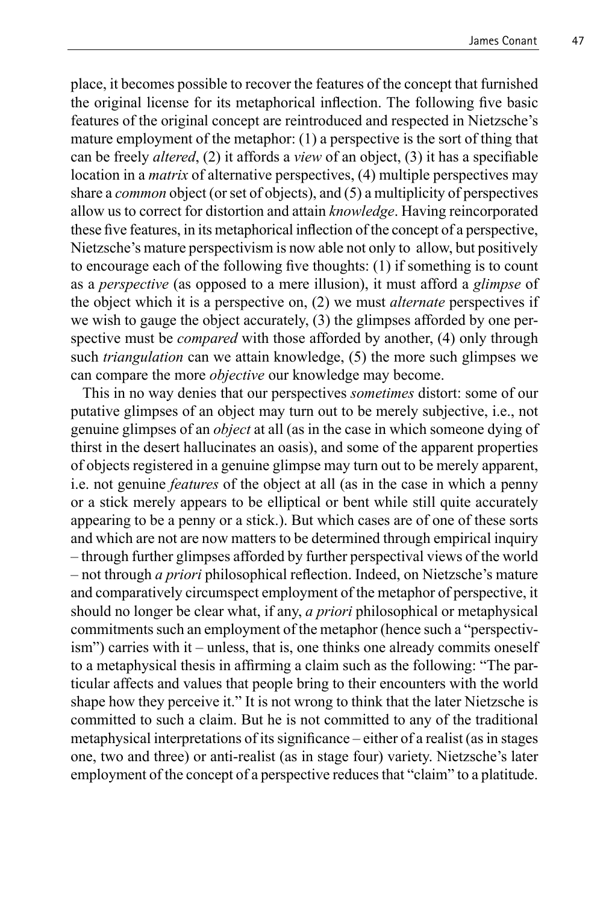place, it becomes possible to recover the features of the concept that furnished the original license for its metaphorical inflection. The following five basic features of the original concept are reintroduced and respected in Nietzsche's mature employment of the metaphor: (1) a perspective is the sort of thing that can be freely *altered*, (2) it affords a *view* of an object, (3) it has a specifiable location in a *matrix* of alternative perspectives, (4) multiple perspectives may share a *common* object (or set of objects), and (5) a multiplicity of perspectives allow us to correct for distortion and attain *knowledge*. Having reincorporated these five features, in its metaphorical inflection of the concept of a perspective, Nietzsche's mature perspectivism is now able not only to allow, but positively to encourage each of the following five thoughts: (1) if something is to count as a *perspective* (as opposed to a mere illusion), it must afford a *glimpse* of the object which it is a perspective on, (2) we must *alternate* perspectives if we wish to gauge the object accurately, (3) the glimpses afforded by one perspective must be *compared* with those afforded by another, (4) only through such *triangulation* can we attain knowledge, (5) the more such glimpses we can compare the more *objective* our knowledge may become.

This in no way denies that our perspectives *sometimes* distort: some of our putative glimpses of an object may turn out to be merely subjective, i.e., not genuine glimpses of an *object* at all (as in the case in which someone dying of thirst in the desert hallucinates an oasis), and some of the apparent properties of objects registered in a genuine glimpse may turn out to be merely apparent, i.e. not genuine *features* of the object at all (as in the case in which a penny or a stick merely appears to be elliptical or bent while still quite accurately appearing to be a penny or a stick.). But which cases are of one of these sorts and which are not are now matters to be determined through empirical inquiry – through further glimpses afforded by further perspectival views of the world – not through *a priori* philosophical reflection. Indeed, on Nietzsche's mature and comparatively circumspect employment of the metaphor of perspective, it should no longer be clear what, if any, *a priori* philosophical or metaphysical commitments such an employment of the metaphor (hence such a "perspectivism") carries with it – unless, that is, one thinks one already commits oneself to a metaphysical thesis in affirming a claim such as the following: "The particular affects and values that people bring to their encounters with the world shape how they perceive it." It is not wrong to think that the later Nietzsche is committed to such a claim. But he is not committed to any of the traditional metaphysical interpretations of its significance – either of a realist (as in stages one, two and three) or anti-realist (as in stage four) variety. Nietzsche's later employment of the concept of a perspective reduces that "claim" to a platitude.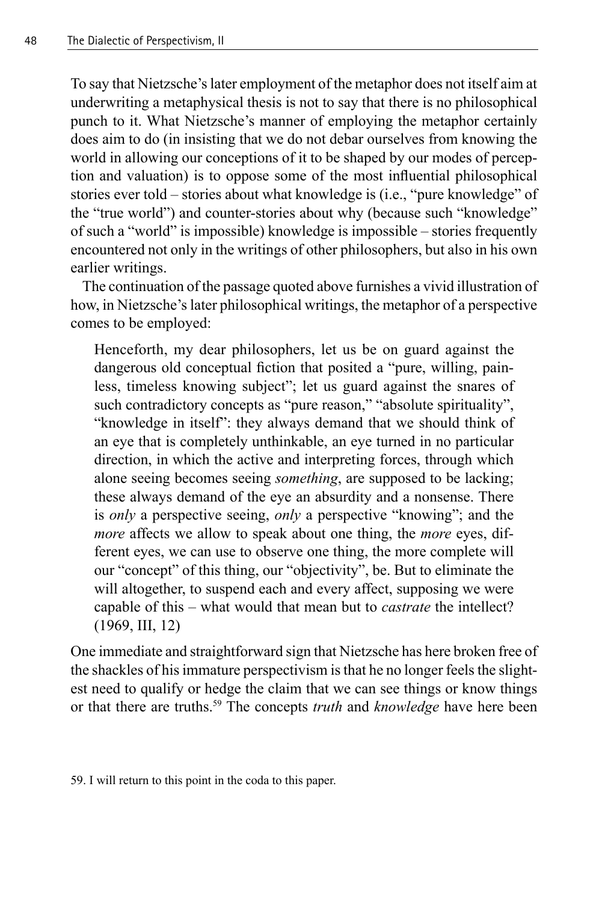To say that Nietzsche's later employment of the metaphor does not itself aim at underwriting a metaphysical thesis is not to say that there is no philosophical punch to it. What Nietzsche's manner of employing the metaphor certainly does aim to do (in insisting that we do not debar ourselves from knowing the world in allowing our conceptions of it to be shaped by our modes of perception and valuation) is to oppose some of the most influential philosophical stories ever told – stories about what knowledge is (i.e., "pure knowledge" of the "true world") and counter-stories about why (because such "knowledge" of such a "world" is impossible) knowledge is impossible – stories frequently encountered not only in the writings of other philosophers, but also in his own earlier writings.

The continuation of the passage quoted above furnishes a vivid illustration of how, in Nietzsche's later philosophical writings, the metaphor of a perspective comes to be employed:

> Henceforth, my dear philosophers, let us be on guard against the dangerous old conceptual fiction that posited a "pure, willing, painless, timeless knowing subject"; let us guard against the snares of such contradictory concepts as "pure reason," "absolute spirituality", "knowledge in itself": they always demand that we should think of an eye that is completely unthinkable, an eye turned in no particular direction, in which the active and interpreting forces, through which alone seeing becomes seeing *something*, are supposed to be lacking; these always demand of the eye an absurdity and a nonsense. There is *only* a perspective seeing, *only* a perspective "knowing"; and the *more* affects we allow to speak about one thing, the *more* eyes, different eyes, we can use to observe one thing, the more complete will our "concept" of this thing, our "objectivity", be. But to eliminate the will altogether, to suspend each and every affect, supposing we were capable of this – what would that mean but to *castrate* the intellect? (1969, III, 12)

One immediate and straightforward sign that Nietzsche has here broken free of the shackles of his immature perspectivism is that he no longer feels the slightest need to qualify or hedge the claim that we can see things or know things or that there are truths.[59] The concepts *truth* and *knowledge* have here been

59. I will return to this point in the coda to this paper.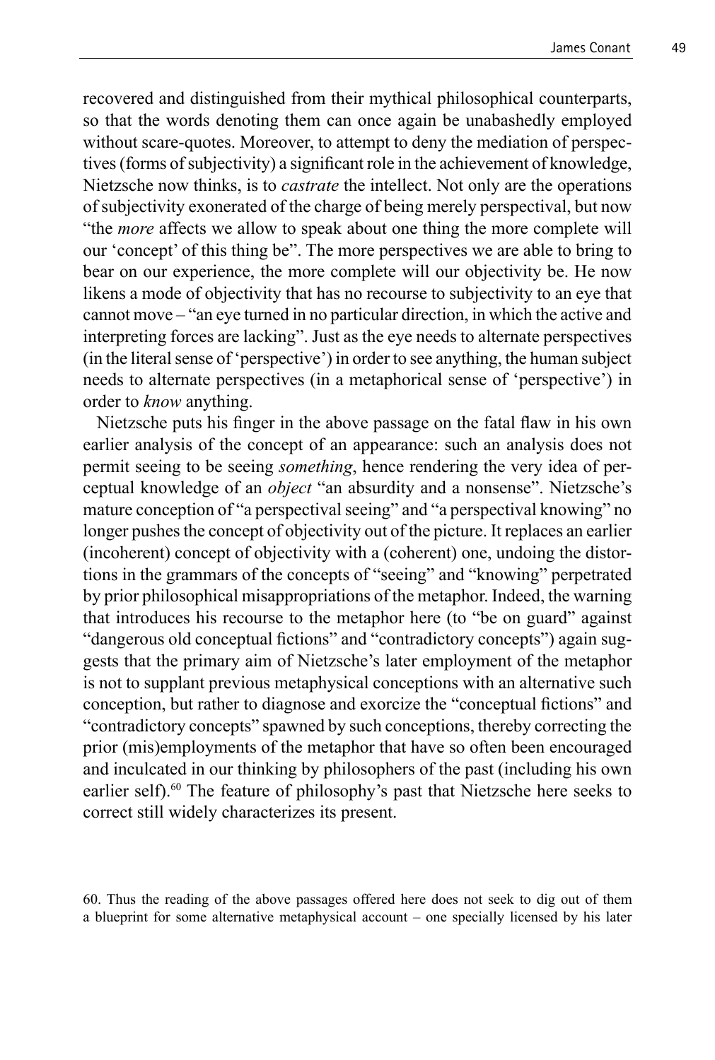recovered and distinguished from their mythical philosophical counterparts, so that the words denoting them can once again be unabashedly employed without scare-quotes. Moreover, to attempt to deny the mediation of perspectives (forms of subjectivity) a significant role in the achievement of knowledge, Nietzsche now thinks, is to *castrate* the intellect. Not only are the operations of subjectivity exonerated of the charge of being merely perspectival, but now "the *more* affects we allow to speak about one thing the more complete will our 'concept' of this thing be". The more perspectives we are able to bring to bear on our experience, the more complete will our objectivity be. He now likens a mode of objectivity that has no recourse to subjectivity to an eye that cannot move – "an eye turned in no particular direction, in which the active and interpreting forces are lacking". Just as the eye needs to alternate perspectives (in the literal sense of 'perspective') in order to see anything, the human subject needs to alternate perspectives (in a metaphorical sense of 'perspective') in order to *know* anything.

Nietzsche puts his finger in the above passage on the fatal flaw in his own earlier analysis of the concept of an appearance: such an analysis does not permit seeing to be seeing *something*, hence rendering the very idea of perceptual knowledge of an *object* "an absurdity and a nonsense". Nietzsche's mature conception of "a perspectival seeing" and "a perspectival knowing" no longer pushes the concept of objectivity out of the picture. It replaces an earlier (incoherent) concept of objectivity with a (coherent) one, undoing the distortions in the grammars of the concepts of "seeing" and "knowing" perpetrated by prior philosophical misappropriations of the metaphor. Indeed, the warning that introduces his recourse to the metaphor here (to "be on guard" against "dangerous old conceptual fictions" and "contradictory concepts") again suggests that the primary aim of Nietzsche's later employment of the metaphor is not to supplant previous metaphysical conceptions with an alternative such conception, but rather to diagnose and exorcize the "conceptual fictions" and "contradictory concepts" spawned by such conceptions, thereby correcting the prior (mis)employments of the metaphor that have so often been encouraged and inculcated in our thinking by philosophers of the past (including his own earlier self).[60] The feature of philosophy's past that Nietzsche here seeks to correct still widely characterizes its present.

60. Thus the reading of the above passages offered here does not seek to dig out of them a blueprint for some alternative metaphysical account – one specially licensed by his later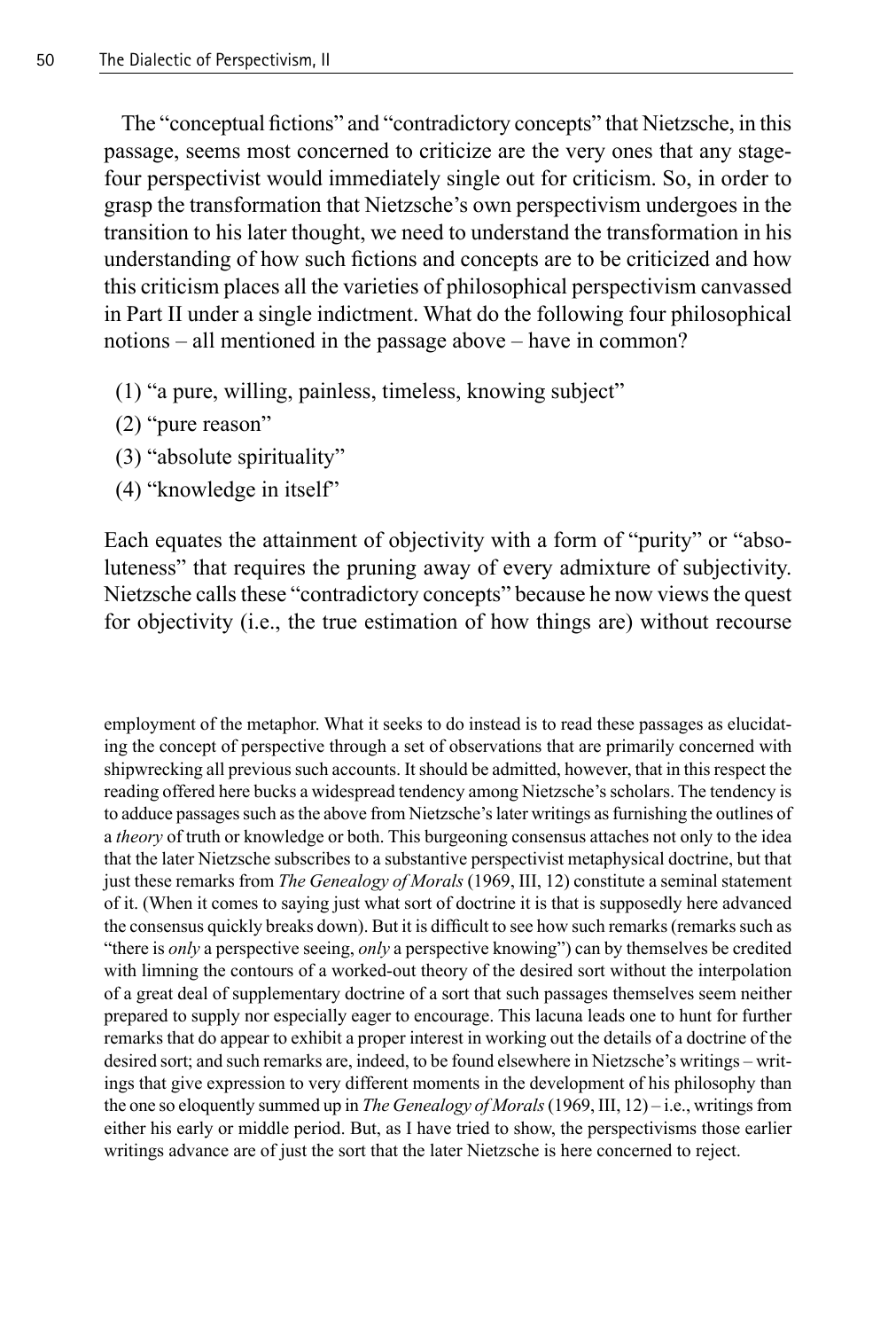The "conceptual fictions" and "contradictory concepts" that Nietzsche, in this passage, seems most concerned to criticize are the very ones that any stage-four perspectivist would immediately single out for criticism. So, in order to grasp the transformation that Nietzsche's own perspectivism undergoes in the transition to his later thought, we need to understand the transformation in his understanding of how such fictions and concepts are to be criticized and how this criticism places all the varieties of philosophical perspectivism canvassed in Part II under a single indictment. What do the following four philosophical notions – all mentioned in the passage above – have in common?

(1) "a pure, willing, painless, timeless, knowing subject"
(2) "pure reason"
(3) "absolute spirituality"
(4) "knowledge in itself"

Each equates the attainment of objectivity with a form of "purity" or "absoluteness" that requires the pruning away of every admixture of subjectivity. Nietzsche calls these "contradictory concepts" because he now views the quest for objectivity (i.e., the true estimation of how things are) without recourse

employment of the metaphor. What it seeks to do instead is to read these passages as elucidating the concept of perspective through a set of observations that are primarily concerned with shipwrecking all previous such accounts. It should be admitted, however, that in this respect the reading offered here bucks a widespread tendency among Nietzsche's scholars. The tendency is to adduce passages such as the above from Nietzsche's later writings as furnishing the outlines of a *theory* of truth or knowledge or both. This burgeoning consensus attaches not only to the idea that the later Nietzsche subscribes to a substantive perspectivist metaphysical doctrine, but that just these remarks from *The Genealogy of Morals* (1969, III, 12) constitute a seminal statement of it. (When it comes to saying just what sort of doctrine it is that is supposedly here advanced the consensus quickly breaks down). But it is difficult to see how such remarks (remarks such as "there is *only* a perspective seeing, *only* a perspective knowing") can by themselves be credited with limning the contours of a worked-out theory of the desired sort without the interpolation of a great deal of supplementary doctrine of a sort that such passages themselves seem neither prepared to supply nor especially eager to encourage. This lacuna leads one to hunt for further remarks that do appear to exhibit a proper interest in working out the details of a doctrine of the desired sort; and such remarks are, indeed, to be found elsewhere in Nietzsche's writings – writings that give expression to very different moments in the development of his philosophy than the one so eloquently summed up in *The Genealogy of Morals* (1969, III, 12) – i.e., writings from either his early or middle period. But, as I have tried to show, the perspectivisms those earlier writings advance are of just the sort that the later Nietzsche is here concerned to reject.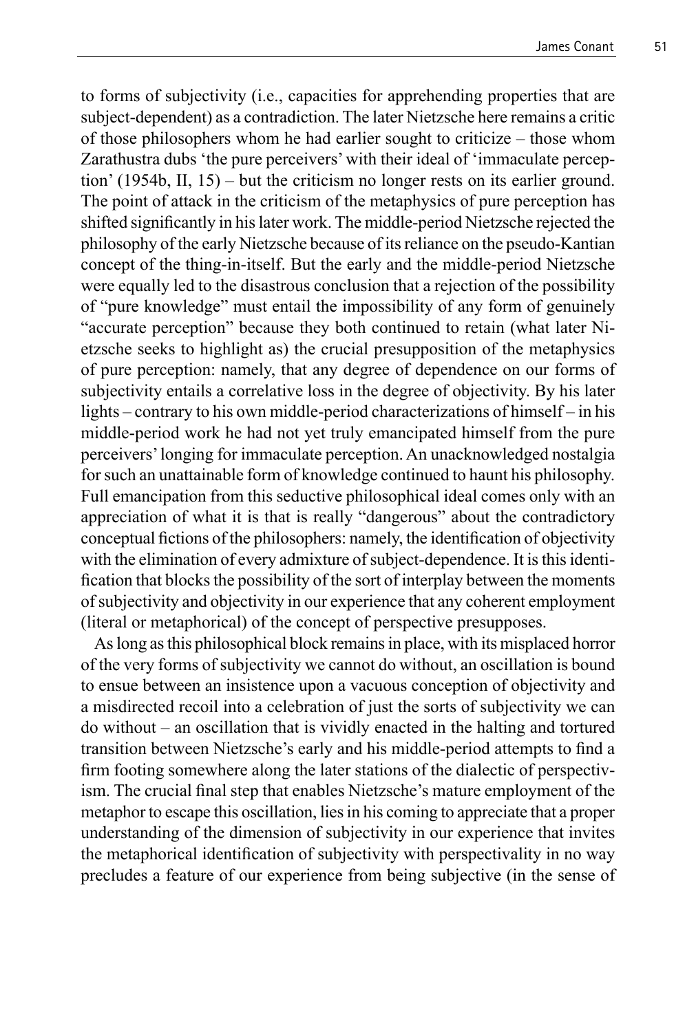to forms of subjectivity (i.e., capacities for apprehending properties that are subject-dependent) as a contradiction. The later Nietzsche here remains a critic of those philosophers whom he had earlier sought to criticize – those whom Zarathustra dubs 'the pure perceivers' with their ideal of 'immaculate perception' (1954b, II, 15) – but the criticism no longer rests on its earlier ground. The point of attack in the criticism of the metaphysics of pure perception has shifted significantly in his later work. The middle-period Nietzsche rejected the philosophy of the early Nietzsche because of its reliance on the pseudo-Kantian concept of the thing-in-itself. But the early and the middle-period Nietzsche were equally led to the disastrous conclusion that a rejection of the possibility of "pure knowledge" must entail the impossibility of any form of genuinely "accurate perception" because they both continued to retain (what later Nietzsche seeks to highlight as) the crucial presupposition of the metaphysics of pure perception: namely, that any degree of dependence on our forms of subjectivity entails a correlative loss in the degree of objectivity. By his later lights – contrary to his own middle-period characterizations of himself – in his middle-period work he had not yet truly emancipated himself from the pure perceivers' longing for immaculate perception. An unacknowledged nostalgia for such an unattainable form of knowledge continued to haunt his philosophy. Full emancipation from this seductive philosophical ideal comes only with an appreciation of what it is that is really "dangerous" about the contradictory conceptual fictions of the philosophers: namely, the identification of objectivity with the elimination of every admixture of subject-dependence. It is this identification that blocks the possibility of the sort of interplay between the moments of subjectivity and objectivity in our experience that any coherent employment (literal or metaphorical) of the concept of perspective presupposes.

As long as this philosophical block remains in place, with its misplaced horror of the very forms of subjectivity we cannot do without, an oscillation is bound to ensue between an insistence upon a vacuous conception of objectivity and a misdirected recoil into a celebration of just the sorts of subjectivity we can do without – an oscillation that is vividly enacted in the halting and tortured transition between Nietzsche's early and his middle-period attempts to find a firm footing somewhere along the later stations of the dialectic of perspectivism. The crucial final step that enables Nietzsche's mature employment of the metaphor to escape this oscillation, lies in his coming to appreciate that a proper understanding of the dimension of subjectivity in our experience that invites the metaphorical identification of subjectivity with perspectivality in no way precludes a feature of our experience from being subjective (in the sense of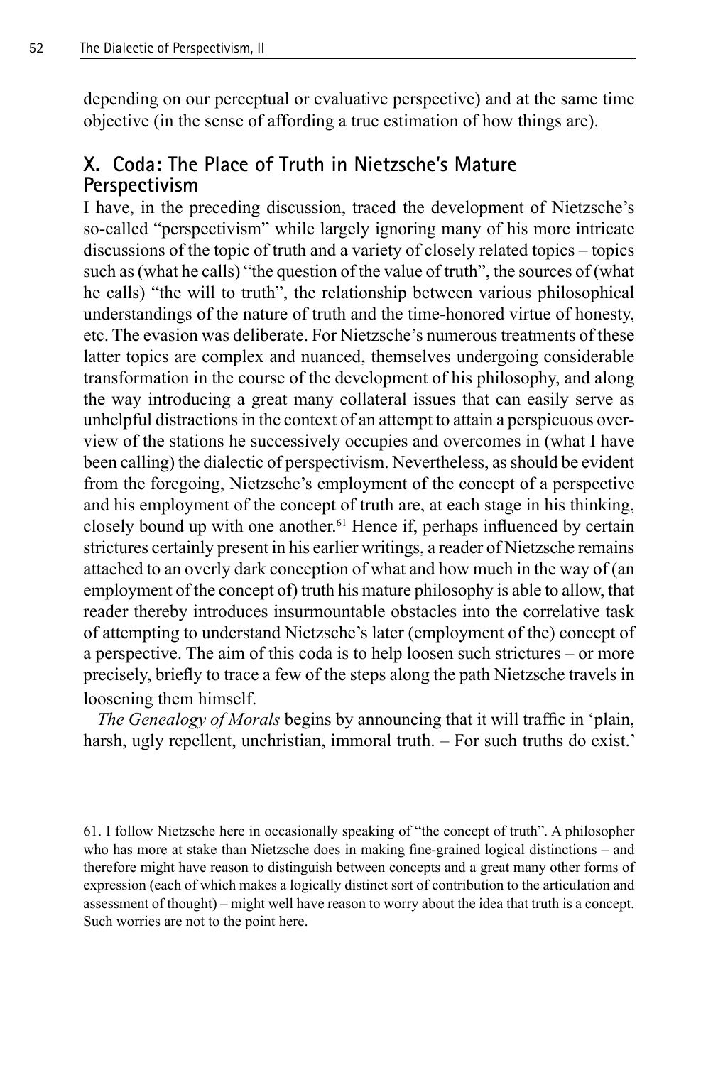depending on our perceptual or evaluative perspective) and at the same time objective (in the sense of affording a true estimation of how things are).

## X. Coda: The Place of Truth in Nietzsche's Mature Perspectivism

I have, in the preceding discussion, traced the development of Nietzsche's so-called "perspectivism" while largely ignoring many of his more intricate discussions of the topic of truth and a variety of closely related topics – topics such as (what he calls) "the question of the value of truth", the sources of (what he calls) "the will to truth", the relationship between various philosophical understandings of the nature of truth and the time-honored virtue of honesty, etc. The evasion was deliberate. For Nietzsche's numerous treatments of these latter topics are complex and nuanced, themselves undergoing considerable transformation in the course of the development of his philosophy, and along the way introducing a great many collateral issues that can easily serve as unhelpful distractions in the context of an attempt to attain a perspicuous overview of the stations he successively occupies and overcomes in (what I have been calling) the dialectic of perspectivism. Nevertheless, as should be evident from the foregoing, Nietzsche's employment of the concept of a perspective and his employment of the concept of truth are, at each stage in his thinking, closely bound up with one another.[61] Hence if, perhaps influenced by certain strictures certainly present in his earlier writings, a reader of Nietzsche remains attached to an overly dark conception of what and how much in the way of (an employment of the concept of) truth his mature philosophy is able to allow, that reader thereby introduces insurmountable obstacles into the correlative task of attempting to understand Nietzsche's later (employment of the) concept of a perspective. The aim of this coda is to help loosen such strictures – or more precisely, briefly to trace a few of the steps along the path Nietzsche travels in loosening them himself.

*The Genealogy of Morals* begins by announcing that it will traffic in 'plain, harsh, ugly repellent, unchristian, immoral truth. – For such truths do exist.'

61. I follow Nietzsche here in occasionally speaking of "the concept of truth". A philosopher who has more at stake than Nietzsche does in making fine-grained logical distinctions – and therefore might have reason to distinguish between concepts and a great many other forms of expression (each of which makes a logically distinct sort of contribution to the articulation and assessment of thought) – might well have reason to worry about the idea that truth is a concept. Such worries are not to the point here.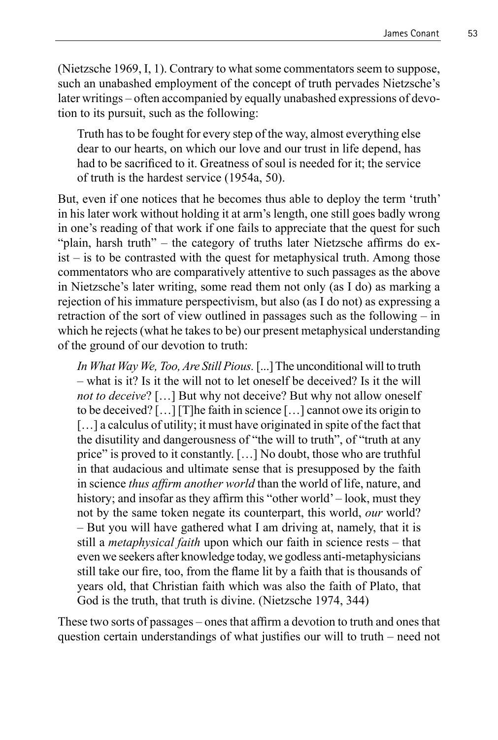(Nietzsche 1969, I, 1). Contrary to what some commentators seem to suppose, such an unabashed employment of the concept of truth pervades Nietzsche's later writings – often accompanied by equally unabashed expressions of devotion to its pursuit, such as the following:

> Truth has to be fought for every step of the way, almost everything else dear to our hearts, on which our love and our trust in life depend, has had to be sacrificed to it. Greatness of soul is needed for it; the service of truth is the hardest service (1954a, 50).

But, even if one notices that he becomes thus able to deploy the term 'truth' in his later work without holding it at arm's length, one still goes badly wrong in one's reading of that work if one fails to appreciate that the quest for such "plain, harsh truth" – the category of truths later Nietzsche affirms do exist – is to be contrasted with the quest for metaphysical truth. Among those commentators who are comparatively attentive to such passages as the above in Nietzsche's later writing, some read them not only (as I do) as marking a rejection of his immature perspectivism, but also (as I do not) as expressing a retraction of the sort of view outlined in passages such as the following – in which he rejects (what he takes to be) our present metaphysical understanding of the ground of our devotion to truth:

> *In What Way We, Too, Are Still Pious.* [...] The unconditional will to truth – what is it? Is it the will not to let oneself be deceived? Is it the will *not to deceive*? […] But why not deceive? But why not allow oneself to be deceived? […] [T]he faith in science […] cannot owe its origin to […] a calculus of utility; it must have originated in spite of the fact that the disutility and dangerousness of "the will to truth", of "truth at any price" is proved to it constantly. […] No doubt, those who are truthful in that audacious and ultimate sense that is presupposed by the faith in science *thus affirm another world* than the world of life, nature, and history; and insofar as they affirm this "other world' – look, must they not by the same token negate its counterpart, this world, *our* world? – But you will have gathered what I am driving at, namely, that it is still a *metaphysical faith* upon which our faith in science rests – that even we seekers after knowledge today, we godless anti-metaphysicians still take our fire, too, from the flame lit by a faith that is thousands of years old, that Christian faith which was also the faith of Plato, that God is the truth, that truth is divine. (Nietzsche 1974, 344)

These two sorts of passages – ones that affirm a devotion to truth and ones that question certain understandings of what justifies our will to truth – need not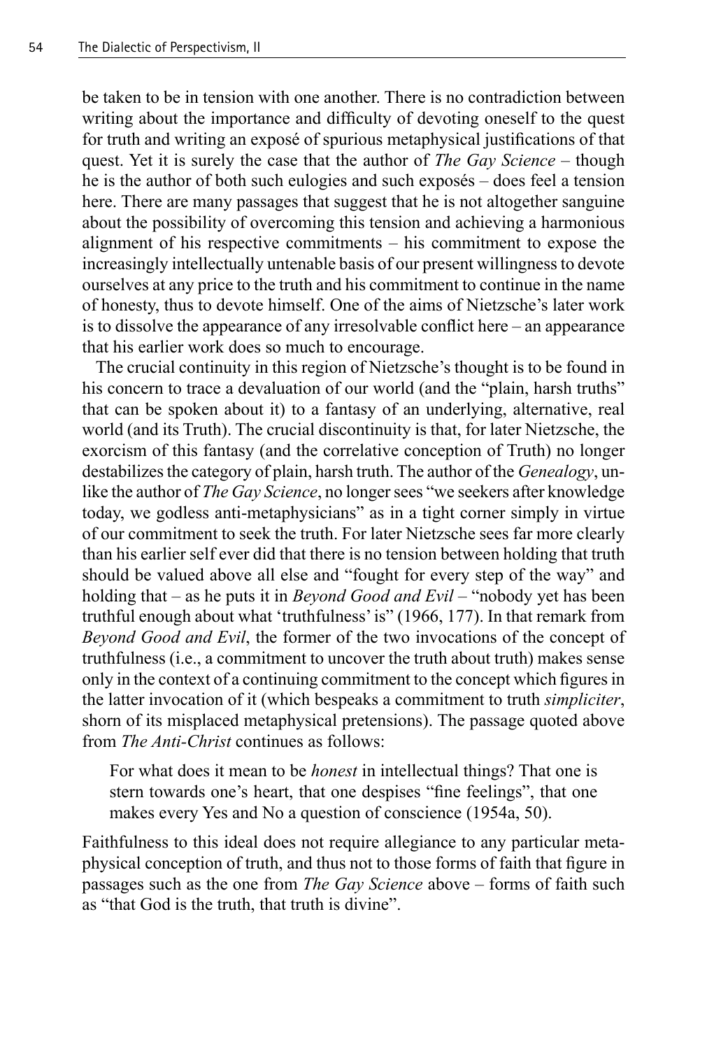be taken to be in tension with one another. There is no contradiction between writing about the importance and difficulty of devoting oneself to the quest for truth and writing an exposé of spurious metaphysical justifications of that quest. Yet it is surely the case that the author of *The Gay Science* – though he is the author of both such eulogies and such exposés – does feel a tension here. There are many passages that suggest that he is not altogether sanguine about the possibility of overcoming this tension and achieving a harmonious alignment of his respective commitments – his commitment to expose the increasingly intellectually untenable basis of our present willingness to devote ourselves at any price to the truth and his commitment to continue in the name of honesty, thus to devote himself. One of the aims of Nietzsche's later work is to dissolve the appearance of any irresolvable conflict here – an appearance that his earlier work does so much to encourage.

The crucial continuity in this region of Nietzsche's thought is to be found in his concern to trace a devaluation of our world (and the "plain, harsh truths" that can be spoken about it) to a fantasy of an underlying, alternative, real world (and its Truth). The crucial discontinuity is that, for later Nietzsche, the exorcism of this fantasy (and the correlative conception of Truth) no longer destabilizes the category of plain, harsh truth. The author of the *Genealogy*, unlike the author of *The Gay Science*, no longer sees "we seekers after knowledge today, we godless anti-metaphysicians" as in a tight corner simply in virtue of our commitment to seek the truth. For later Nietzsche sees far more clearly than his earlier self ever did that there is no tension between holding that truth should be valued above all else and "fought for every step of the way" and holding that – as he puts it in *Beyond Good and Evil* – "nobody yet has been truthful enough about what 'truthfulness' is" (1966, 177). In that remark from *Beyond Good and Evil*, the former of the two invocations of the concept of truthfulness (i.e., a commitment to uncover the truth about truth) makes sense only in the context of a continuing commitment to the concept which figures in the latter invocation of it (which bespeaks a commitment to truth *simpliciter*, shorn of its misplaced metaphysical pretensions). The passage quoted above from *The Anti-Christ* continues as follows:

> For what does it mean to be *honest* in intellectual things? That one is stern towards one's heart, that one despises "fine feelings", that one makes every Yes and No a question of conscience (1954a, 50).

Faithfulness to this ideal does not require allegiance to any particular metaphysical conception of truth, and thus not to those forms of faith that figure in passages such as the one from *The Gay Science* above – forms of faith such as "that God is the truth, that truth is divine".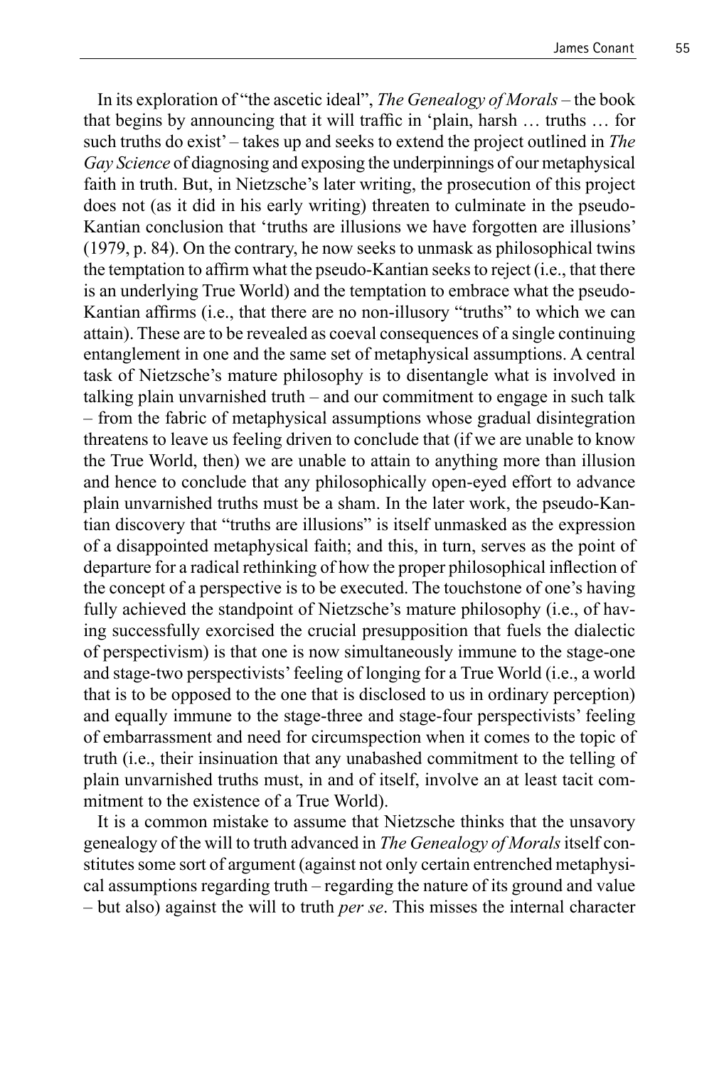In its exploration of "the ascetic ideal", *The Genealogy of Morals* – the book that begins by announcing that it will traffic in 'plain, harsh … truths … for such truths do exist' – takes up and seeks to extend the project outlined in *The Gay Science* of diagnosing and exposing the underpinnings of our metaphysical faith in truth. But, in Nietzsche's later writing, the prosecution of this project does not (as it did in his early writing) threaten to culminate in the pseudo-Kantian conclusion that 'truths are illusions we have forgotten are illusions' (1979, p. 84). On the contrary, he now seeks to unmask as philosophical twins the temptation to affirm what the pseudo-Kantian seeks to reject (i.e., that there is an underlying True World) and the temptation to embrace what the pseudo-Kantian affirms (i.e., that there are no non-illusory "truths" to which we can attain). These are to be revealed as coeval consequences of a single continuing entanglement in one and the same set of metaphysical assumptions. A central task of Nietzsche's mature philosophy is to disentangle what is involved in talking plain unvarnished truth – and our commitment to engage in such talk – from the fabric of metaphysical assumptions whose gradual disintegration threatens to leave us feeling driven to conclude that (if we are unable to know the True World, then) we are unable to attain to anything more than illusion and hence to conclude that any philosophically open-eyed effort to advance plain unvarnished truths must be a sham. In the later work, the pseudo-Kantian discovery that "truths are illusions" is itself unmasked as the expression of a disappointed metaphysical faith; and this, in turn, serves as the point of departure for a radical rethinking of how the proper philosophical inflection of the concept of a perspective is to be executed. The touchstone of one's having fully achieved the standpoint of Nietzsche's mature philosophy (i.e., of having successfully exorcised the crucial presupposition that fuels the dialectic of perspectivism) is that one is now simultaneously immune to the stage-one and stage-two perspectivists' feeling of longing for a True World (i.e., a world that is to be opposed to the one that is disclosed to us in ordinary perception) and equally immune to the stage-three and stage-four perspectivists' feeling of embarrassment and need for circumspection when it comes to the topic of truth (i.e., their insinuation that any unabashed commitment to the telling of plain unvarnished truths must, in and of itself, involve an at least tacit commitment to the existence of a True World).

It is a common mistake to assume that Nietzsche thinks that the unsavory genealogy of the will to truth advanced in *The Genealogy of Morals* itself constitutes some sort of argument (against not only certain entrenched metaphysical assumptions regarding truth – regarding the nature of its ground and value – but also) against the will to truth *per se*. This misses the internal character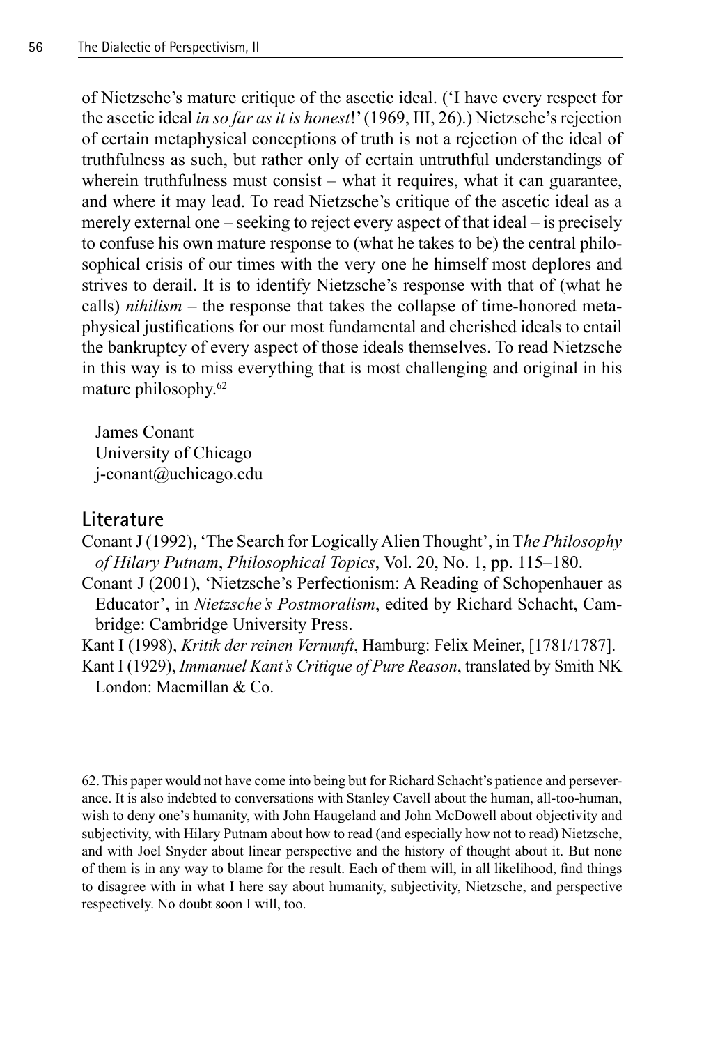of Nietzsche's mature critique of the ascetic ideal. ('I have every respect for the ascetic ideal *in so far as it is honest*!' (1969, III, 26).) Nietzsche's rejection of certain metaphysical conceptions of truth is not a rejection of the ideal of truthfulness as such, but rather only of certain untruthful understandings of wherein truthfulness must consist – what it requires, what it can guarantee, and where it may lead. To read Nietzsche's critique of the ascetic ideal as a merely external one – seeking to reject every aspect of that ideal – is precisely to confuse his own mature response to (what he takes to be) the central philosophical crisis of our times with the very one he himself most deplores and strives to derail. It is to identify Nietzsche's response with that of (what he calls) *nihilism* – the response that takes the collapse of time-honored metaphysical justifications for our most fundamental and cherished ideals to entail the bankruptcy of every aspect of those ideals themselves. To read Nietzsche in this way is to miss everything that is most challenging and original in his mature philosophy.[62]

James Conant
University of Chicago
j-conant@uchicago.edu

## Literature

Conant J (1992), 'The Search for Logically Alien Thought', in T*he Philosophy of Hilary Putnam*, *Philosophical Topics*, Vol. 20, No. 1, pp. 115–180.

Conant J (2001), 'Nietzsche's Perfectionism: A Reading of Schopenhauer as Educator', in *Nietzsche's Postmoralism*, edited by Richard Schacht, Cambridge: Cambridge University Press.

Kant I (1998), *Kritik der reinen Vernunft*, Hamburg: Felix Meiner, [1781/1787].

Kant I (1929), *Immanuel Kant's Critique of Pure Reason*, translated by Smith NK London: Macmillan & Co.

62. This paper would not have come into being but for Richard Schacht's patience and perseverance. It is also indebted to conversations with Stanley Cavell about the human, all-too-human, wish to deny one's humanity, with John Haugeland and John McDowell about objectivity and subjectivity, with Hilary Putnam about how to read (and especially how not to read) Nietzsche, and with Joel Snyder about linear perspective and the history of thought about it. But none of them is in any way to blame for the result. Each of them will, in all likelihood, find things to disagree with in what I here say about humanity, subjectivity, Nietzsche, and perspective respectively. No doubt soon I will, too.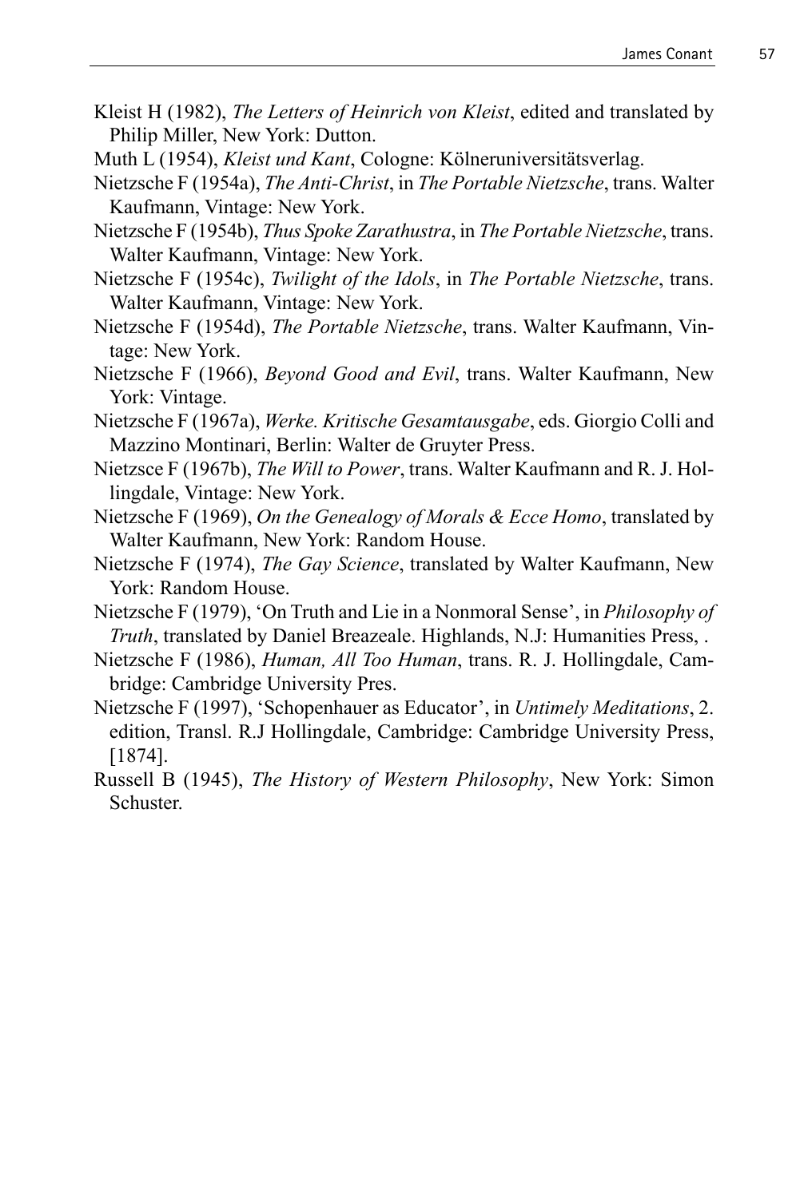Kleist H (1982), *The Letters of Heinrich von Kleist*, edited and translated by Philip Miller, New York: Dutton.

Muth L (1954), *Kleist und Kant*, Cologne: Kölneruniversitätsverlag.

Nietzsche F (1954a), *The Anti-Christ*, in *The Portable Nietzsche*, trans. Walter Kaufmann, Vintage: New York.

Nietzsche F (1954b), *Thus Spoke Zarathustra*, in *The Portable Nietzsche*, trans. Walter Kaufmann, Vintage: New York.

Nietzsche F (1954c), *Twilight of the Idols*, in *The Portable Nietzsche*, trans. Walter Kaufmann, Vintage: New York.

Nietzsche F (1954d), *The Portable Nietzsche*, trans. Walter Kaufmann, Vintage: New York.

Nietzsche F (1966), *Beyond Good and Evil*, trans. Walter Kaufmann, New York: Vintage.

Nietzsche F (1967a), *Werke. Kritische Gesamtausgabe*, eds. Giorgio Colli and Mazzino Montinari, Berlin: Walter de Gruyter Press.

Nietzsce F (1967b), *The Will to Power*, trans. Walter Kaufmann and R. J. Hollingdale, Vintage: New York.

Nietzsche F (1969), *On the Genealogy of Morals & Ecce Homo*, translated by Walter Kaufmann, New York: Random House.

Nietzsche F (1974), *The Gay Science*, translated by Walter Kaufmann, New York: Random House.

Nietzsche F (1979), 'On Truth and Lie in a Nonmoral Sense', in *Philosophy of Truth*, translated by Daniel Breazeale. Highlands, N.J: Humanities Press, .

Nietzsche F (1986), *Human, All Too Human*, trans. R. J. Hollingdale, Cambridge: Cambridge University Pres.

Nietzsche F (1997), 'Schopenhauer as Educator', in *Untimely Meditations*, 2. edition, Transl. R.J Hollingdale, Cambridge: Cambridge University Press, [1874].

Russell B (1945), *The History of Western Philosophy*, New York: Simon Schuster.